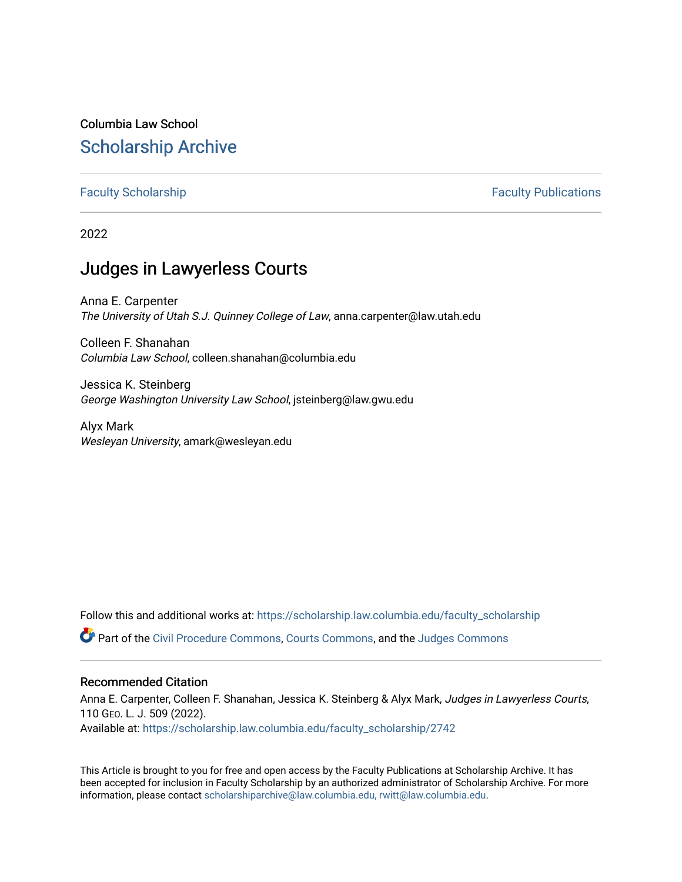Columbia Law School

## Scholarship Archive

Faculty Scholarship | Faculty Publications

2022

# Judges in Lawyerless Courts

Anna E. Carpenter
*The University of Utah S.J. Quinney College of Law*, anna.carpenter@law.utah.edu

Colleen F. Shanahan
*Columbia Law School*, colleen.shanahan@columbia.edu

Jessica K. Steinberg
*George Washington University Law School*, jsteinberg@law.gwu.edu

Alyx Mark
*Wesleyan University*, amark@wesleyan.edu

Follow this and additional works at: https://scholarship.law.columbia.edu/faculty_scholarship

Part of the Civil Procedure Commons, Courts Commons, and the Judges Commons

### Recommended Citation

Anna E. Carpenter, Colleen F. Shanahan, Jessica K. Steinberg & Alyx Mark, *Judges in Lawyerless Courts*, 110 Geo. L. J. 509 (2022).
Available at: https://scholarship.law.columbia.edu/faculty_scholarship/2742

This Article is brought to you for free and open access by the Faculty Publications at Scholarship Archive. It has been accepted for inclusion in Faculty Scholarship by an authorized administrator of Scholarship Archive. For more information, please contact scholarshiparchive@law.columbia.edu, rwitt@law.columbia.edu.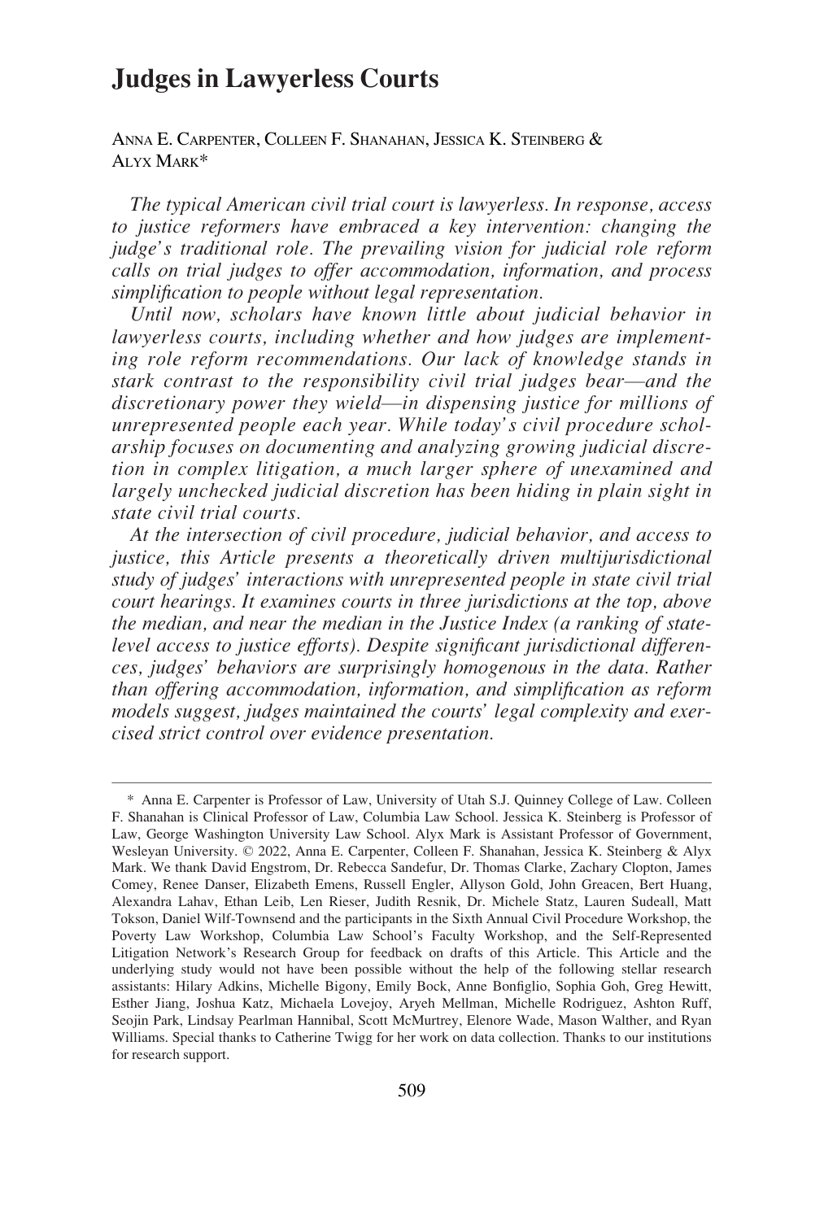# Judges in Lawyerless Courts

Anna E. Carpenter, Colleen F. Shanahan, Jessica K. Steinberg & Alyx Mark*

*The typical American civil trial court is lawyerless. In response, access to justice reformers have embraced a key intervention: changing the judge's traditional role. The prevailing vision for judicial role reform calls on trial judges to offer accommodation, information, and process simplification to people without legal representation.*

*Until now, scholars have known little about judicial behavior in lawyerless courts, including whether and how judges are implementing role reform recommendations. Our lack of knowledge stands in stark contrast to the responsibility civil trial judges bear—and the discretionary power they wield—in dispensing justice for millions of unrepresented people each year. While today's civil procedure scholarship focuses on documenting and analyzing growing judicial discretion in complex litigation, a much larger sphere of unexamined and largely unchecked judicial discretion has been hiding in plain sight in state civil trial courts.*

*At the intersection of civil procedure, judicial behavior, and access to justice, this Article presents a theoretically driven multijurisdictional study of judges' interactions with unrepresented people in state civil trial court hearings. It examines courts in three jurisdictions at the top, above the median, and near the median in the Justice Index (a ranking of state-level access to justice efforts). Despite significant jurisdictional differences, judges' behaviors are surprisingly homogenous in the data. Rather than offering accommodation, information, and simplification as reform models suggest, judges maintained the courts' legal complexity and exercised strict control over evidence presentation.*

---

\* Anna E. Carpenter is Professor of Law, University of Utah S.J. Quinney College of Law. Colleen F. Shanahan is Clinical Professor of Law, Columbia Law School. Jessica K. Steinberg is Professor of Law, George Washington University Law School. Alyx Mark is Assistant Professor of Government, Wesleyan University. © 2022, Anna E. Carpenter, Colleen F. Shanahan, Jessica K. Steinberg & Alyx Mark. We thank David Engstrom, Dr. Rebecca Sandefur, Dr. Thomas Clarke, Zachary Clopton, James Comey, Renee Danser, Elizabeth Emens, Russell Engler, Allyson Gold, John Greacen, Bert Huang, Alexandra Lahav, Ethan Leib, Len Rieser, Judith Resnik, Dr. Michele Statz, Lauren Sudeall, Matt Tokson, Daniel Wilf-Townsend and the participants in the Sixth Annual Civil Procedure Workshop, the Poverty Law Workshop, Columbia Law School's Faculty Workshop, and the Self-Represented Litigation Network's Research Group for feedback on drafts of this Article. This Article and the underlying study would not have been possible without the help of the following stellar research assistants: Hilary Adkins, Michelle Bigony, Emily Bock, Anne Bonfiglio, Sophia Goh, Greg Hewitt, Esther Jiang, Joshua Katz, Michaela Lovejoy, Aryeh Mellman, Michelle Rodriguez, Ashton Ruff, Seojin Park, Lindsay Pearlman Hannibal, Scott McMurtrey, Elenore Wade, Mason Walther, and Ryan Williams. Special thanks to Catherine Twigg for her work on data collection. Thanks to our institutions for research support.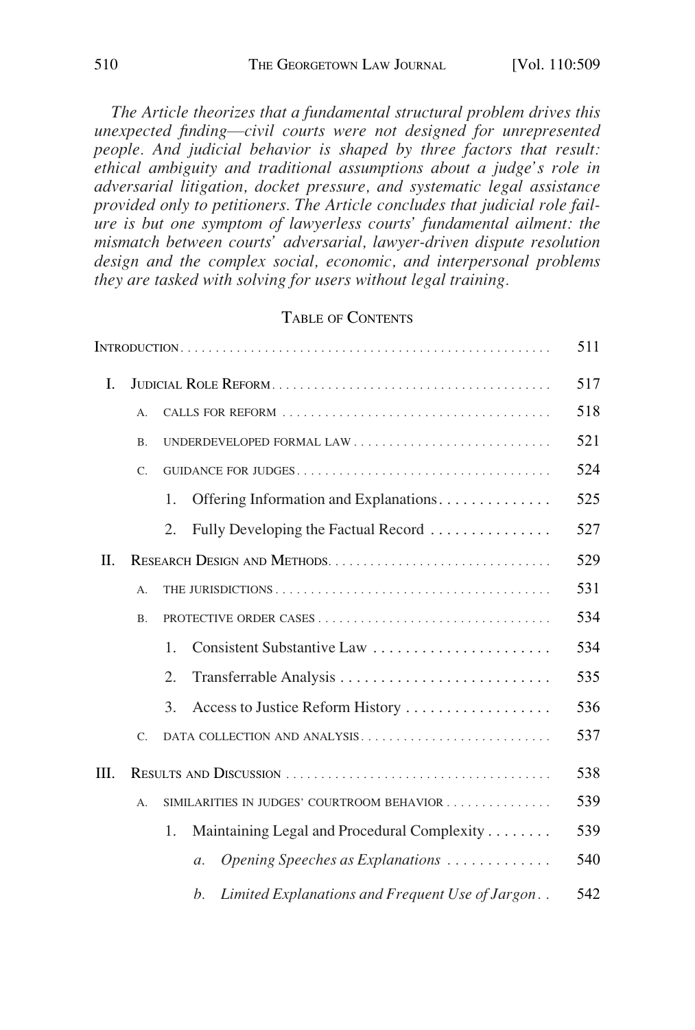*The Article theorizes that a fundamental structural problem drives this unexpected finding—civil courts were not designed for unrepresented people. And judicial behavior is shaped by three factors that result: ethical ambiguity and traditional assumptions about a judge's role in adversarial litigation, docket pressure, and systematic legal assistance provided only to petitioners. The Article concludes that judicial role failure is but one symptom of lawyerless courts' fundamental ailment: the mismatch between courts' adversarial, lawyer-driven dispute resolution design and the complex social, economic, and interpersonal problems they are tasked with solving for users without legal training.*

## Table of Contents

| | | | | |
|---|---|---|---|---|
| Introduction | | | | 511 |
| I. | Judicial Role Reform | | | 517 |
| | A. | Calls for Reform | | 518 |
| | B. | Underdeveloped Formal Law | | 521 |
| | C. | Guidance for Judges | | 524 |
| | | 1. | Offering Information and Explanations | 525 |
| | | 2. | Fully Developing the Factual Record | 527 |
| II. | Research Design and Methods | | | 529 |
| | A. | The Jurisdictions | | 531 |
| | B. | Protective Order Cases | | 534 |
| | | 1. | Consistent Substantive Law | 534 |
| | | 2. | Transferrable Analysis | 535 |
| | | 3. | Access to Justice Reform History | 536 |
| | C. | Data Collection and Analysis | | 537 |
| III. | Results and Discussion | | | 538 |
| | A. | Similarities in Judges' Courtroom Behavior | | 539 |
| | | 1. | Maintaining Legal and Procedural Complexity | 539 |
| | | | *a. Opening Speeches as Explanations* | 540 |
| | | | *b. Limited Explanations and Frequent Use of Jargon* | 542 |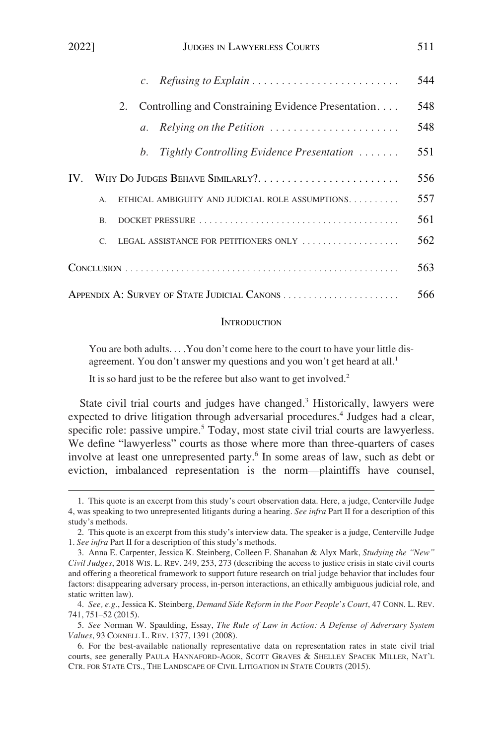c. *Refusing to Explain* . . . . . . . . . . . . . . . . . . . . . . . . . 544

2. Controlling and Constraining Evidence Presentation. . . . 548

a. *Relying on the Petition* . . . . . . . . . . . . . . . . . . . . . . 548

b. *Tightly Controlling Evidence Presentation* . . . . . . . 551

IV. WHY DO JUDGES BEHAVE SIMILARLY?. . . . . . . . . . . . . . . . . . . . . . . . . 556

A. ETHICAL AMBIGUITY AND JUDICIAL ROLE ASSUMPTIONS. . . . . . . . . . 557

B. DOCKET PRESSURE . . . . . . . . . . . . . . . . . . . . . . . . . . . . . . . . . . . . . . . 561

C. LEGAL ASSISTANCE FOR PETITIONERS ONLY . . . . . . . . . . . . . . . . . . . 562

CONCLUSION . . . . . . . . . . . . . . . . . . . . . . . . . . . . . . . . . . . . . . . . . . . . . . . . . . . . . 563

APPENDIX A: SURVEY OF STATE JUDICIAL CANONS . . . . . . . . . . . . . . . . . . . . . . . 566

## INTRODUCTION

> You are both adults. . . .You don't come here to the court to have your little disagreement. You don't answer my questions and you won't get heard at all.[1]
>
> It is so hard just to be the referee but also want to get involved.[2]

State civil trial courts and judges have changed.[3] Historically, lawyers were expected to drive litigation through adversarial procedures.[4] Judges had a clear, specific role: passive umpire.[5] Today, most state civil trial courts are lawyerless. We define "lawyerless" courts as those where more than three-quarters of cases involve at least one unrepresented party.[6] In some areas of law, such as debt or eviction, imbalanced representation is the norm—plaintiffs have counsel,

1. This quote is an excerpt from this study's court observation data. Here, a judge, Centerville Judge 4, was speaking to two unrepresented litigants during a hearing. *See infra* Part II for a description of this study's methods.

2. This quote is an excerpt from this study's interview data. The speaker is a judge, Centerville Judge 1. *See infra* Part II for a description of this study's methods.

3. Anna E. Carpenter, Jessica K. Steinberg, Colleen F. Shanahan & Alyx Mark, *Studying the "New" Civil Judges*, 2018 WIS. L. REV. 249, 253, 273 (describing the access to justice crisis in state civil courts and offering a theoretical framework to support future research on trial judge behavior that includes four factors: disappearing adversary process, in-person interactions, an ethically ambiguous judicial role, and static written law).

4. *See, e.g.*, Jessica K. Steinberg, *Demand Side Reform in the Poor People's Court*, 47 CONN. L. REV. 741, 751–52 (2015).

5. *See* Norman W. Spaulding, Essay, *The Rule of Law in Action: A Defense of Adversary System Values*, 93 CORNELL L. REV. 1377, 1391 (2008).

6. For the best-available nationally representative data on representation rates in state civil trial courts, see generally PAULA HANNAFORD-AGOR, SCOTT GRAVES & SHELLEY SPACEK MILLER, NAT'L CTR. FOR STATE CTS., THE LANDSCAPE OF CIVIL LITIGATION IN STATE COURTS (2015).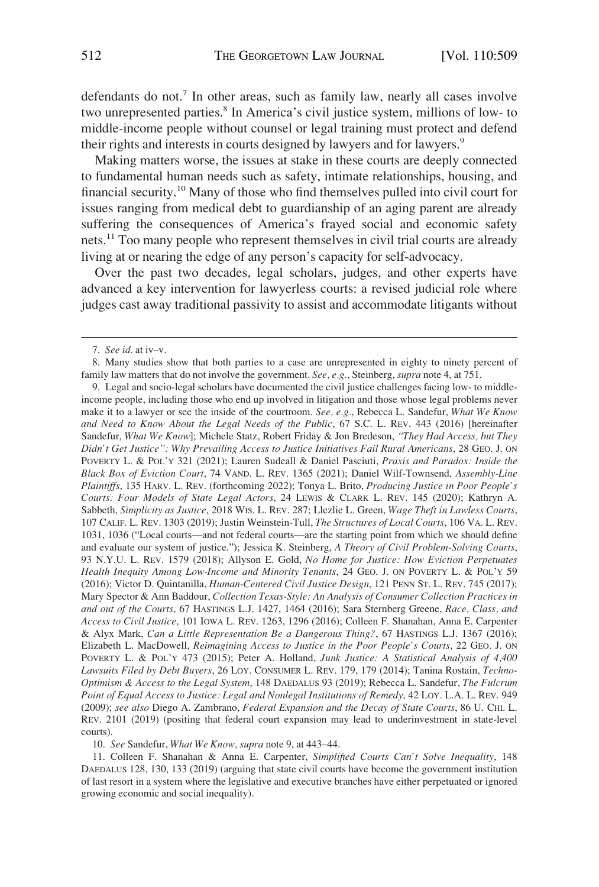defendants do not.[7] In other areas, such as family law, nearly all cases involve two unrepresented parties.[8] In America's civil justice system, millions of low- to middle-income people without counsel or legal training must protect and defend their rights and interests in courts designed by lawyers and for lawyers.[9]

Making matters worse, the issues at stake in these courts are deeply connected to fundamental human needs such as safety, intimate relationships, housing, and financial security.[10] Many of those who find themselves pulled into civil court for issues ranging from medical debt to guardianship of an aging parent are already suffering the consequences of America's frayed social and economic safety nets.[11] Too many people who represent themselves in civil trial courts are already living at or nearing the edge of any person's capacity for self-advocacy.

Over the past two decades, legal scholars, judges, and other experts have advanced a key intervention for lawyerless courts: a revised judicial role where judges cast away traditional passivity to assist and accommodate litigants without

---

7. *See id.* at iv–v.

8. Many studies show that both parties to a case are unrepresented in eighty to ninety percent of family law matters that do not involve the government. *See, e.g.*, Steinberg, *supra* note 4, at 751.

9. Legal and socio-legal scholars have documented the civil justice challenges facing low- to middle-income people, including those who end up involved in litigation and those whose legal problems never make it to a lawyer or see the inside of the courtroom. *See, e.g.*, Rebecca L. Sandefur, *What We Know and Need to Know About the Legal Needs of the Public*, 67 S.C. L. REV. 443 (2016) [hereinafter Sandefur, *What We Know*]; Michele Statz, Robert Friday & Jon Bredeson, *"They Had Access, but They Didn't Get Justice": Why Prevailing Access to Justice Initiatives Fail Rural Americans*, 28 GEO. J. ON POVERTY L. & POL'Y 321 (2021); Lauren Sudeall & Daniel Pasciuti, *Praxis and Paradox: Inside the Black Box of Eviction Court*, 74 VAND. L. REV. 1365 (2021); Daniel Wilf-Townsend, *Assembly-Line Plaintiffs*, 135 HARV. L. REV. (forthcoming 2022); Tonya L. Brito, *Producing Justice in Poor People's Courts: Four Models of State Legal Actors*, 24 LEWIS & CLARK L. REV. 145 (2020); Kathryn A. Sabbeth, *Simplicity as Justice*, 2018 WIS. L. REV. 287; Llezlie L. Green, *Wage Theft in Lawless Courts*, 107 CALIF. L. REV. 1303 (2019); Justin Weinstein-Tull, *The Structures of Local Courts*, 106 VA. L. REV. 1031, 1036 ("Local courts—and not federal courts—are the starting point from which we should define and evaluate our system of justice."); Jessica K. Steinberg, *A Theory of Civil Problem-Solving Courts*, 93 N.Y.U. L. REV. 1579 (2018); Allyson E. Gold, *No Home for Justice: How Eviction Perpetuates Health Inequity Among Low-Income and Minority Tenants*, 24 GEO. J. ON POVERTY L. & POL'Y 59 (2016); Victor D. Quintanilla, *Human-Centered Civil Justice Design*, 121 PENN ST. L. REV. 745 (2017); Mary Spector & Ann Baddour, *Collection Texas-Style: An Analysis of Consumer Collection Practices in and out of the Courts*, 67 HASTINGS L.J. 1427, 1464 (2016); Sara Sternberg Greene, *Race, Class, and Access to Civil Justice*, 101 IOWA L. REV. 1263, 1296 (2016); Colleen F. Shanahan, Anna E. Carpenter & Alyx Mark, *Can a Little Representation Be a Dangerous Thing?*, 67 HASTINGS L.J. 1367 (2016); Elizabeth L. MacDowell, *Reimagining Access to Justice in the Poor People's Courts*, 22 GEO. J. ON POVERTY L. & POL'Y 473 (2015); Peter A. Holland, *Junk Justice: A Statistical Analysis of 4,400 Lawsuits Filed by Debt Buyers*, 26 LOY. CONSUMER L. REV. 179, 179 (2014); Tanina Rostain, *Techno-Optimism & Access to the Legal System*, 148 DAEDALUS 93 (2019); Rebecca L. Sandefur, *The Fulcrum Point of Equal Access to Justice: Legal and Nonlegal Institutions of Remedy*, 42 LOY. L.A. L. REV. 949 (2009); *see also* Diego A. Zambrano, *Federal Expansion and the Decay of State Courts*, 86 U. CHI. L. REV. 2101 (2019) (positing that federal court expansion may lead to underinvestment in state-level courts).

10. *See* Sandefur, *What We Know*, *supra* note 9, at 443–44.

11. Colleen F. Shanahan & Anna E. Carpenter, *Simplified Courts Can't Solve Inequality*, 148 DAEDALUS 128, 130, 133 (2019) (arguing that state civil courts have become the government institution of last resort in a system where the legislative and executive branches have either perpetuated or ignored growing economic and social inequality).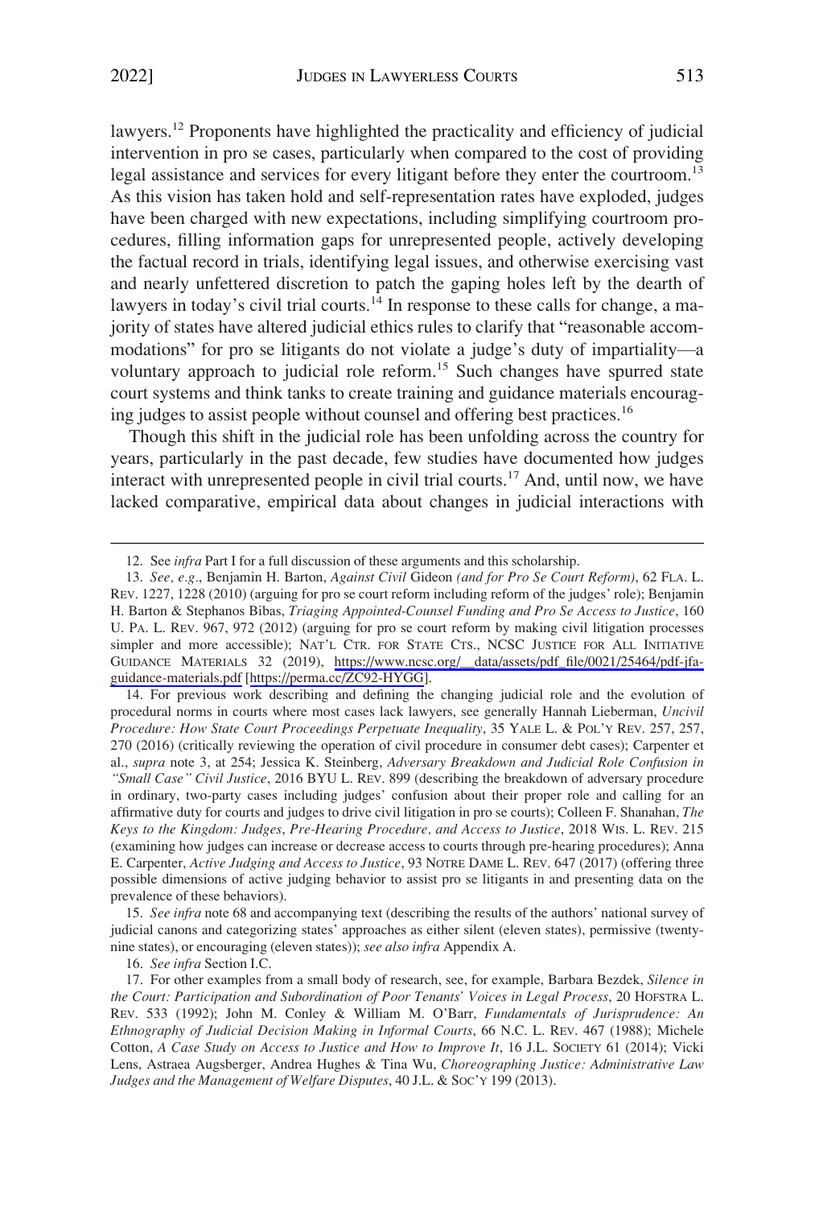lawyers.[12] Proponents have highlighted the practicality and efficiency of judicial intervention in pro se cases, particularly when compared to the cost of providing legal assistance and services for every litigant before they enter the courtroom.[13] As this vision has taken hold and self-representation rates have exploded, judges have been charged with new expectations, including simplifying courtroom procedures, filling information gaps for unrepresented people, actively developing the factual record in trials, identifying legal issues, and otherwise exercising vast and nearly unfettered discretion to patch the gaping holes left by the dearth of lawyers in today's civil trial courts.[14] In response to these calls for change, a majority of states have altered judicial ethics rules to clarify that "reasonable accommodations" for pro se litigants do not violate a judge's duty of impartiality—a voluntary approach to judicial role reform.[15] Such changes have spurred state court systems and think tanks to create training and guidance materials encouraging judges to assist people without counsel and offering best practices.[16]

Though this shift in the judicial role has been unfolding across the country for years, particularly in the past decade, few studies have documented how judges interact with unrepresented people in civil trial courts.[17] And, until now, we have lacked comparative, empirical data about changes in judicial interactions with

---

12. See *infra* Part I for a full discussion of these arguments and this scholarship.

13. *See, e.g.*, Benjamin H. Barton, *Against Civil* Gideon *(and for Pro Se Court Reform)*, 62 FLA. L. REV. 1227, 1228 (2010) (arguing for pro se court reform including reform of the judges' role); Benjamin H. Barton & Stephanos Bibas, *Triaging Appointed-Counsel Funding and Pro Se Access to Justice*, 160 U. PA. L. REV. 967, 972 (2012) (arguing for pro se court reform by making civil litigation processes simpler and more accessible); NAT'L CTR. FOR STATE CTS., NCSC JUSTICE FOR ALL INITIATIVE GUIDANCE MATERIALS 32 (2019), https://www.ncsc.org/__data/assets/pdf_file/0021/25464/pdf-jfa-guidance-materials.pdf [https://perma.cc/ZC92-HYGG].

14. For previous work describing and defining the changing judicial role and the evolution of procedural norms in courts where most cases lack lawyers, see generally Hannah Lieberman, *Uncivil Procedure: How State Court Proceedings Perpetuate Inequality*, 35 YALE L. & POL'Y REV. 257, 257, 270 (2016) (critically reviewing the operation of civil procedure in consumer debt cases); Carpenter et al., *supra* note 3, at 254; Jessica K. Steinberg, *Adversary Breakdown and Judicial Role Confusion in "Small Case" Civil Justice*, 2016 BYU L. REV. 899 (describing the breakdown of adversary procedure in ordinary, two-party cases including judges' confusion about their proper role and calling for an affirmative duty for courts and judges to drive civil litigation in pro se courts); Colleen F. Shanahan, *The Keys to the Kingdom: Judges, Pre-Hearing Procedure, and Access to Justice*, 2018 WIS. L. REV. 215 (examining how judges can increase or decrease access to courts through pre-hearing procedures); Anna E. Carpenter, *Active Judging and Access to Justice*, 93 NOTRE DAME L. REV. 647 (2017) (offering three possible dimensions of active judging behavior to assist pro se litigants in and presenting data on the prevalence of these behaviors).

15. *See infra* note 68 and accompanying text (describing the results of the authors' national survey of judicial canons and categorizing states' approaches as either silent (eleven states), permissive (twenty-nine states), or encouraging (eleven states)); *see also infra* Appendix A.

16. *See infra* Section I.C.

17. For other examples from a small body of research, see, for example, Barbara Bezdek, *Silence in the Court: Participation and Subordination of Poor Tenants' Voices in Legal Process*, 20 HOFSTRA L. REV. 533 (1992); John M. Conley & William M. O'Barr, *Fundamentals of Jurisprudence: An Ethnography of Judicial Decision Making in Informal Courts*, 66 N.C. L. REV. 467 (1988); Michele Cotton, *A Case Study on Access to Justice and How to Improve It*, 16 J.L. SOCIETY 61 (2014); Vicki Lens, Astraea Augsberger, Andrea Hughes & Tina Wu, *Choreographing Justice: Administrative Law Judges and the Management of Welfare Disputes*, 40 J.L. & SOC'Y 199 (2013).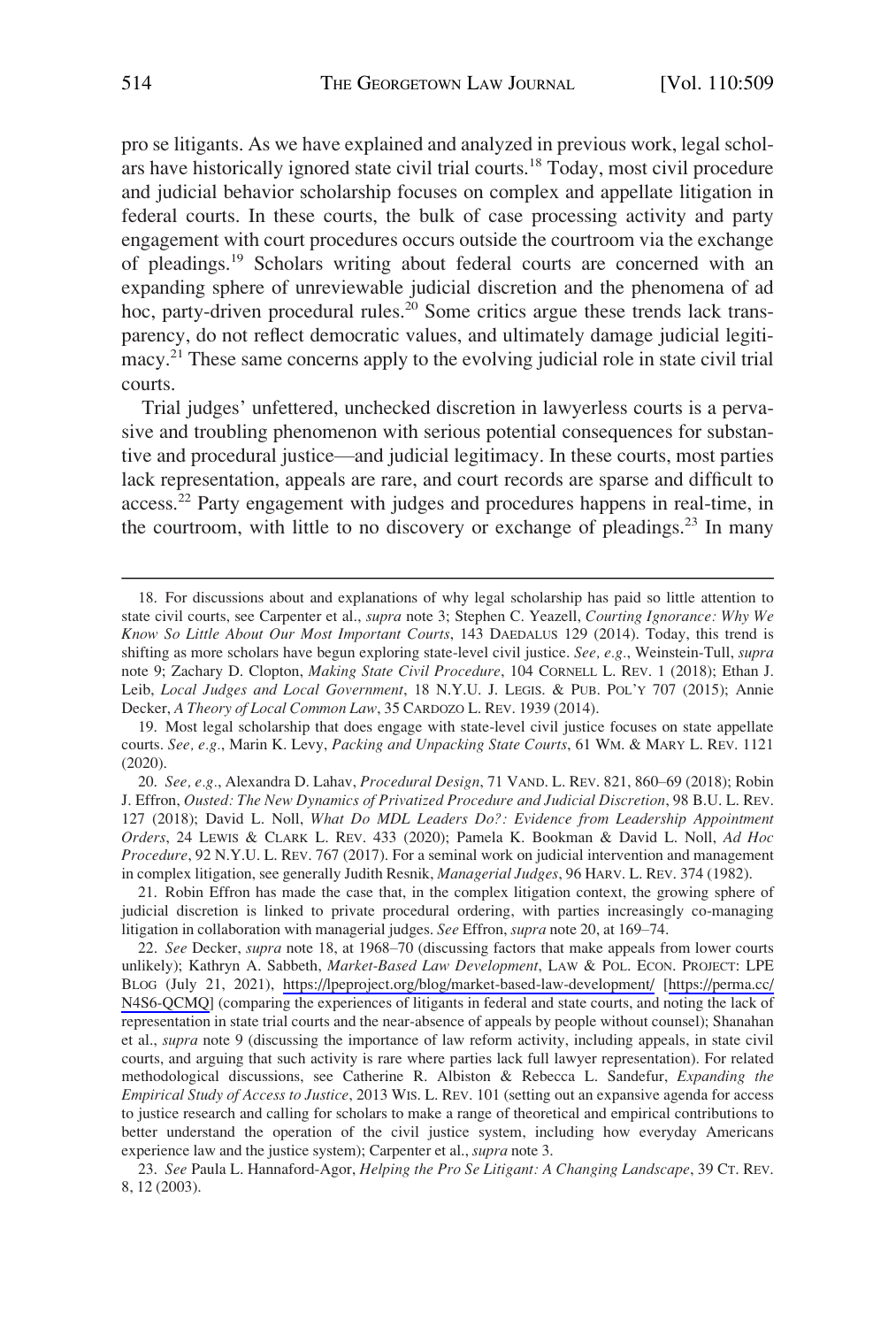pro se litigants. As we have explained and analyzed in previous work, legal scholars have historically ignored state civil trial courts.[18] Today, most civil procedure and judicial behavior scholarship focuses on complex and appellate litigation in federal courts. In these courts, the bulk of case processing activity and party engagement with court procedures occurs outside the courtroom via the exchange of pleadings.[19] Scholars writing about federal courts are concerned with an expanding sphere of unreviewable judicial discretion and the phenomena of ad hoc, party-driven procedural rules.[20] Some critics argue these trends lack transparency, do not reflect democratic values, and ultimately damage judicial legitimacy.[21] These same concerns apply to the evolving judicial role in state civil trial courts.

Trial judges' unfettered, unchecked discretion in lawyerless courts is a pervasive and troubling phenomenon with serious potential consequences for substantive and procedural justice—and judicial legitimacy. In these courts, most parties lack representation, appeals are rare, and court records are sparse and difficult to access.[22] Party engagement with judges and procedures happens in real-time, in the courtroom, with little to no discovery or exchange of pleadings.[23] In many

---

18. For discussions about and explanations of why legal scholarship has paid so little attention to state civil courts, see Carpenter et al., *supra* note 3; Stephen C. Yeazell, *Courting Ignorance: Why We Know So Little About Our Most Important Courts*, 143 DAEDALUS 129 (2014). Today, this trend is shifting as more scholars have begun exploring state-level civil justice. *See, e.g.*, Weinstein-Tull, *supra* note 9; Zachary D. Clopton, *Making State Civil Procedure*, 104 CORNELL L. REV. 1 (2018); Ethan J. Leib, *Local Judges and Local Government*, 18 N.Y.U. J. LEGIS. & PUB. POL'Y 707 (2015); Annie Decker, *A Theory of Local Common Law*, 35 CARDOZO L. REV. 1939 (2014).

19. Most legal scholarship that does engage with state-level civil justice focuses on state appellate courts. *See, e.g.*, Marin K. Levy, *Packing and Unpacking State Courts*, 61 WM. & MARY L. REV. 1121 (2020).

20. *See, e.g.*, Alexandra D. Lahav, *Procedural Design*, 71 VAND. L. REV. 821, 860–69 (2018); Robin J. Effron, *Ousted: The New Dynamics of Privatized Procedure and Judicial Discretion*, 98 B.U. L. REV. 127 (2018); David L. Noll, *What Do MDL Leaders Do?: Evidence from Leadership Appointment Orders*, 24 LEWIS & CLARK L. REV. 433 (2020); Pamela K. Bookman & David L. Noll, *Ad Hoc Procedure*, 92 N.Y.U. L. REV. 767 (2017). For a seminal work on judicial intervention and management in complex litigation, see generally Judith Resnik, *Managerial Judges*, 96 HARV. L. REV. 374 (1982).

21. Robin Effron has made the case that, in the complex litigation context, the growing sphere of judicial discretion is linked to private procedural ordering, with parties increasingly co-managing litigation in collaboration with managerial judges. *See* Effron, *supra* note 20, at 169–74.

22. *See* Decker, *supra* note 18, at 1968–70 (discussing factors that make appeals from lower courts unlikely); Kathryn A. Sabbeth, *Market-Based Law Development*, LAW & POL. ECON. PROJECT: LPE BLOG (July 21, 2021), https://lpeproject.org/blog/market-based-law-development/ [https://perma.cc/N4S6-QCMQ] (comparing the experiences of litigants in federal and state courts, and noting the lack of representation in state trial courts and the near-absence of appeals by people without counsel); Shanahan et al., *supra* note 9 (discussing the importance of law reform activity, including appeals, in state civil courts, and arguing that such activity is rare where parties lack full lawyer representation). For related methodological discussions, see Catherine R. Albiston & Rebecca L. Sandefur, *Expanding the Empirical Study of Access to Justice*, 2013 WIS. L. REV. 101 (setting out an expansive agenda for access to justice research and calling for scholars to make a range of theoretical and empirical contributions to better understand the operation of the civil justice system, including how everyday Americans experience law and the justice system); Carpenter et al., *supra* note 3.

23. *See* Paula L. Hannaford-Agor, *Helping the Pro Se Litigant: A Changing Landscape*, 39 CT. REV. 8, 12 (2003).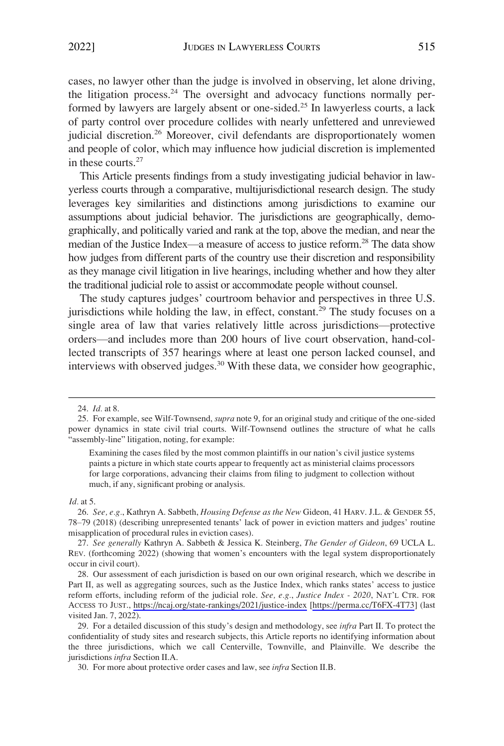cases, no lawyer other than the judge is involved in observing, let alone driving, the litigation process.[24] The oversight and advocacy functions normally performed by lawyers are largely absent or one-sided.[25] In lawyerless courts, a lack of party control over procedure collides with nearly unfettered and unreviewed judicial discretion.[26] Moreover, civil defendants are disproportionately women and people of color, which may influence how judicial discretion is implemented in these courts.[27]

This Article presents findings from a study investigating judicial behavior in lawyerless courts through a comparative, multijurisdictional research design. The study leverages key similarities and distinctions among jurisdictions to examine our assumptions about judicial behavior. The jurisdictions are geographically, demographically, and politically varied and rank at the top, above the median, and near the median of the Justice Index—a measure of access to justice reform.[28] The data show how judges from different parts of the country use their discretion and responsibility as they manage civil litigation in live hearings, including whether and how they alter the traditional judicial role to assist or accommodate people without counsel.

The study captures judges' courtroom behavior and perspectives in three U.S. jurisdictions while holding the law, in effect, constant.[29] The study focuses on a single area of law that varies relatively little across jurisdictions—protective orders—and includes more than 200 hours of live court observation, hand-collected transcripts of 357 hearings where at least one person lacked counsel, and interviews with observed judges.[30] With these data, we consider how geographic,

---

24. *Id.* at 8.

25. For example, see Wilf-Townsend, *supra* note 9, for an original study and critique of the one-sided power dynamics in state civil trial courts. Wilf-Townsend outlines the structure of what he calls "assembly-line" litigation, noting, for example:

> Examining the cases filed by the most common plaintiffs in our nation's civil justice systems paints a picture in which state courts appear to frequently act as ministerial claims processors for large corporations, advancing their claims from filing to judgment to collection without much, if any, significant probing or analysis.

*Id.* at 5.

26. *See, e.g.*, Kathryn A. Sabbeth, *Housing Defense as the New* Gideon, 41 HARV. J.L. & GENDER 55, 78–79 (2018) (describing unrepresented tenants' lack of power in eviction matters and judges' routine misapplication of procedural rules in eviction cases).

27. *See generally* Kathryn A. Sabbeth & Jessica K. Steinberg, *The Gender of Gideon*, 69 UCLA L. REV. (forthcoming 2022) (showing that women's encounters with the legal system disproportionately occur in civil court).

28. Our assessment of each jurisdiction is based on our own original research, which we describe in Part II, as well as aggregating sources, such as the Justice Index, which ranks states' access to justice reform efforts, including reform of the judicial role. *See, e.g.*, *Justice Index - 2020*, NAT'L CTR. FOR ACCESS TO JUST., https://ncaj.org/state-rankings/2021/justice-index [https://perma.cc/T6FX-4T73] (last visited Jan. 7, 2022).

29. For a detailed discussion of this study's design and methodology, see *infra* Part II. To protect the confidentiality of study sites and research subjects, this Article reports no identifying information about the three jurisdictions, which we call Centerville, Townville, and Plainville. We describe the jurisdictions *infra* Section II.A.

30. For more about protective order cases and law, see *infra* Section II.B.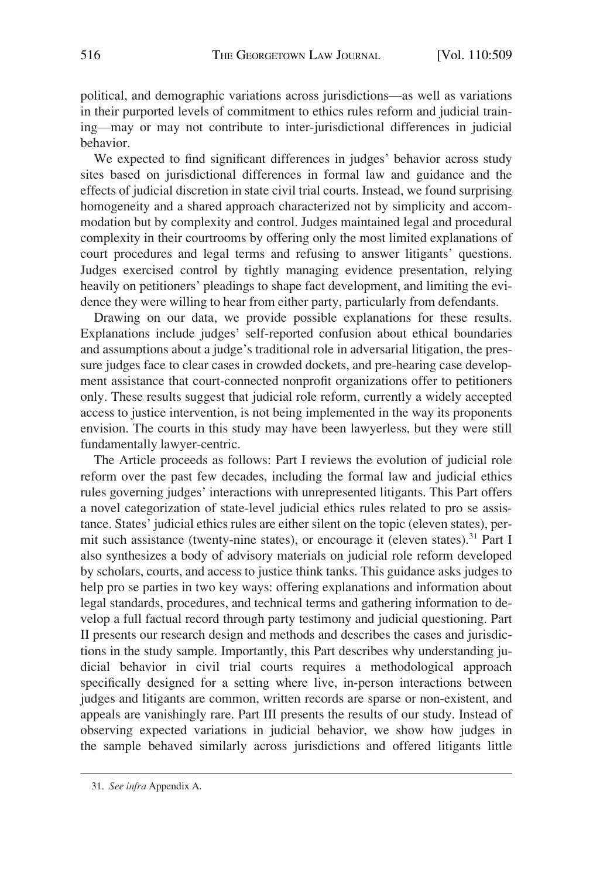political, and demographic variations across jurisdictions—as well as variations in their purported levels of commitment to ethics rules reform and judicial training—may or may not contribute to inter-jurisdictional differences in judicial behavior.

We expected to find significant differences in judges' behavior across study sites based on jurisdictional differences in formal law and guidance and the effects of judicial discretion in state civil trial courts. Instead, we found surprising homogeneity and a shared approach characterized not by simplicity and accommodation but by complexity and control. Judges maintained legal and procedural complexity in their courtrooms by offering only the most limited explanations of court procedures and legal terms and refusing to answer litigants' questions. Judges exercised control by tightly managing evidence presentation, relying heavily on petitioners' pleadings to shape fact development, and limiting the evidence they were willing to hear from either party, particularly from defendants.

Drawing on our data, we provide possible explanations for these results. Explanations include judges' self-reported confusion about ethical boundaries and assumptions about a judge's traditional role in adversarial litigation, the pressure judges face to clear cases in crowded dockets, and pre-hearing case development assistance that court-connected nonprofit organizations offer to petitioners only. These results suggest that judicial role reform, currently a widely accepted access to justice intervention, is not being implemented in the way its proponents envision. The courts in this study may have been lawyerless, but they were still fundamentally lawyer-centric.

The Article proceeds as follows: Part I reviews the evolution of judicial role reform over the past few decades, including the formal law and judicial ethics rules governing judges' interactions with unrepresented litigants. This Part offers a novel categorization of state-level judicial ethics rules related to pro se assistance. States' judicial ethics rules are either silent on the topic (eleven states), permit such assistance (twenty-nine states), or encourage it (eleven states).[31] Part I also synthesizes a body of advisory materials on judicial role reform developed by scholars, courts, and access to justice think tanks. This guidance asks judges to help pro se parties in two key ways: offering explanations and information about legal standards, procedures, and technical terms and gathering information to develop a full factual record through party testimony and judicial questioning. Part II presents our research design and methods and describes the cases and jurisdictions in the study sample. Importantly, this Part describes why understanding judicial behavior in civil trial courts requires a methodological approach specifically designed for a setting where live, in-person interactions between judges and litigants are common, written records are sparse or non-existent, and appeals are vanishingly rare. Part III presents the results of our study. Instead of observing expected variations in judicial behavior, we show how judges in the sample behaved similarly across jurisdictions and offered litigants little

31. *See infra* Appendix A.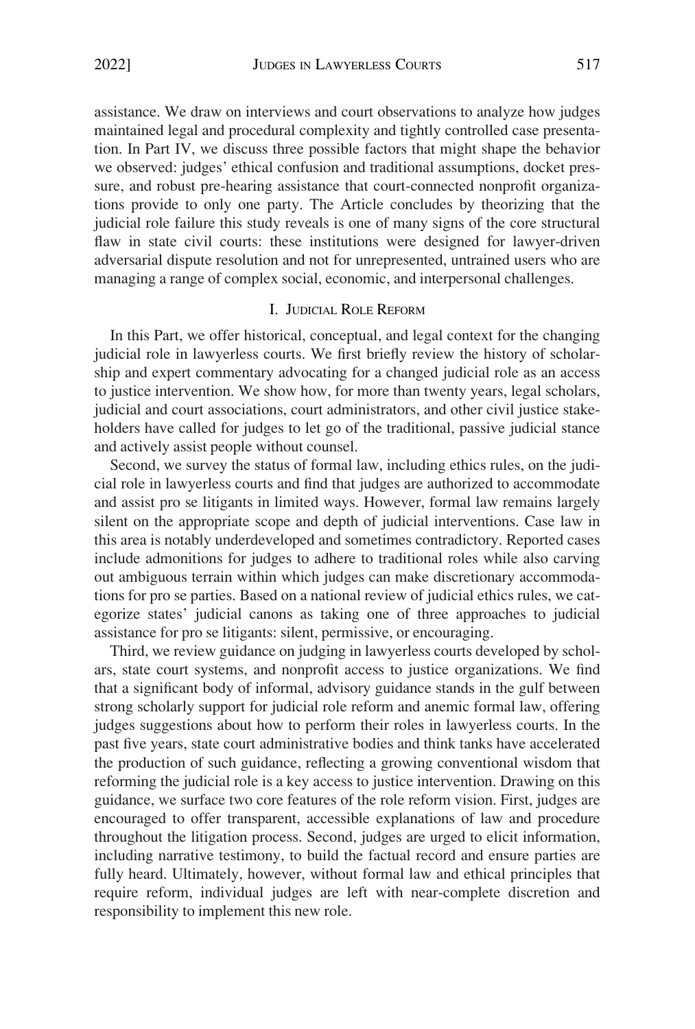assistance. We draw on interviews and court observations to analyze how judges maintained legal and procedural complexity and tightly controlled case presentation. In Part IV, we discuss three possible factors that might shape the behavior we observed: judges' ethical confusion and traditional assumptions, docket pressure, and robust pre-hearing assistance that court-connected nonprofit organizations provide to only one party. The Article concludes by theorizing that the judicial role failure this study reveals is one of many signs of the core structural flaw in state civil courts: these institutions were designed for lawyer-driven adversarial dispute resolution and not for unrepresented, untrained users who are managing a range of complex social, economic, and interpersonal challenges.

## I. Judicial Role Reform

In this Part, we offer historical, conceptual, and legal context for the changing judicial role in lawyerless courts. We first briefly review the history of scholarship and expert commentary advocating for a changed judicial role as an access to justice intervention. We show how, for more than twenty years, legal scholars, judicial and court associations, court administrators, and other civil justice stakeholders have called for judges to let go of the traditional, passive judicial stance and actively assist people without counsel.

Second, we survey the status of formal law, including ethics rules, on the judicial role in lawyerless courts and find that judges are authorized to accommodate and assist pro se litigants in limited ways. However, formal law remains largely silent on the appropriate scope and depth of judicial interventions. Case law in this area is notably underdeveloped and sometimes contradictory. Reported cases include admonitions for judges to adhere to traditional roles while also carving out ambiguous terrain within which judges can make discretionary accommodations for pro se parties. Based on a national review of judicial ethics rules, we categorize states' judicial canons as taking one of three approaches to judicial assistance for pro se litigants: silent, permissive, or encouraging.

Third, we review guidance on judging in lawyerless courts developed by scholars, state court systems, and nonprofit access to justice organizations. We find that a significant body of informal, advisory guidance stands in the gulf between strong scholarly support for judicial role reform and anemic formal law, offering judges suggestions about how to perform their roles in lawyerless courts. In the past five years, state court administrative bodies and think tanks have accelerated the production of such guidance, reflecting a growing conventional wisdom that reforming the judicial role is a key access to justice intervention. Drawing on this guidance, we surface two core features of the role reform vision. First, judges are encouraged to offer transparent, accessible explanations of law and procedure throughout the litigation process. Second, judges are urged to elicit information, including narrative testimony, to build the factual record and ensure parties are fully heard. Ultimately, however, without formal law and ethical principles that require reform, individual judges are left with near-complete discretion and responsibility to implement this new role.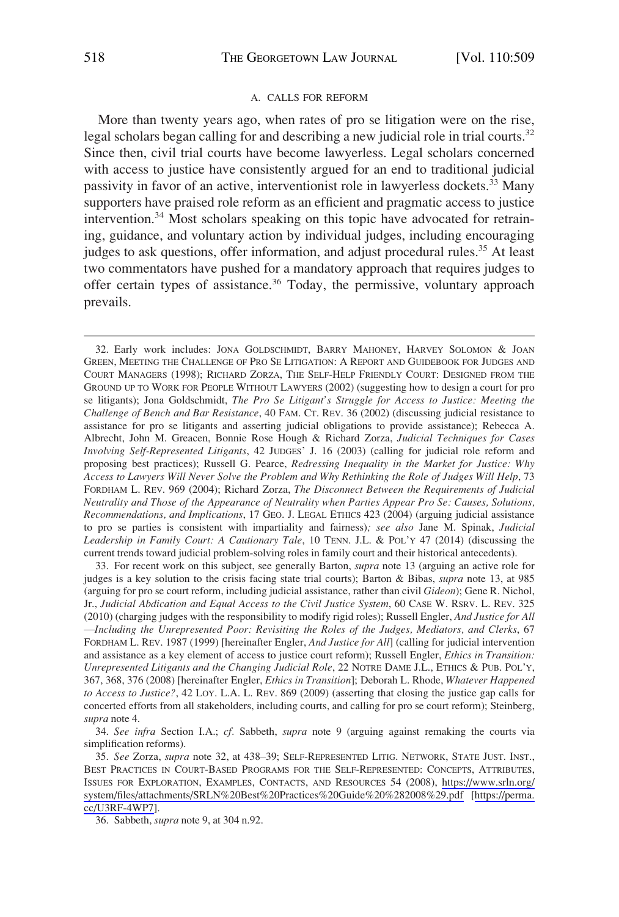### A. CALLS FOR REFORM

More than twenty years ago, when rates of pro se litigation were on the rise, legal scholars began calling for and describing a new judicial role in trial courts.[32] Since then, civil trial courts have become lawyerless. Legal scholars concerned with access to justice have consistently argued for an end to traditional judicial passivity in favor of an active, interventionist role in lawyerless dockets.[33] Many supporters have praised role reform as an efficient and pragmatic access to justice intervention.[34] Most scholars speaking on this topic have advocated for retraining, guidance, and voluntary action by individual judges, including encouraging judges to ask questions, offer information, and adjust procedural rules.[35] At least two commentators have pushed for a mandatory approach that requires judges to offer certain types of assistance.[36] Today, the permissive, voluntary approach prevails.

---

32. Early work includes: JONA GOLDSCHMIDT, BARRY MAHONEY, HARVEY SOLOMON & JOAN GREEN, MEETING THE CHALLENGE OF PRO SE LITIGATION: A REPORT AND GUIDEBOOK FOR JUDGES AND COURT MANAGERS (1998); RICHARD ZORZA, THE SELF-HELP FRIENDLY COURT: DESIGNED FROM THE GROUND UP TO WORK FOR PEOPLE WITHOUT LAWYERS (2002) (suggesting how to design a court for pro se litigants); Jona Goldschmidt, *The Pro Se Litigant's Struggle for Access to Justice: Meeting the Challenge of Bench and Bar Resistance*, 40 FAM. CT. REV. 36 (2002) (discussing judicial resistance to assistance for pro se litigants and asserting judicial obligations to provide assistance); Rebecca A. Albrecht, John M. Greacen, Bonnie Rose Hough & Richard Zorza, *Judicial Techniques for Cases Involving Self-Represented Litigants*, 42 JUDGES' J. 16 (2003) (calling for judicial role reform and proposing best practices); Russell G. Pearce, *Redressing Inequality in the Market for Justice: Why Access to Lawyers Will Never Solve the Problem and Why Rethinking the Role of Judges Will Help*, 73 FORDHAM L. REV. 969 (2004); Richard Zorza, *The Disconnect Between the Requirements of Judicial Neutrality and Those of the Appearance of Neutrality when Parties Appear Pro Se: Causes, Solutions, Recommendations, and Implications*, 17 GEO. J. LEGAL ETHICS 423 (2004) (arguing judicial assistance to pro se parties is consistent with impartiality and fairness)*; see also* Jane M. Spinak, *Judicial Leadership in Family Court: A Cautionary Tale*, 10 TENN. J.L. & POL'Y 47 (2014) (discussing the current trends toward judicial problem-solving roles in family court and their historical antecedents).

33. For recent work on this subject, see generally Barton, *supra* note 13 (arguing an active role for judges is a key solution to the crisis facing state trial courts); Barton & Bibas, *supra* note 13, at 985 (arguing for pro se court reform, including judicial assistance, rather than civil *Gideon*); Gene R. Nichol, Jr., *Judicial Abdication and Equal Access to the Civil Justice System*, 60 CASE W. RSRV. L. REV. 325 (2010) (charging judges with the responsibility to modify rigid roles); Russell Engler, *And Justice for All —Including the Unrepresented Poor: Revisiting the Roles of the Judges, Mediators, and Clerks*, 67 FORDHAM L. REV. 1987 (1999) [hereinafter Engler, *And Justice for All*] (calling for judicial intervention and assistance as a key element of access to justice court reform); Russell Engler, *Ethics in Transition: Unrepresented Litigants and the Changing Judicial Role*, 22 NOTRE DAME J.L., ETHICS & PUB. POL'Y, 367, 368, 376 (2008) [hereinafter Engler, *Ethics in Transition*]; Deborah L. Rhode, *Whatever Happened to Access to Justice?*, 42 LOY. L.A. L. REV. 869 (2009) (asserting that closing the justice gap calls for concerted efforts from all stakeholders, including courts, and calling for pro se court reform); Steinberg, *supra* note 4.

34. *See infra* Section I.A.; *cf.* Sabbeth, *supra* note 9 (arguing against remaking the courts via simplification reforms).

35. *See* Zorza, *supra* note 32, at 438–39; SELF-REPRESENTED LITIG. NETWORK, STATE JUST. INST., BEST PRACTICES IN COURT-BASED PROGRAMS FOR THE SELF-REPRESENTED: CONCEPTS, ATTRIBUTES, ISSUES FOR EXPLORATION, EXAMPLES, CONTACTS, AND RESOURCES 54 (2008), https://www.srln.org/system/files/attachments/SRLN%20Best%20Practices%20Guide%20%282008%29.pdf [https://perma.cc/U3RF-4WP7].

36. Sabbeth, *supra* note 9, at 304 n.92.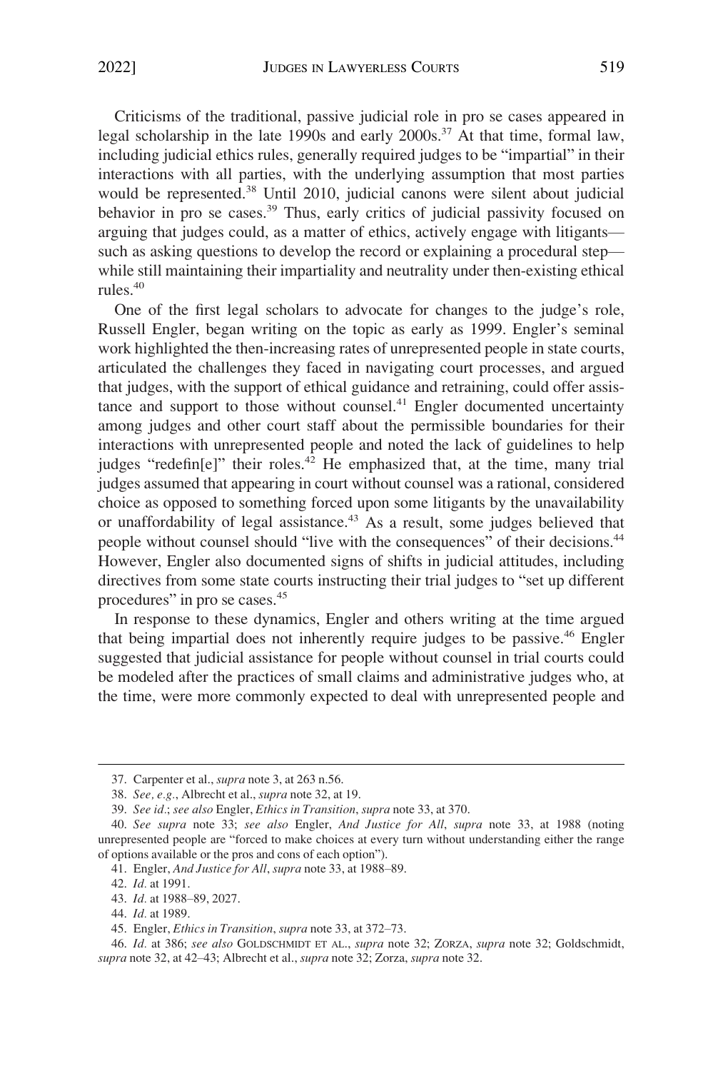Criticisms of the traditional, passive judicial role in pro se cases appeared in legal scholarship in the late 1990s and early 2000s.[37] At that time, formal law, including judicial ethics rules, generally required judges to be "impartial" in their interactions with all parties, with the underlying assumption that most parties would be represented.[38] Until 2010, judicial canons were silent about judicial behavior in pro se cases.[39] Thus, early critics of judicial passivity focused on arguing that judges could, as a matter of ethics, actively engage with litigants—such as asking questions to develop the record or explaining a procedural step—while still maintaining their impartiality and neutrality under then-existing ethical rules.[40]

One of the first legal scholars to advocate for changes to the judge's role, Russell Engler, began writing on the topic as early as 1999. Engler's seminal work highlighted the then-increasing rates of unrepresented people in state courts, articulated the challenges they faced in navigating court processes, and argued that judges, with the support of ethical guidance and retraining, could offer assistance and support to those without counsel.[41] Engler documented uncertainty among judges and other court staff about the permissible boundaries for their interactions with unrepresented people and noted the lack of guidelines to help judges "redefin[e]" their roles.[42] He emphasized that, at the time, many trial judges assumed that appearing in court without counsel was a rational, considered choice as opposed to something forced upon some litigants by the unavailability or unaffordability of legal assistance.[43] As a result, some judges believed that people without counsel should "live with the consequences" of their decisions.[44] However, Engler also documented signs of shifts in judicial attitudes, including directives from some state courts instructing their trial judges to "set up different procedures" in pro se cases.[45]

In response to these dynamics, Engler and others writing at the time argued that being impartial does not inherently require judges to be passive.[46] Engler suggested that judicial assistance for people without counsel in trial courts could be modeled after the practices of small claims and administrative judges who, at the time, were more commonly expected to deal with unrepresented people and

---

37. Carpenter et al., *supra* note 3, at 263 n.56.

38. *See, e.g.*, Albrecht et al., *supra* note 32, at 19.

39. *See id.*; *see also* Engler, *Ethics in Transition*, *supra* note 33, at 370.

40. *See supra* note 33; *see also* Engler, *And Justice for All*, *supra* note 33, at 1988 (noting unrepresented people are "forced to make choices at every turn without understanding either the range of options available or the pros and cons of each option").

41. Engler, *And Justice for All*, *supra* note 33, at 1988–89.

42. *Id.* at 1991.

43. *Id.* at 1988–89, 2027.

44. *Id.* at 1989.

45. Engler, *Ethics in Transition*, *supra* note 33, at 372–73.

46. *Id.* at 386; *see also* GOLDSCHMIDT ET AL., *supra* note 32; ZORZA, *supra* note 32; Goldschmidt, *supra* note 32, at 42–43; Albrecht et al., *supra* note 32; Zorza, *supra* note 32.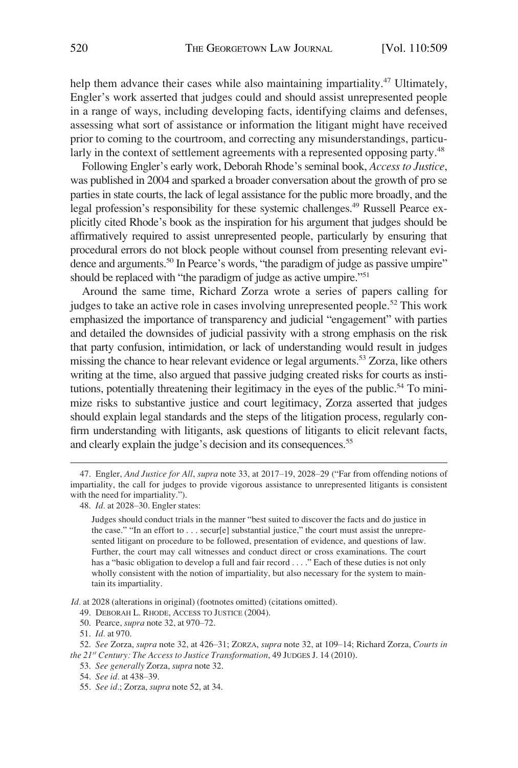help them advance their cases while also maintaining impartiality.[47] Ultimately, Engler's work asserted that judges could and should assist unrepresented people in a range of ways, including developing facts, identifying claims and defenses, assessing what sort of assistance or information the litigant might have received prior to coming to the courtroom, and correcting any misunderstandings, particularly in the context of settlement agreements with a represented opposing party.[48]

Following Engler's early work, Deborah Rhode's seminal book, *Access to Justice*, was published in 2004 and sparked a broader conversation about the growth of pro se parties in state courts, the lack of legal assistance for the public more broadly, and the legal profession's responsibility for these systemic challenges.[49] Russell Pearce explicitly cited Rhode's book as the inspiration for his argument that judges should be affirmatively required to assist unrepresented people, particularly by ensuring that procedural errors do not block people without counsel from presenting relevant evidence and arguments.[50] In Pearce's words, "the paradigm of judge as passive umpire" should be replaced with "the paradigm of judge as active umpire."[51]

Around the same time, Richard Zorza wrote a series of papers calling for judges to take an active role in cases involving unrepresented people.[52] This work emphasized the importance of transparency and judicial "engagement" with parties and detailed the downsides of judicial passivity with a strong emphasis on the risk that party confusion, intimidation, or lack of understanding would result in judges missing the chance to hear relevant evidence or legal arguments.[53] Zorza, like others writing at the time, also argued that passive judging created risks for courts as institutions, potentially threatening their legitimacy in the eyes of the public.[54] To minimize risks to substantive justice and court legitimacy, Zorza asserted that judges should explain legal standards and the steps of the litigation process, regularly confirm understanding with litigants, ask questions of litigants to elicit relevant facts, and clearly explain the judge's decision and its consequences.[55]

---

47. Engler, *And Justice for All*, *supra* note 33, at 2017–19, 2028–29 ("Far from offending notions of impartiality, the call for judges to provide vigorous assistance to unrepresented litigants is consistent with the need for impartiality.").

48. *Id.* at 2028–30. Engler states:

> Judges should conduct trials in the manner "best suited to discover the facts and do justice in the case." "In an effort to . . . secur[e] substantial justice," the court must assist the unrepresented litigant on procedure to be followed, presentation of evidence, and questions of law. Further, the court may call witnesses and conduct direct or cross examinations. The court has a "basic obligation to develop a full and fair record . . . ." Each of these duties is not only wholly consistent with the notion of impartiality, but also necessary for the system to maintain its impartiality.

*Id.* at 2028 (alterations in original) (footnotes omitted) (citations omitted).

49. DEBORAH L. RHODE, ACCESS TO JUSTICE (2004).

50. Pearce, *supra* note 32, at 970–72.

51. *Id.* at 970.

52. *See* Zorza, *supra* note 32, at 426–31; ZORZA, *supra* note 32, at 109–14; Richard Zorza, *Courts in the 21st Century: The Access to Justice Transformation*, 49 JUDGES J. 14 (2010).

53. *See generally* Zorza, *supra* note 32.

54. *See id.* at 438–39.

55. *See id.*; Zorza, *supra* note 52, at 34.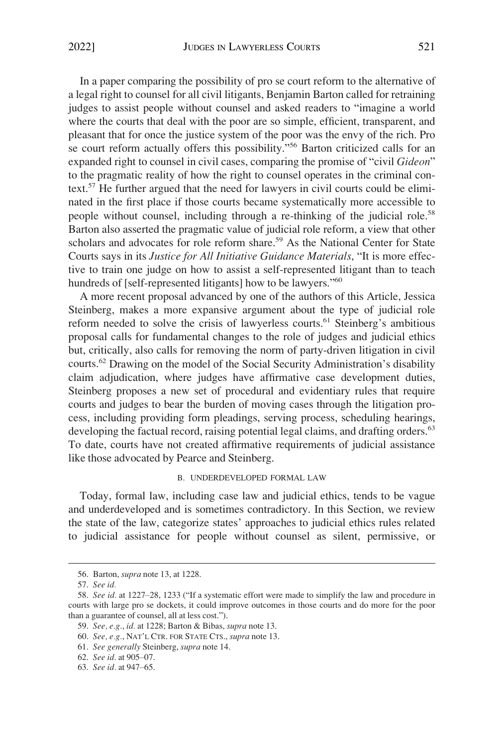In a paper comparing the possibility of pro se court reform to the alternative of a legal right to counsel for all civil litigants, Benjamin Barton called for retraining judges to assist people without counsel and asked readers to "imagine a world where the courts that deal with the poor are so simple, efficient, transparent, and pleasant that for once the justice system of the poor was the envy of the rich. Pro se court reform actually offers this possibility."[56] Barton criticized calls for an expanded right to counsel in civil cases, comparing the promise of "civil *Gideon*" to the pragmatic reality of how the right to counsel operates in the criminal context.[57] He further argued that the need for lawyers in civil courts could be eliminated in the first place if those courts became systematically more accessible to people without counsel, including through a re-thinking of the judicial role.[58] Barton also asserted the pragmatic value of judicial role reform, a view that other scholars and advocates for role reform share.[59] As the National Center for State Courts says in its *Justice for All Initiative Guidance Materials*, "It is more effective to train one judge on how to assist a self-represented litigant than to teach hundreds of [self-represented litigants] how to be lawyers."[60]

A more recent proposal advanced by one of the authors of this Article, Jessica Steinberg, makes a more expansive argument about the type of judicial role reform needed to solve the crisis of lawyerless courts.[61] Steinberg's ambitious proposal calls for fundamental changes to the role of judges and judicial ethics but, critically, also calls for removing the norm of party-driven litigation in civil courts.[62] Drawing on the model of the Social Security Administration's disability claim adjudication, where judges have affirmative case development duties, Steinberg proposes a new set of procedural and evidentiary rules that require courts and judges to bear the burden of moving cases through the litigation process, including providing form pleadings, serving process, scheduling hearings, developing the factual record, raising potential legal claims, and drafting orders.[63] To date, courts have not created affirmative requirements of judicial assistance like those advocated by Pearce and Steinberg.

### B. Underdeveloped Formal Law

Today, formal law, including case law and judicial ethics, tends to be vague and underdeveloped and is sometimes contradictory. In this Section, we review the state of the law, categorize states' approaches to judicial ethics rules related to judicial assistance for people without counsel as silent, permissive, or

---

56. Barton, *supra* note 13, at 1228.

57. *See id.*

58. *See id.* at 1227–28, 1233 ("If a systematic effort were made to simplify the law and procedure in courts with large pro se dockets, it could improve outcomes in those courts and do more for the poor than a guarantee of counsel, all at less cost.").

59. *See, e.g.*, *id.* at 1228; Barton & Bibas, *supra* note 13.

60. *See, e.g.*, NAT'L CTR. FOR STATE CTS., *supra* note 13.

61. *See generally* Steinberg, *supra* note 14.

62. *See id.* at 905–07.

63. *See id.* at 947–65.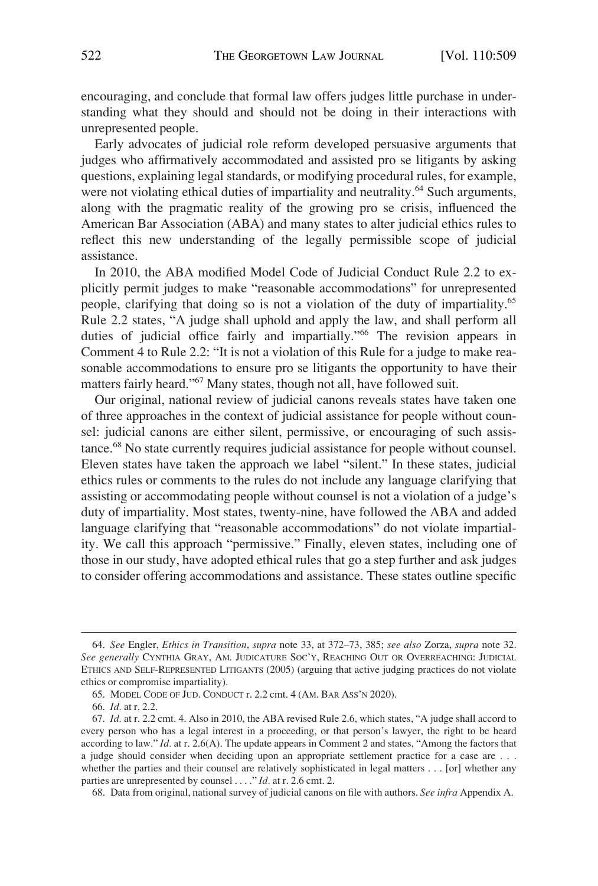encouraging, and conclude that formal law offers judges little purchase in understanding what they should and should not be doing in their interactions with unrepresented people.

Early advocates of judicial role reform developed persuasive arguments that judges who affirmatively accommodated and assisted pro se litigants by asking questions, explaining legal standards, or modifying procedural rules, for example, were not violating ethical duties of impartiality and neutrality.[64] Such arguments, along with the pragmatic reality of the growing pro se crisis, influenced the American Bar Association (ABA) and many states to alter judicial ethics rules to reflect this new understanding of the legally permissible scope of judicial assistance.

In 2010, the ABA modified Model Code of Judicial Conduct Rule 2.2 to explicitly permit judges to make "reasonable accommodations" for unrepresented people, clarifying that doing so is not a violation of the duty of impartiality.[65] Rule 2.2 states, "A judge shall uphold and apply the law, and shall perform all duties of judicial office fairly and impartially."[66] The revision appears in Comment 4 to Rule 2.2: "It is not a violation of this Rule for a judge to make reasonable accommodations to ensure pro se litigants the opportunity to have their matters fairly heard."[67] Many states, though not all, have followed suit.

Our original, national review of judicial canons reveals states have taken one of three approaches in the context of judicial assistance for people without counsel: judicial canons are either silent, permissive, or encouraging of such assistance.[68] No state currently requires judicial assistance for people without counsel. Eleven states have taken the approach we label "silent." In these states, judicial ethics rules or comments to the rules do not include any language clarifying that assisting or accommodating people without counsel is not a violation of a judge's duty of impartiality. Most states, twenty-nine, have followed the ABA and added language clarifying that "reasonable accommodations" do not violate impartiality. We call this approach "permissive." Finally, eleven states, including one of those in our study, have adopted ethical rules that go a step further and ask judges to consider offering accommodations and assistance. These states outline specific

---

64. *See* Engler, *Ethics in Transition*, *supra* note 33, at 372–73, 385; *see also* Zorza, *supra* note 32. *See generally* CYNTHIA GRAY, AM. JUDICATURE SOC'Y, REACHING OUT OR OVERREACHING: JUDICIAL ETHICS AND SELF-REPRESENTED LITIGANTS (2005) (arguing that active judging practices do not violate ethics or compromise impartiality).

65. MODEL CODE OF JUD. CONDUCT r. 2.2 cmt. 4 (AM. BAR ASS'N 2020).

66. *Id.* at r. 2.2.

67. *Id.* at r. 2.2 cmt. 4. Also in 2010, the ABA revised Rule 2.6, which states, "A judge shall accord to every person who has a legal interest in a proceeding, or that person's lawyer, the right to be heard according to law." *Id.* at r. 2.6(A). The update appears in Comment 2 and states, "Among the factors that a judge should consider when deciding upon an appropriate settlement practice for a case are . . . whether the parties and their counsel are relatively sophisticated in legal matters . . . [or] whether any parties are unrepresented by counsel . . . ." *Id.* at r. 2.6 cmt. 2.

68. Data from original, national survey of judicial canons on file with authors. *See infra* Appendix A.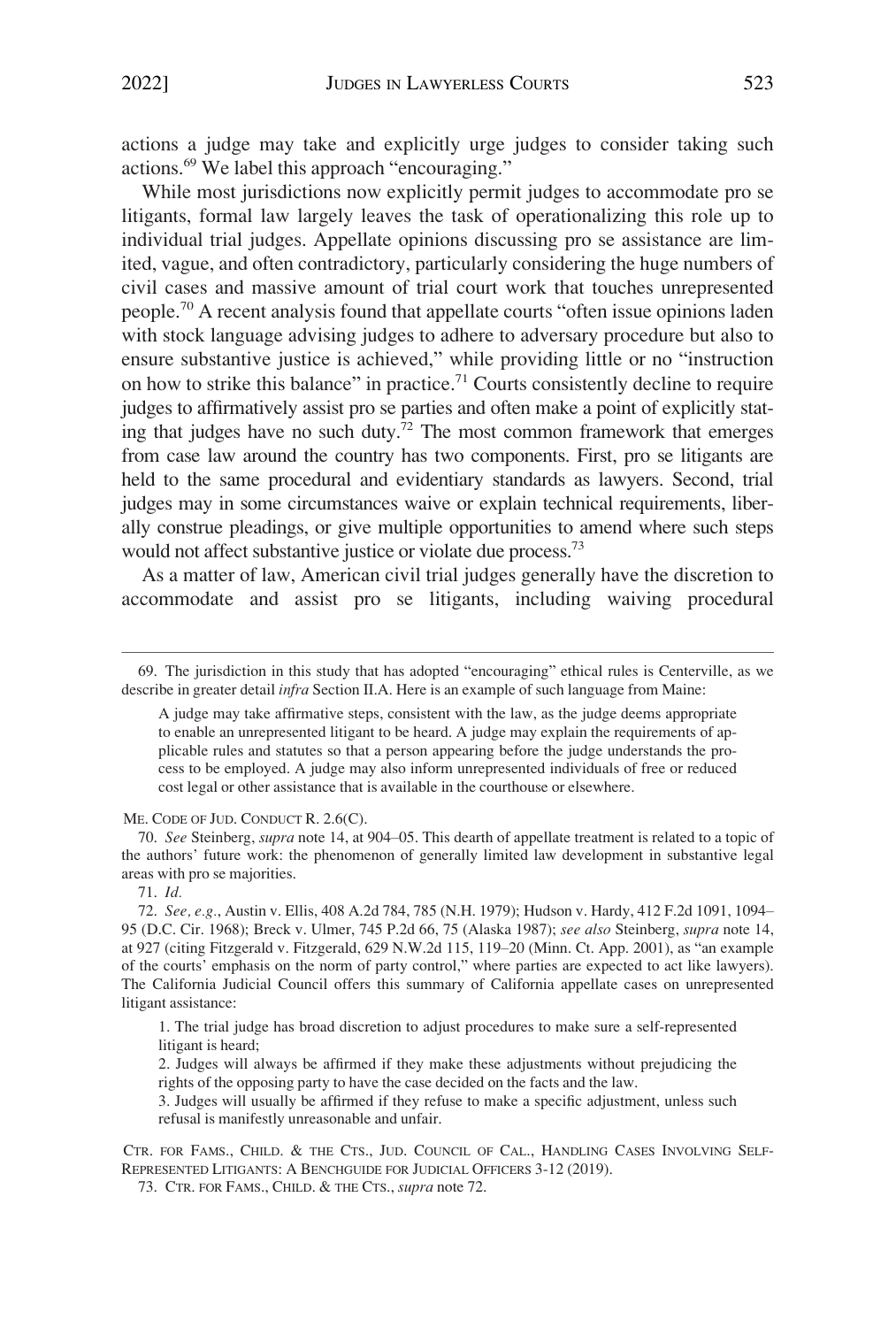actions a judge may take and explicitly urge judges to consider taking such actions.[69] We label this approach "encouraging."

While most jurisdictions now explicitly permit judges to accommodate pro se litigants, formal law largely leaves the task of operationalizing this role up to individual trial judges. Appellate opinions discussing pro se assistance are limited, vague, and often contradictory, particularly considering the huge numbers of civil cases and massive amount of trial court work that touches unrepresented people.[70] A recent analysis found that appellate courts "often issue opinions laden with stock language advising judges to adhere to adversary procedure but also to ensure substantive justice is achieved," while providing little or no "instruction on how to strike this balance" in practice.[71] Courts consistently decline to require judges to affirmatively assist pro se parties and often make a point of explicitly stating that judges have no such duty.[72] The most common framework that emerges from case law around the country has two components. First, pro se litigants are held to the same procedural and evidentiary standards as lawyers. Second, trial judges may in some circumstances waive or explain technical requirements, liberally construe pleadings, or give multiple opportunities to amend where such steps would not affect substantive justice or violate due process.[73]

As a matter of law, American civil trial judges generally have the discretion to accommodate and assist pro se litigants, including waiving procedural

---

69. The jurisdiction in this study that has adopted "encouraging" ethical rules is Centerville, as we describe in greater detail *infra* Section II.A. Here is an example of such language from Maine:

> A judge may take affirmative steps, consistent with the law, as the judge deems appropriate to enable an unrepresented litigant to be heard. A judge may explain the requirements of applicable rules and statutes so that a person appearing before the judge understands the process to be employed. A judge may also inform unrepresented individuals of free or reduced cost legal or other assistance that is available in the courthouse or elsewhere.

ME. CODE OF JUD. CONDUCT R. 2.6(C).

70. *See* Steinberg, *supra* note 14, at 904–05. This dearth of appellate treatment is related to a topic of the authors' future work: the phenomenon of generally limited law development in substantive legal areas with pro se majorities.

71. *Id.*

72. *See, e.g.*, Austin v. Ellis, 408 A.2d 784, 785 (N.H. 1979); Hudson v. Hardy, 412 F.2d 1091, 1094–95 (D.C. Cir. 1968); Breck v. Ulmer, 745 P.2d 66, 75 (Alaska 1987); *see also* Steinberg, *supra* note 14, at 927 (citing Fitzgerald v. Fitzgerald, 629 N.W.2d 115, 119–20 (Minn. Ct. App. 2001), as "an example of the courts' emphasis on the norm of party control," where parties are expected to act like lawyers). The California Judicial Council offers this summary of California appellate cases on unrepresented litigant assistance:

> 1. The trial judge has broad discretion to adjust procedures to make sure a self-represented litigant is heard;
>
> 2. Judges will always be affirmed if they make these adjustments without prejudicing the rights of the opposing party to have the case decided on the facts and the law.
>
> 3. Judges will usually be affirmed if they refuse to make a specific adjustment, unless such refusal is manifestly unreasonable and unfair.

CTR. FOR FAMS., CHILD. & THE CTS., JUD. COUNCIL OF CAL., HANDLING CASES INVOLVING SELF-REPRESENTED LITIGANTS: A BENCHGUIDE FOR JUDICIAL OFFICERS 3-12 (2019).

73. CTR. FOR FAMS., CHILD. & THE CTS., *supra* note 72.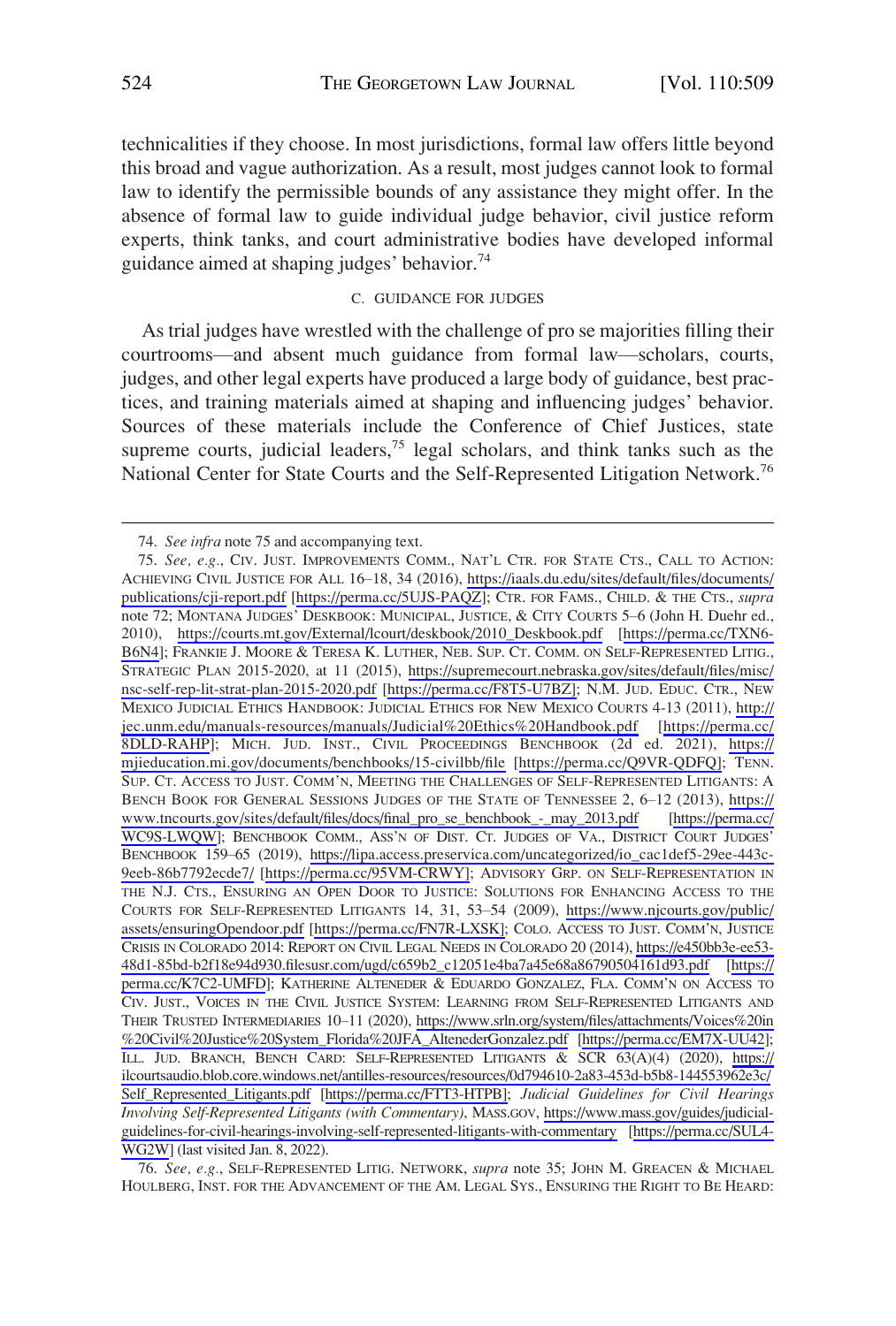technicalities if they choose. In most jurisdictions, formal law offers little beyond this broad and vague authorization. As a result, most judges cannot look to formal law to identify the permissible bounds of any assistance they might offer. In the absence of formal law to guide individual judge behavior, civil justice reform experts, think tanks, and court administrative bodies have developed informal guidance aimed at shaping judges' behavior.[74]

### C. GUIDANCE FOR JUDGES

As trial judges have wrestled with the challenge of pro se majorities filling their courtrooms—and absent much guidance from formal law—scholars, courts, judges, and other legal experts have produced a large body of guidance, best practices, and training materials aimed at shaping and influencing judges' behavior. Sources of these materials include the Conference of Chief Justices, state supreme courts, judicial leaders,[75] legal scholars, and think tanks such as the National Center for State Courts and the Self-Represented Litigation Network.[76]

74. *See infra* note 75 and accompanying text.

75. *See, e.g.*, CIV. JUST. IMPROVEMENTS COMM., NAT'L CTR. FOR STATE CTS., CALL TO ACTION: ACHIEVING CIVIL JUSTICE FOR ALL 16–18, 34 (2016), https://iaals.du.edu/sites/default/files/documents/publications/cji-report.pdf [https://perma.cc/5UJS-PAQZ]; CTR. FOR FAMS., CHILD. & THE CTS., *supra* note 72; MONTANA JUDGES' DESKBOOK: MUNICIPAL, JUSTICE, & CITY COURTS 5–6 (John H. Duehr ed., 2010), https://courts.mt.gov/External/lcourt/deskbook/2010_Deskbook.pdf [https://perma.cc/TXN6-B6N4]; FRANKIE J. MOORE & TERESA K. LUTHER, NEB. SUP. CT. COMM. ON SELF-REPRESENTED LITIG., STRATEGIC PLAN 2015-2020, at 11 (2015), https://supremecourt.nebraska.gov/sites/default/files/misc/nsc-self-rep-lit-strat-plan-2015-2020.pdf [https://perma.cc/F8T5-U7BZ]; N.M. JUD. EDUC. CTR., NEW MEXICO JUDICIAL ETHICS HANDBOOK: JUDICIAL ETHICS FOR NEW MEXICO COURTS 4-13 (2011), http://jec.unm.edu/manuals-resources/manuals/Judicial%20Ethics%20Handbook.pdf [https://perma.cc/8DLD-RAHP]; MICH. JUD. INST., CIVIL PROCEEDINGS BENCHBOOK (2d ed. 2021), https://mjieducation.mi.gov/documents/benchbooks/15-civilbb/file [https://perma.cc/Q9VR-QDFQ]; TENN. SUP. CT. ACCESS TO JUST. COMM'N, MEETING THE CHALLENGES OF SELF-REPRESENTED LITIGANTS: A BENCH BOOK FOR GENERAL SESSIONS JUDGES OF THE STATE OF TENNESSEE 2, 6–12 (2013), https://www.tncourts.gov/sites/default/files/docs/final_pro_se_benchbook_-_may_2013.pdf [https://perma.cc/WC9S-LWQW]; BENCHBOOK COMM., ASS'N OF DIST. CT. JUDGES OF VA., DISTRICT COURT JUDGES' BENCHBOOK 159–65 (2019), https://lipa.access.preservica.com/uncategorized/io_cac1def5-29ee-443c-9eeb-86b7792ecde7/ [https://perma.cc/95VM-CRWY]; ADVISORY GRP. ON SELF-REPRESENTATION IN THE N.J. CTS., ENSURING AN OPEN DOOR TO JUSTICE: SOLUTIONS FOR ENHANCING ACCESS TO THE COURTS FOR SELF-REPRESENTED LITIGANTS 14, 31, 53–54 (2009), https://www.njcourts.gov/public/assets/ensuringOpendoor.pdf [https://perma.cc/FN7R-LXSK]; COLO. ACCESS TO JUST. COMM'N, JUSTICE CRISIS IN COLORADO 2014: REPORT ON CIVIL LEGAL NEEDS IN COLORADO 20 (2014), https://e450bb3e-ee53-48d1-85bd-b2f18e94d930.filesusr.com/ugd/c659b2_c12051e4ba7a45e68a86790504161d93.pdf [https://perma.cc/K7C2-UMFD]; KATHERINE ALTENEDER & EDUARDO GONZALEZ, FLA. COMM'N ON ACCESS TO CIV. JUST., VOICES IN THE CIVIL JUSTICE SYSTEM: LEARNING FROM SELF-REPRESENTED LITIGANTS AND THEIR TRUSTED INTERMEDIARIES 10–11 (2020), https://www.srln.org/system/files/attachments/Voices%20in%20Civil%20Justice%20System_Florida%20JFA_AltenederGonzalez.pdf [https://perma.cc/EM7X-UU42]; ILL. JUD. BRANCH, BENCH CARD: SELF-REPRESENTED LITIGANTS & SCR 63(A)(4) (2020), https://ilcourtsaudio.blob.core.windows.net/antilles-resources/resources/0d794610-2a83-453d-b5b8-144553962e3c/Self_Represented_Litigants.pdf [https://perma.cc/FTT3-HTPB]; *Judicial Guidelines for Civil Hearings Involving Self-Represented Litigants (with Commentary)*, MASS.GOV, https://www.mass.gov/guides/judicial-guidelines-for-civil-hearings-involving-self-represented-litigants-with-commentary [https://perma.cc/SUL4-WG2W] (last visited Jan. 8, 2022).

76. *See, e.g.*, SELF-REPRESENTED LITIG. NETWORK, *supra* note 35; JOHN M. GREACEN & MICHAEL HOULBERG, INST. FOR THE ADVANCEMENT OF THE AM. LEGAL SYS., ENSURING THE RIGHT TO BE HEARD: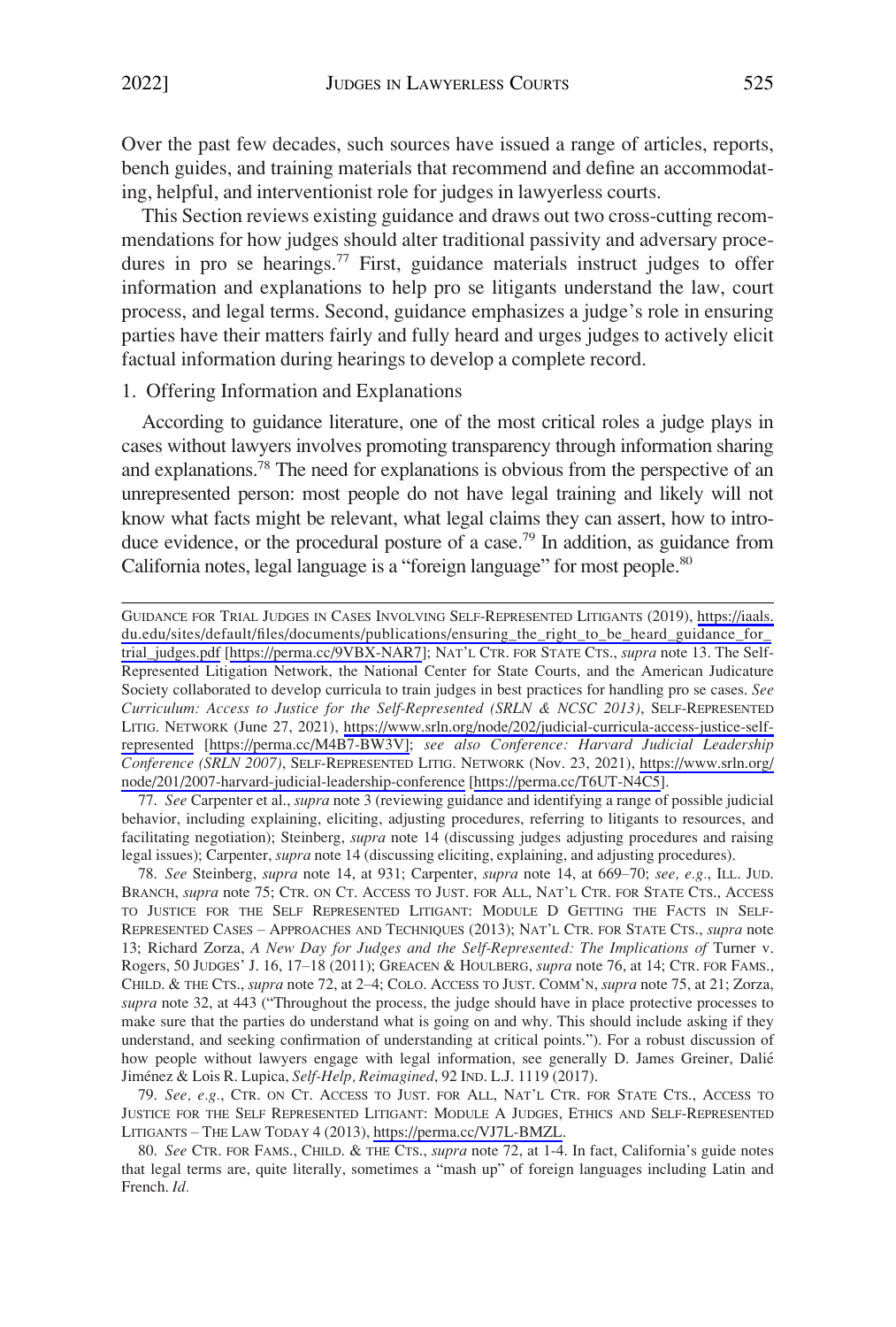Over the past few decades, such sources have issued a range of articles, reports, bench guides, and training materials that recommend and define an accommodating, helpful, and interventionist role for judges in lawyerless courts.

This Section reviews existing guidance and draws out two cross-cutting recommendations for how judges should alter traditional passivity and adversary procedures in pro se hearings.[77] First, guidance materials instruct judges to offer information and explanations to help pro se litigants understand the law, court process, and legal terms. Second, guidance emphasizes a judge's role in ensuring parties have their matters fairly and fully heard and urges judges to actively elicit factual information during hearings to develop a complete record.

1. Offering Information and Explanations

According to guidance literature, one of the most critical roles a judge plays in cases without lawyers involves promoting transparency through information sharing and explanations.[78] The need for explanations is obvious from the perspective of an unrepresented person: most people do not have legal training and likely will not know what facts might be relevant, what legal claims they can assert, how to introduce evidence, or the procedural posture of a case.[79] In addition, as guidance from California notes, legal language is a "foreign language" for most people.[80]

---

GUIDANCE FOR TRIAL JUDGES IN CASES INVOLVING SELF-REPRESENTED LITIGANTS (2019), https://iaals.du.edu/sites/default/files/documents/publications/ensuring_the_right_to_be_heard_guidance_for_trial_judges.pdf [https://perma.cc/9VBX-NAR7]; NAT'L CTR. FOR STATE CTS., *supra* note 13. The Self-Represented Litigation Network, the National Center for State Courts, and the American Judicature Society collaborated to develop curricula to train judges in best practices for handling pro se cases. *See Curriculum: Access to Justice for the Self-Represented (SRLN & NCSC 2013)*, SELF-REPRESENTED LITIG. NETWORK (June 27, 2021), https://www.srln.org/node/202/judicial-curricula-access-justice-self-represented [https://perma.cc/M4B7-BW3V]; *see also Conference: Harvard Judicial Leadership Conference (SRLN 2007)*, SELF-REPRESENTED LITIG. NETWORK (Nov. 23, 2021), https://www.srln.org/node/201/2007-harvard-judicial-leadership-conference [https://perma.cc/T6UT-N4C5].

77. *See* Carpenter et al., *supra* note 3 (reviewing guidance and identifying a range of possible judicial behavior, including explaining, eliciting, adjusting procedures, referring to litigants to resources, and facilitating negotiation); Steinberg, *supra* note 14 (discussing judges adjusting procedures and raising legal issues); Carpenter, *supra* note 14 (discussing eliciting, explaining, and adjusting procedures).

78. *See* Steinberg, *supra* note 14, at 931; Carpenter, *supra* note 14, at 669–70; *see, e.g.*, ILL. JUD. BRANCH, *supra* note 75; CTR. ON CT. ACCESS TO JUST. FOR ALL, NAT'L CTR. FOR STATE CTS., ACCESS TO JUSTICE FOR THE SELF REPRESENTED LITIGANT: MODULE D GETTING THE FACTS IN SELF-REPRESENTED CASES – APPROACHES AND TECHNIQUES (2013); NAT'L CTR. FOR STATE CTS., *supra* note 13; Richard Zorza, *A New Day for Judges and the Self-Represented: The Implications of* Turner v. Rogers, 50 JUDGES' J. 16, 17–18 (2011); GREACEN & HOULBERG, *supra* note 76, at 14; CTR. FOR FAMS., CHILD. & THE CTS., *supra* note 72, at 2–4; COLO. ACCESS TO JUST. COMM'N, *supra* note 75, at 21; Zorza, *supra* note 32, at 443 ("Throughout the process, the judge should have in place protective processes to make sure that the parties do understand what is going on and why. This should include asking if they understand, and seeking confirmation of understanding at critical points."). For a robust discussion of how people without lawyers engage with legal information, see generally D. James Greiner, Dalié Jiménez & Lois R. Lupica, *Self-Help, Reimagined*, 92 IND. L.J. 1119 (2017).

79. *See, e.g.*, CTR. ON CT. ACCESS TO JUST. FOR ALL, NAT'L CTR. FOR STATE CTS., ACCESS TO JUSTICE FOR THE SELF REPRESENTED LITIGANT: MODULE A JUDGES, ETHICS AND SELF-REPRESENTED LITIGANTS – THE LAW TODAY 4 (2013), https://perma.cc/VJ7L-BMZL.

80. *See* CTR. FOR FAMS., CHILD. & THE CTS., *supra* note 72, at 1-4. In fact, California's guide notes that legal terms are, quite literally, sometimes a "mash up" of foreign languages including Latin and French. *Id.*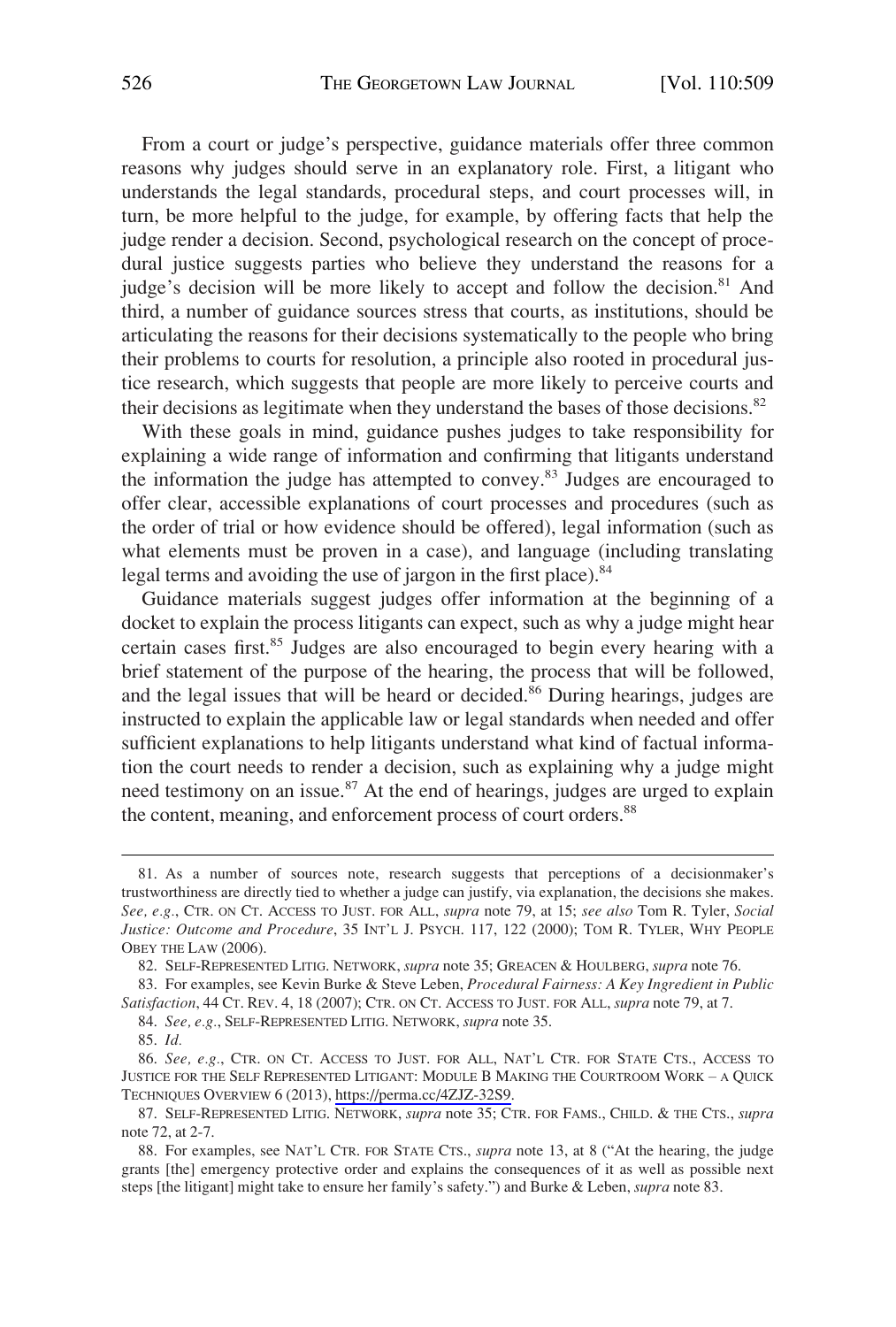From a court or judge's perspective, guidance materials offer three common reasons why judges should serve in an explanatory role. First, a litigant who understands the legal standards, procedural steps, and court processes will, in turn, be more helpful to the judge, for example, by offering facts that help the judge render a decision. Second, psychological research on the concept of procedural justice suggests parties who believe they understand the reasons for a judge's decision will be more likely to accept and follow the decision.[81] And third, a number of guidance sources stress that courts, as institutions, should be articulating the reasons for their decisions systematically to the people who bring their problems to courts for resolution, a principle also rooted in procedural justice research, which suggests that people are more likely to perceive courts and their decisions as legitimate when they understand the bases of those decisions.[82]

With these goals in mind, guidance pushes judges to take responsibility for explaining a wide range of information and confirming that litigants understand the information the judge has attempted to convey.[83] Judges are encouraged to offer clear, accessible explanations of court processes and procedures (such as the order of trial or how evidence should be offered), legal information (such as what elements must be proven in a case), and language (including translating legal terms and avoiding the use of jargon in the first place).[84]

Guidance materials suggest judges offer information at the beginning of a docket to explain the process litigants can expect, such as why a judge might hear certain cases first.[85] Judges are also encouraged to begin every hearing with a brief statement of the purpose of the hearing, the process that will be followed, and the legal issues that will be heard or decided.[86] During hearings, judges are instructed to explain the applicable law or legal standards when needed and offer sufficient explanations to help litigants understand what kind of factual information the court needs to render a decision, such as explaining why a judge might need testimony on an issue.[87] At the end of hearings, judges are urged to explain the content, meaning, and enforcement process of court orders.[88]

---

81. As a number of sources note, research suggests that perceptions of a decisionmaker's trustworthiness are directly tied to whether a judge can justify, via explanation, the decisions she makes. *See, e.g.*, CTR. ON CT. ACCESS TO JUST. FOR ALL, *supra* note 79, at 15; *see also* Tom R. Tyler, *Social Justice: Outcome and Procedure*, 35 INT'L J. PSYCH. 117, 122 (2000); TOM R. TYLER, WHY PEOPLE OBEY THE LAW (2006).

82. SELF-REPRESENTED LITIG. NETWORK, *supra* note 35; GREACEN & HOULBERG, *supra* note 76.

83. For examples, see Kevin Burke & Steve Leben, *Procedural Fairness: A Key Ingredient in Public Satisfaction*, 44 CT. REV. 4, 18 (2007); CTR. ON CT. ACCESS TO JUST. FOR ALL, *supra* note 79, at 7.

84. *See, e.g.*, SELF-REPRESENTED LITIG. NETWORK, *supra* note 35.

85. *Id.*

86. *See, e.g.*, CTR. ON CT. ACCESS TO JUST. FOR ALL, NAT'L CTR. FOR STATE CTS., ACCESS TO JUSTICE FOR THE SELF REPRESENTED LITIGANT: MODULE B MAKING THE COURTROOM WORK – A QUICK TECHNIQUES OVERVIEW 6 (2013), https://perma.cc/4ZJZ-32S9.

87. SELF-REPRESENTED LITIG. NETWORK, *supra* note 35; CTR. FOR FAMS., CHILD. & THE CTS., *supra* note 72, at 2-7.

88. For examples, see NAT'L CTR. FOR STATE CTS., *supra* note 13, at 8 ("At the hearing, the judge grants [the] emergency protective order and explains the consequences of it as well as possible next steps [the litigant] might take to ensure her family's safety.") and Burke & Leben, *supra* note 83.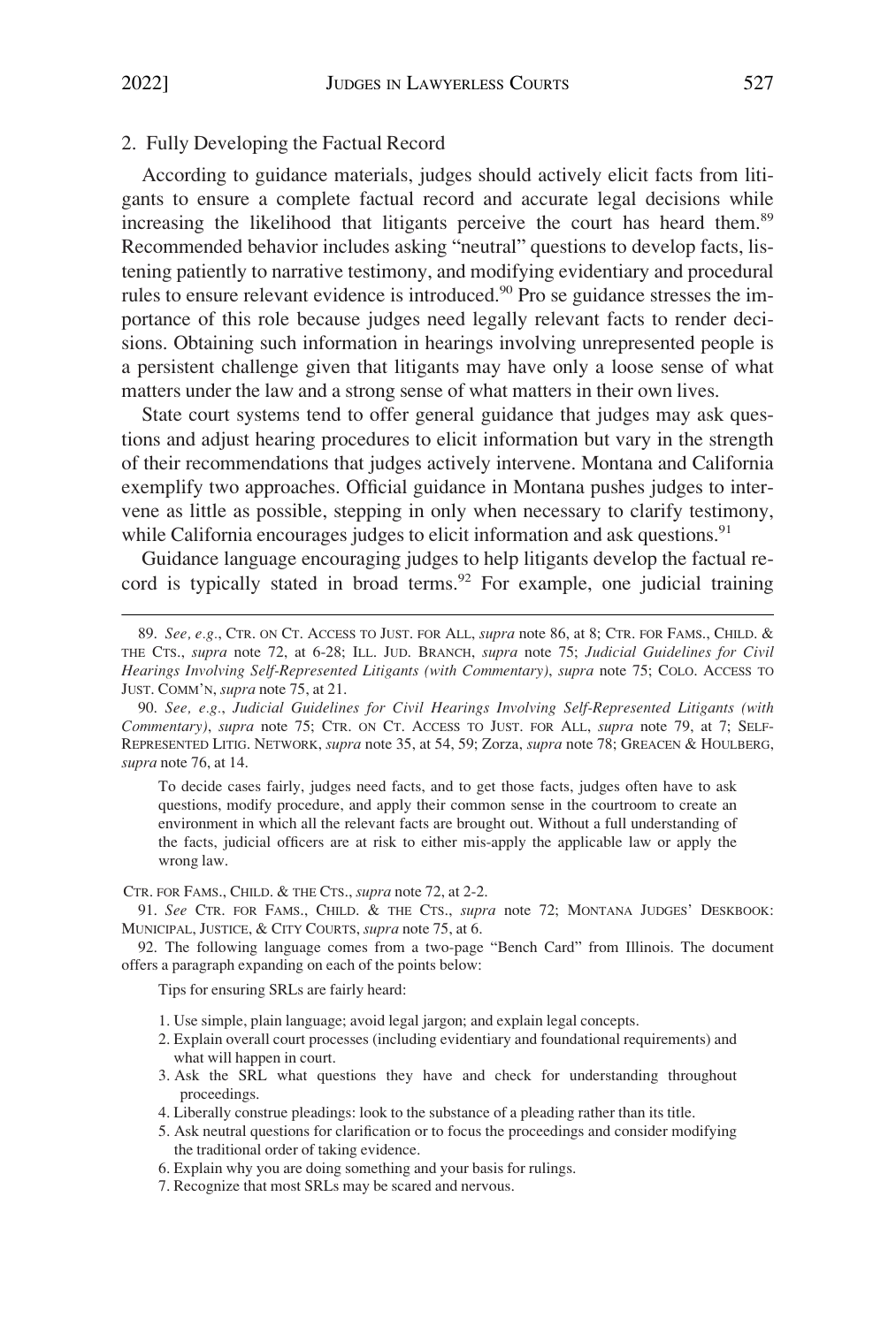### 2. Fully Developing the Factual Record

According to guidance materials, judges should actively elicit facts from litigants to ensure a complete factual record and accurate legal decisions while increasing the likelihood that litigants perceive the court has heard them.[89] Recommended behavior includes asking "neutral" questions to develop facts, listening patiently to narrative testimony, and modifying evidentiary and procedural rules to ensure relevant evidence is introduced.[90] Pro se guidance stresses the importance of this role because judges need legally relevant facts to render decisions. Obtaining such information in hearings involving unrepresented people is a persistent challenge given that litigants may have only a loose sense of what matters under the law and a strong sense of what matters in their own lives.

State court systems tend to offer general guidance that judges may ask questions and adjust hearing procedures to elicit information but vary in the strength of their recommendations that judges actively intervene. Montana and California exemplify two approaches. Official guidance in Montana pushes judges to intervene as little as possible, stepping in only when necessary to clarify testimony, while California encourages judges to elicit information and ask questions.[91]

Guidance language encouraging judges to help litigants develop the factual record is typically stated in broad terms.[92] For example, one judicial training

---

89. *See, e.g.*, CTR. ON CT. ACCESS TO JUST. FOR ALL, *supra* note 86, at 8; CTR. FOR FAMS., CHILD. & THE CTS., *supra* note 72, at 6-28; ILL. JUD. BRANCH, *supra* note 75; *Judicial Guidelines for Civil Hearings Involving Self-Represented Litigants (with Commentary)*, *supra* note 75; COLO. ACCESS TO JUST. COMM'N, *supra* note 75, at 21.

90. *See, e.g.*, *Judicial Guidelines for Civil Hearings Involving Self-Represented Litigants (with Commentary)*, *supra* note 75; CTR. ON CT. ACCESS TO JUST. FOR ALL, *supra* note 79, at 7; SELF-REPRESENTED LITIG. NETWORK, *supra* note 35, at 54, 59; Zorza, *supra* note 78; GREACEN & HOULBERG, *supra* note 76, at 14.

> To decide cases fairly, judges need facts, and to get those facts, judges often have to ask questions, modify procedure, and apply their common sense in the courtroom to create an environment in which all the relevant facts are brought out. Without a full understanding of the facts, judicial officers are at risk to either mis-apply the applicable law or apply the wrong law.

CTR. FOR FAMS., CHILD. & THE CTS., *supra* note 72, at 2-2.

91. *See* CTR. FOR FAMS., CHILD. & THE CTS., *supra* note 72; MONTANA JUDGES' DESKBOOK: MUNICIPAL, JUSTICE, & CITY COURTS, *supra* note 75, at 6.

92. The following language comes from a two-page "Bench Card" from Illinois. The document offers a paragraph expanding on each of the points below:

> Tips for ensuring SRLs are fairly heard:
>
> 1. Use simple, plain language; avoid legal jargon; and explain legal concepts.
> 2. Explain overall court processes (including evidentiary and foundational requirements) and what will happen in court.
> 3. Ask the SRL what questions they have and check for understanding throughout proceedings.
> 4. Liberally construe pleadings: look to the substance of a pleading rather than its title.
> 5. Ask neutral questions for clarification or to focus the proceedings and consider modifying the traditional order of taking evidence.
> 6. Explain why you are doing something and your basis for rulings.
> 7. Recognize that most SRLs may be scared and nervous.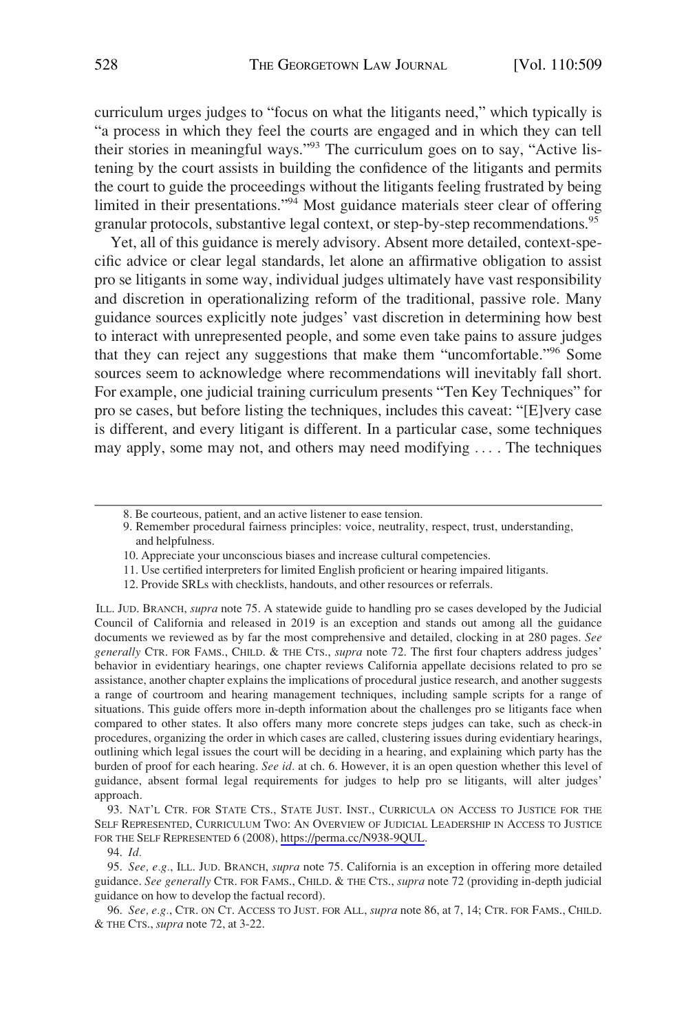curriculum urges judges to "focus on what the litigants need," which typically is "a process in which they feel the courts are engaged and in which they can tell their stories in meaningful ways."[93] The curriculum goes on to say, "Active listening by the court assists in building the confidence of the litigants and permits the court to guide the proceedings without the litigants feeling frustrated by being limited in their presentations."[94] Most guidance materials steer clear of offering granular protocols, substantive legal context, or step-by-step recommendations.[95]

Yet, all of this guidance is merely advisory. Absent more detailed, context-specific advice or clear legal standards, let alone an affirmative obligation to assist pro se litigants in some way, individual judges ultimately have vast responsibility and discretion in operationalizing reform of the traditional, passive role. Many guidance sources explicitly note judges' vast discretion in determining how best to interact with unrepresented people, and some even take pains to assure judges that they can reject any suggestions that make them "uncomfortable."[96] Some sources seem to acknowledge where recommendations will inevitably fall short. For example, one judicial training curriculum presents "Ten Key Techniques" for pro se cases, but before listing the techniques, includes this caveat: "[E]very case is different, and every litigant is different. In a particular case, some techniques may apply, some may not, and others may need modifying . . . . The techniques

---

8. Be courteous, patient, and an active listener to ease tension.
9. Remember procedural fairness principles: voice, neutrality, respect, trust, understanding, and helpfulness.
10. Appreciate your unconscious biases and increase cultural competencies.
11. Use certified interpreters for limited English proficient or hearing impaired litigants.
12. Provide SRLs with checklists, handouts, and other resources or referrals.

ILL. JUD. BRANCH, *supra* note 75. A statewide guide to handling pro se cases developed by the Judicial Council of California and released in 2019 is an exception and stands out among all the guidance documents we reviewed as by far the most comprehensive and detailed, clocking in at 280 pages. *See generally* CTR. FOR FAMS., CHILD. & THE CTS., *supra* note 72. The first four chapters address judges' behavior in evidentiary hearings, one chapter reviews California appellate decisions related to pro se assistance, another chapter explains the implications of procedural justice research, and another suggests a range of courtroom and hearing management techniques, including sample scripts for a range of situations. This guide offers more in-depth information about the challenges pro se litigants face when compared to other states. It also offers many more concrete steps judges can take, such as check-in procedures, organizing the order in which cases are called, clustering issues during evidentiary hearings, outlining which legal issues the court will be deciding in a hearing, and explaining which party has the burden of proof for each hearing. *See id.* at ch. 6. However, it is an open question whether this level of guidance, absent formal legal requirements for judges to help pro se litigants, will alter judges' approach.

93. NAT'L CTR. FOR STATE CTS., STATE JUST. INST., CURRICULA ON ACCESS TO JUSTICE FOR THE SELF REPRESENTED, CURRICULUM TWO: AN OVERVIEW OF JUDICIAL LEADERSHIP IN ACCESS TO JUSTICE FOR THE SELF REPRESENTED 6 (2008), https://perma.cc/N938-9QUL.

94. *Id.*

95. *See, e.g.*, ILL. JUD. BRANCH, *supra* note 75. California is an exception in offering more detailed guidance. *See generally* CTR. FOR FAMS., CHILD. & THE CTS., *supra* note 72 (providing in-depth judicial guidance on how to develop the factual record).

96. *See, e.g.*, CTR. ON CT. ACCESS TO JUST. FOR ALL, *supra* note 86, at 7, 14; CTR. FOR FAMS., CHILD. & THE CTS., *supra* note 72, at 3-22.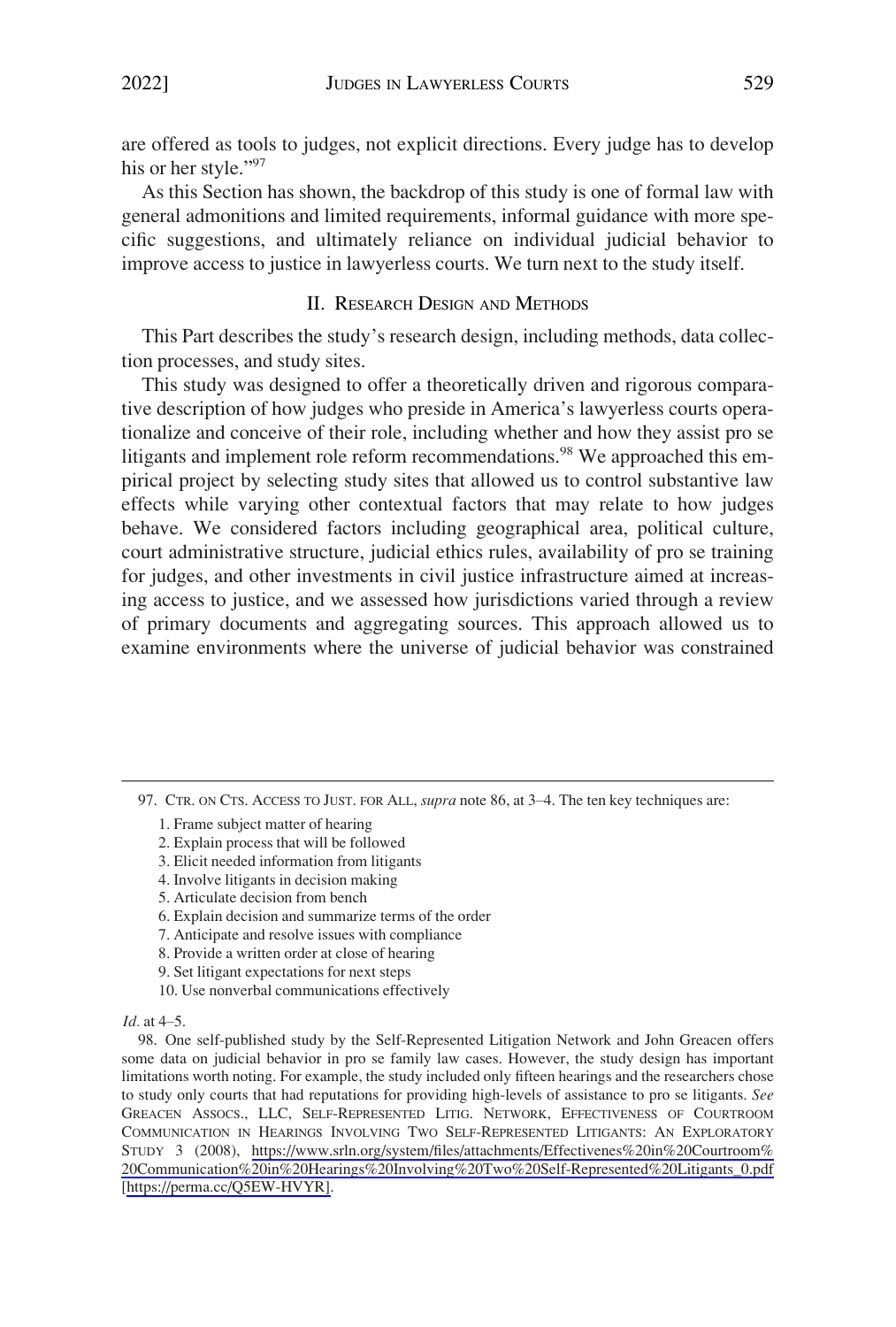are offered as tools to judges, not explicit directions. Every judge has to develop his or her style."[97]

As this Section has shown, the backdrop of this study is one of formal law with general admonitions and limited requirements, informal guidance with more specific suggestions, and ultimately reliance on individual judicial behavior to improve access to justice in lawyerless courts. We turn next to the study itself.

## II. Research Design and Methods

This Part describes the study's research design, including methods, data collection processes, and study sites.

This study was designed to offer a theoretically driven and rigorous comparative description of how judges who preside in America's lawyerless courts operationalize and conceive of their role, including whether and how they assist pro se litigants and implement role reform recommendations.[98] We approached this empirical project by selecting study sites that allowed us to control substantive law effects while varying other contextual factors that may relate to how judges behave. We considered factors including geographical area, political culture, court administrative structure, judicial ethics rules, availability of pro se training for judges, and other investments in civil justice infrastructure aimed at increasing access to justice, and we assessed how jurisdictions varied through a review of primary documents and aggregating sources. This approach allowed us to examine environments where the universe of judicial behavior was constrained

---

97. Ctr. on Cts. Access to Just. for All, *supra* note 86, at 3–4. The ten key techniques are:

1. Frame subject matter of hearing
2. Explain process that will be followed
3. Elicit needed information from litigants
4. Involve litigants in decision making
5. Articulate decision from bench
6. Explain decision and summarize terms of the order
7. Anticipate and resolve issues with compliance
8. Provide a written order at close of hearing
9. Set litigant expectations for next steps
10. Use nonverbal communications effectively

*Id.* at 4–5.

98. One self-published study by the Self-Represented Litigation Network and John Greacen offers some data on judicial behavior in pro se family law cases. However, the study design has important limitations worth noting. For example, the study included only fifteen hearings and the researchers chose to study only courts that had reputations for providing high-levels of assistance to pro se litigants. *See* Greacen Assocs., LLC, Self-Represented Litig. Network, Effectiveness of Courtroom Communication in Hearings Involving Two Self-Represented Litigants: An Exploratory Study 3 (2008), https://www.srln.org/system/files/attachments/Effectivenes%20in%20Courtroom%20Communication%20in%20Hearings%20Involving%20Two%20Self-Represented%20Litigants_0.pdf [https://perma.cc/Q5EW-HVYR].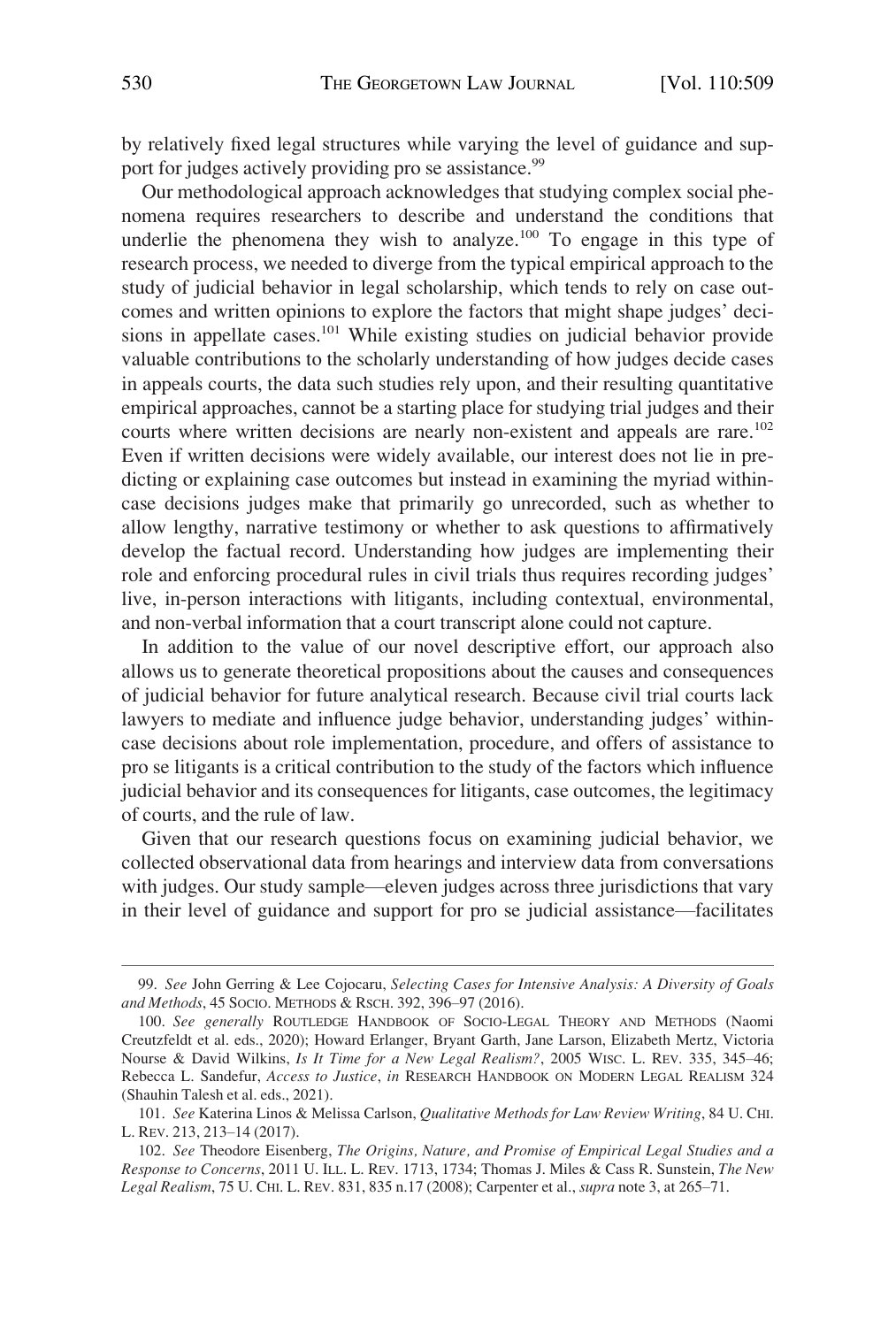by relatively fixed legal structures while varying the level of guidance and support for judges actively providing pro se assistance.[99]

Our methodological approach acknowledges that studying complex social phenomena requires researchers to describe and understand the conditions that underlie the phenomena they wish to analyze.[100] To engage in this type of research process, we needed to diverge from the typical empirical approach to the study of judicial behavior in legal scholarship, which tends to rely on case outcomes and written opinions to explore the factors that might shape judges' decisions in appellate cases.[101] While existing studies on judicial behavior provide valuable contributions to the scholarly understanding of how judges decide cases in appeals courts, the data such studies rely upon, and their resulting quantitative empirical approaches, cannot be a starting place for studying trial judges and their courts where written decisions are nearly non-existent and appeals are rare.[102] Even if written decisions were widely available, our interest does not lie in predicting or explaining case outcomes but instead in examining the myriad within-case decisions judges make that primarily go unrecorded, such as whether to allow lengthy, narrative testimony or whether to ask questions to affirmatively develop the factual record. Understanding how judges are implementing their role and enforcing procedural rules in civil trials thus requires recording judges' live, in-person interactions with litigants, including contextual, environmental, and non-verbal information that a court transcript alone could not capture.

In addition to the value of our novel descriptive effort, our approach also allows us to generate theoretical propositions about the causes and consequences of judicial behavior for future analytical research. Because civil trial courts lack lawyers to mediate and influence judge behavior, understanding judges' within-case decisions about role implementation, procedure, and offers of assistance to pro se litigants is a critical contribution to the study of the factors which influence judicial behavior and its consequences for litigants, case outcomes, the legitimacy of courts, and the rule of law.

Given that our research questions focus on examining judicial behavior, we collected observational data from hearings and interview data from conversations with judges. Our study sample—eleven judges across three jurisdictions that vary in their level of guidance and support for pro se judicial assistance—facilitates

---

99. *See* John Gerring & Lee Cojocaru, *Selecting Cases for Intensive Analysis: A Diversity of Goals and Methods*, 45 SOCIO. METHODS & RSCH. 392, 396–97 (2016).

100. *See generally* ROUTLEDGE HANDBOOK OF SOCIO-LEGAL THEORY AND METHODS (Naomi Creutzfeldt et al. eds., 2020); Howard Erlanger, Bryant Garth, Jane Larson, Elizabeth Mertz, Victoria Nourse & David Wilkins, *Is It Time for a New Legal Realism?*, 2005 WISC. L. REV. 335, 345–46; Rebecca L. Sandefur, *Access to Justice*, *in* RESEARCH HANDBOOK ON MODERN LEGAL REALISM 324 (Shauhin Talesh et al. eds., 2021).

101. *See* Katerina Linos & Melissa Carlson, *Qualitative Methods for Law Review Writing*, 84 U. CHI. L. REV. 213, 213–14 (2017).

102. *See* Theodore Eisenberg, *The Origins, Nature, and Promise of Empirical Legal Studies and a Response to Concerns*, 2011 U. ILL. L. REV. 1713, 1734; Thomas J. Miles & Cass R. Sunstein, *The New Legal Realism*, 75 U. CHI. L. REV. 831, 835 n.17 (2008); Carpenter et al., *supra* note 3, at 265–71.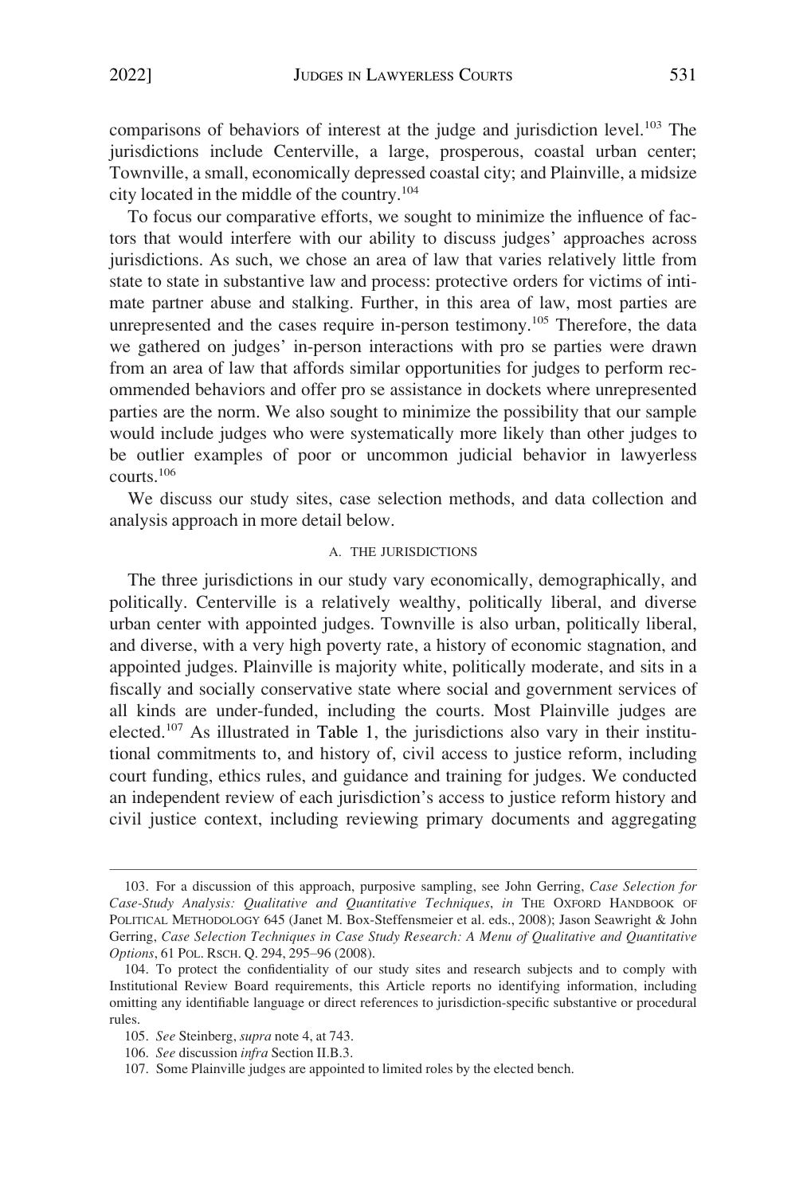comparisons of behaviors of interest at the judge and jurisdiction level.[103] The jurisdictions include Centerville, a large, prosperous, coastal urban center; Townville, a small, economically depressed coastal city; and Plainville, a midsize city located in the middle of the country.[104]

To focus our comparative efforts, we sought to minimize the influence of factors that would interfere with our ability to discuss judges' approaches across jurisdictions. As such, we chose an area of law that varies relatively little from state to state in substantive law and process: protective orders for victims of intimate partner abuse and stalking. Further, in this area of law, most parties are unrepresented and the cases require in-person testimony.[105] Therefore, the data we gathered on judges' in-person interactions with pro se parties were drawn from an area of law that affords similar opportunities for judges to perform recommended behaviors and offer pro se assistance in dockets where unrepresented parties are the norm. We also sought to minimize the possibility that our sample would include judges who were systematically more likely than other judges to be outlier examples of poor or uncommon judicial behavior in lawyerless courts.[106]

We discuss our study sites, case selection methods, and data collection and analysis approach in more detail below.

### A. THE JURISDICTIONS

The three jurisdictions in our study vary economically, demographically, and politically. Centerville is a relatively wealthy, politically liberal, and diverse urban center with appointed judges. Townville is also urban, politically liberal, and diverse, with a very high poverty rate, a history of economic stagnation, and appointed judges. Plainville is majority white, politically moderate, and sits in a fiscally and socially conservative state where social and government services of all kinds are under-funded, including the courts. Most Plainville judges are elected.[107] As illustrated in Table 1, the jurisdictions also vary in their institutional commitments to, and history of, civil access to justice reform, including court funding, ethics rules, and guidance and training for judges. We conducted an independent review of each jurisdiction's access to justice reform history and civil justice context, including reviewing primary documents and aggregating

---

103. For a discussion of this approach, purposive sampling, see John Gerring, *Case Selection for Case-Study Analysis: Qualitative and Quantitative Techniques*, *in* THE OXFORD HANDBOOK OF POLITICAL METHODOLOGY 645 (Janet M. Box-Steffensmeier et al. eds., 2008); Jason Seawright & John Gerring, *Case Selection Techniques in Case Study Research: A Menu of Qualitative and Quantitative Options*, 61 POL. RSCH. Q. 294, 295–96 (2008).

104. To protect the confidentiality of our study sites and research subjects and to comply with Institutional Review Board requirements, this Article reports no identifying information, including omitting any identifiable language or direct references to jurisdiction-specific substantive or procedural rules.

105. *See* Steinberg, *supra* note 4, at 743.

106. *See* discussion *infra* Section II.B.3.

107. Some Plainville judges are appointed to limited roles by the elected bench.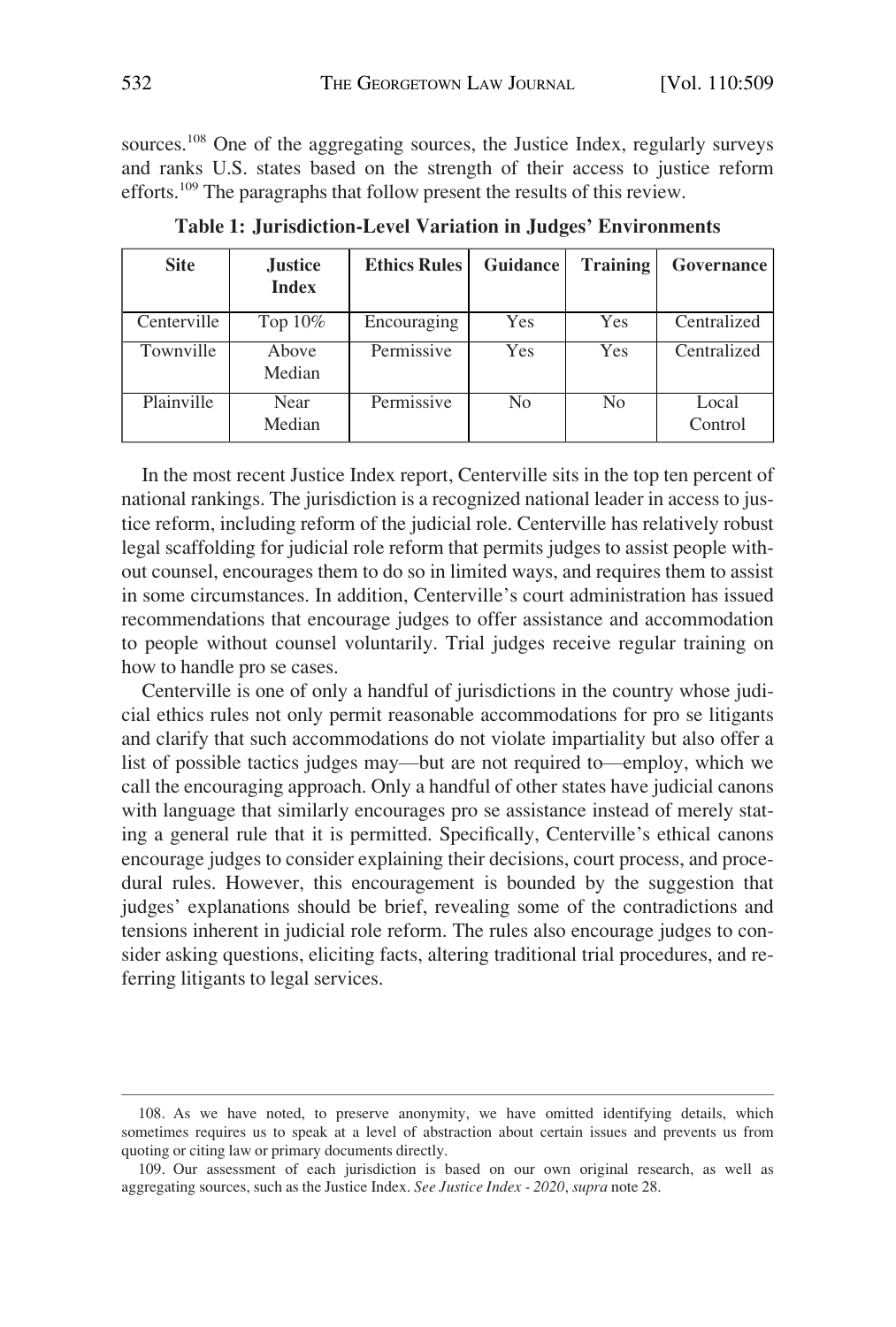sources.[108] One of the aggregating sources, the Justice Index, regularly surveys and ranks U.S. states based on the strength of their access to justice reform efforts.[109] The paragraphs that follow present the results of this review.

**Table 1: Jurisdiction-Level Variation in Judges' Environments**

| Site | Justice Index | Ethics Rules | Guidance | Training | Governance |
|---|---|---|---|---|---|
| Centerville | Top 10% | Encouraging | Yes | Yes | Centralized |
| Townville | Above Median | Permissive | Yes | Yes | Centralized |
| Plainville | Near Median | Permissive | No | No | Local Control |

In the most recent Justice Index report, Centerville sits in the top ten percent of national rankings. The jurisdiction is a recognized national leader in access to justice reform, including reform of the judicial role. Centerville has relatively robust legal scaffolding for judicial role reform that permits judges to assist people without counsel, encourages them to do so in limited ways, and requires them to assist in some circumstances. In addition, Centerville's court administration has issued recommendations that encourage judges to offer assistance and accommodation to people without counsel voluntarily. Trial judges receive regular training on how to handle pro se cases.

Centerville is one of only a handful of jurisdictions in the country whose judicial ethics rules not only permit reasonable accommodations for pro se litigants and clarify that such accommodations do not violate impartiality but also offer a list of possible tactics judges may—but are not required to—employ, which we call the encouraging approach. Only a handful of other states have judicial canons with language that similarly encourages pro se assistance instead of merely stating a general rule that it is permitted. Specifically, Centerville's ethical canons encourage judges to consider explaining their decisions, court process, and procedural rules. However, this encouragement is bounded by the suggestion that judges' explanations should be brief, revealing some of the contradictions and tensions inherent in judicial role reform. The rules also encourage judges to consider asking questions, eliciting facts, altering traditional trial procedures, and referring litigants to legal services.

108. As we have noted, to preserve anonymity, we have omitted identifying details, which sometimes requires us to speak at a level of abstraction about certain issues and prevents us from quoting or citing law or primary documents directly.

109. Our assessment of each jurisdiction is based on our own original research, as well as aggregating sources, such as the Justice Index. *See Justice Index - 2020*, *supra* note 28.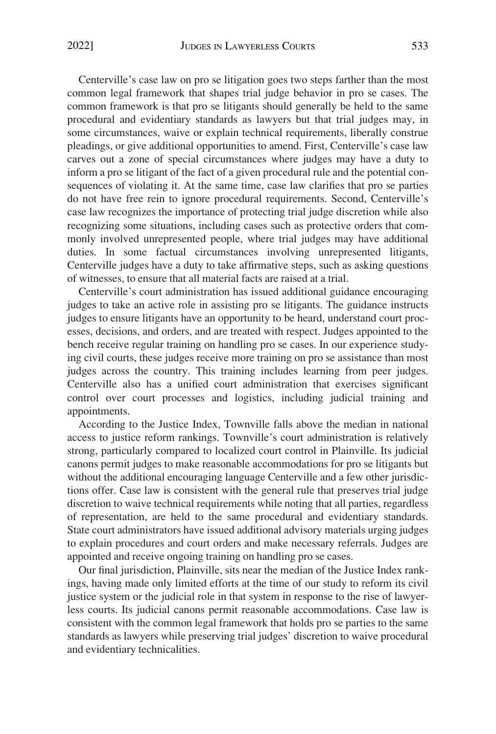Centerville's case law on pro se litigation goes two steps farther than the most common legal framework that shapes trial judge behavior in pro se cases. The common framework is that pro se litigants should generally be held to the same procedural and evidentiary standards as lawyers but that trial judges may, in some circumstances, waive or explain technical requirements, liberally construe pleadings, or give additional opportunities to amend. First, Centerville's case law carves out a zone of special circumstances where judges may have a duty to inform a pro se litigant of the fact of a given procedural rule and the potential consequences of violating it. At the same time, case law clarifies that pro se parties do not have free rein to ignore procedural requirements. Second, Centerville's case law recognizes the importance of protecting trial judge discretion while also recognizing some situations, including cases such as protective orders that commonly involved unrepresented people, where trial judges may have additional duties. In some factual circumstances involving unrepresented litigants, Centerville judges have a duty to take affirmative steps, such as asking questions of witnesses, to ensure that all material facts are raised at a trial.

Centerville's court administration has issued additional guidance encouraging judges to take an active role in assisting pro se litigants. The guidance instructs judges to ensure litigants have an opportunity to be heard, understand court processes, decisions, and orders, and are treated with respect. Judges appointed to the bench receive regular training on handling pro se cases. In our experience studying civil courts, these judges receive more training on pro se assistance than most judges across the country. This training includes learning from peer judges. Centerville also has a unified court administration that exercises significant control over court processes and logistics, including judicial training and appointments.

According to the Justice Index, Townville falls above the median in national access to justice reform rankings. Townville's court administration is relatively strong, particularly compared to localized court control in Plainville. Its judicial canons permit judges to make reasonable accommodations for pro se litigants but without the additional encouraging language Centerville and a few other jurisdictions offer. Case law is consistent with the general rule that preserves trial judge discretion to waive technical requirements while noting that all parties, regardless of representation, are held to the same procedural and evidentiary standards. State court administrators have issued additional advisory materials urging judges to explain procedures and court orders and make necessary referrals. Judges are appointed and receive ongoing training on handling pro se cases.

Our final jurisdiction, Plainville, sits near the median of the Justice Index rankings, having made only limited efforts at the time of our study to reform its civil justice system or the judicial role in that system in response to the rise of lawyerless courts. Its judicial canons permit reasonable accommodations. Case law is consistent with the common legal framework that holds pro se parties to the same standards as lawyers while preserving trial judges' discretion to waive procedural and evidentiary technicalities.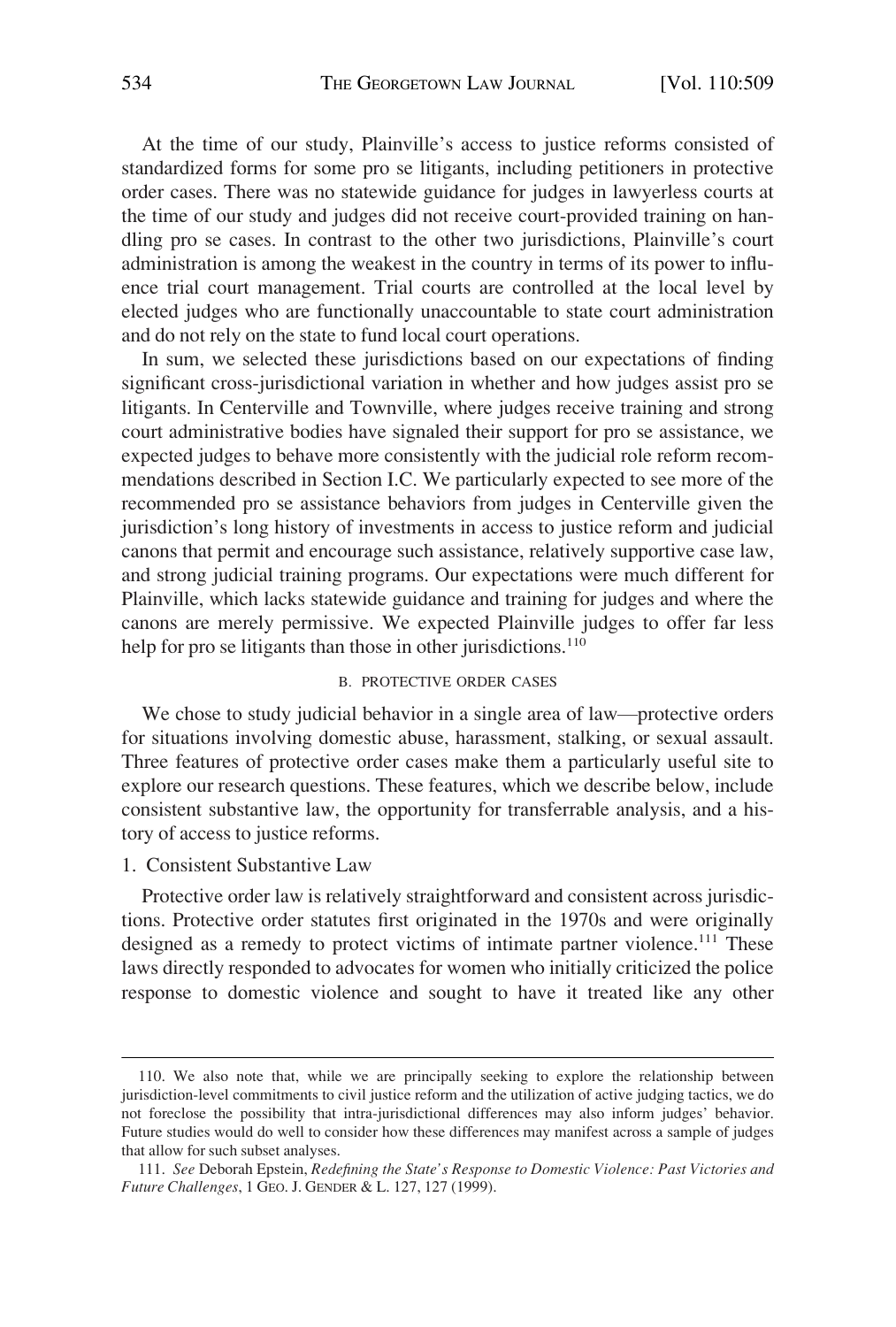At the time of our study, Plainville's access to justice reforms consisted of standardized forms for some pro se litigants, including petitioners in protective order cases. There was no statewide guidance for judges in lawyerless courts at the time of our study and judges did not receive court-provided training on handling pro se cases. In contrast to the other two jurisdictions, Plainville's court administration is among the weakest in the country in terms of its power to influence trial court management. Trial courts are controlled at the local level by elected judges who are functionally unaccountable to state court administration and do not rely on the state to fund local court operations.

In sum, we selected these jurisdictions based on our expectations of finding significant cross-jurisdictional variation in whether and how judges assist pro se litigants. In Centerville and Townville, where judges receive training and strong court administrative bodies have signaled their support for pro se assistance, we expected judges to behave more consistently with the judicial role reform recommendations described in Section I.C. We particularly expected to see more of the recommended pro se assistance behaviors from judges in Centerville given the jurisdiction's long history of investments in access to justice reform and judicial canons that permit and encourage such assistance, relatively supportive case law, and strong judicial training programs. Our expectations were much different for Plainville, which lacks statewide guidance and training for judges and where the canons are merely permissive. We expected Plainville judges to offer far less help for pro se litigants than those in other jurisdictions.[110]

### B. Protective Order Cases

We chose to study judicial behavior in a single area of law—protective orders for situations involving domestic abuse, harassment, stalking, or sexual assault. Three features of protective order cases make them a particularly useful site to explore our research questions. These features, which we describe below, include consistent substantive law, the opportunity for transferrable analysis, and a history of access to justice reforms.

#### 1. Consistent Substantive Law

Protective order law is relatively straightforward and consistent across jurisdictions. Protective order statutes first originated in the 1970s and were originally designed as a remedy to protect victims of intimate partner violence.[111] These laws directly responded to advocates for women who initially criticized the police response to domestic violence and sought to have it treated like any other

---

110. We also note that, while we are principally seeking to explore the relationship between jurisdiction-level commitments to civil justice reform and the utilization of active judging tactics, we do not foreclose the possibility that intra-jurisdictional differences may also inform judges' behavior. Future studies would do well to consider how these differences may manifest across a sample of judges that allow for such subset analyses.

111. *See* Deborah Epstein, *Redefining the State's Response to Domestic Violence: Past Victories and Future Challenges*, 1 GEO. J. GENDER & L. 127, 127 (1999).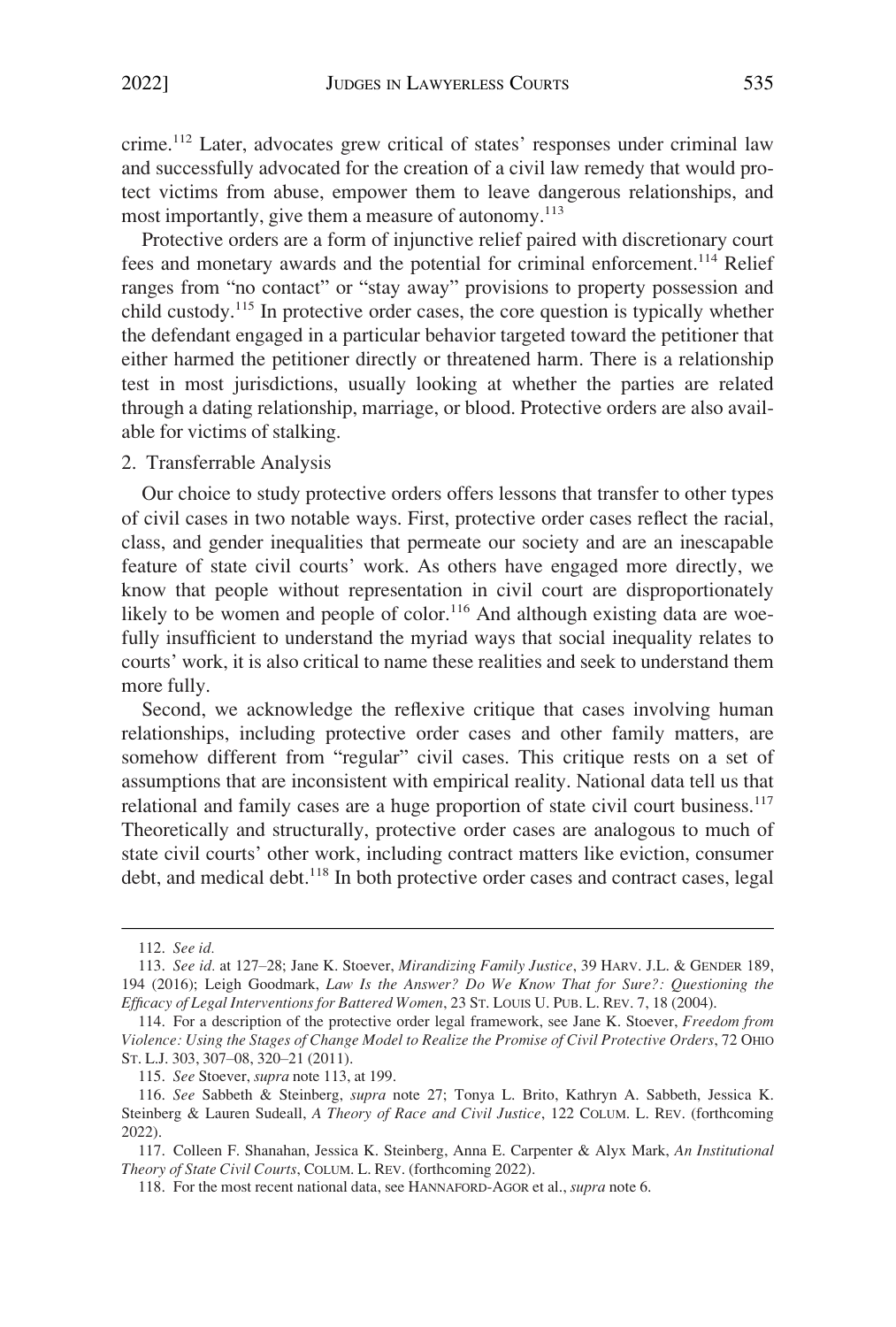crime.[112] Later, advocates grew critical of states' responses under criminal law and successfully advocated for the creation of a civil law remedy that would protect victims from abuse, empower them to leave dangerous relationships, and most importantly, give them a measure of autonomy.[113]

Protective orders are a form of injunctive relief paired with discretionary court fees and monetary awards and the potential for criminal enforcement.[114] Relief ranges from "no contact" or "stay away" provisions to property possession and child custody.[115] In protective order cases, the core question is typically whether the defendant engaged in a particular behavior targeted toward the petitioner that either harmed the petitioner directly or threatened harm. There is a relationship test in most jurisdictions, usually looking at whether the parties are related through a dating relationship, marriage, or blood. Protective orders are also available for victims of stalking.

2. Transferrable Analysis

Our choice to study protective orders offers lessons that transfer to other types of civil cases in two notable ways. First, protective order cases reflect the racial, class, and gender inequalities that permeate our society and are an inescapable feature of state civil courts' work. As others have engaged more directly, we know that people without representation in civil court are disproportionately likely to be women and people of color.[116] And although existing data are woefully insufficient to understand the myriad ways that social inequality relates to courts' work, it is also critical to name these realities and seek to understand them more fully.

Second, we acknowledge the reflexive critique that cases involving human relationships, including protective order cases and other family matters, are somehow different from "regular" civil cases. This critique rests on a set of assumptions that are inconsistent with empirical reality. National data tell us that relational and family cases are a huge proportion of state civil court business.[117] Theoretically and structurally, protective order cases are analogous to much of state civil courts' other work, including contract matters like eviction, consumer debt, and medical debt.[118] In both protective order cases and contract cases, legal

---

112. *See id.*

113. *See id.* at 127–28; Jane K. Stoever, *Mirandizing Family Justice*, 39 HARV. J.L. & GENDER 189, 194 (2016); Leigh Goodmark, *Law Is the Answer? Do We Know That for Sure?: Questioning the Efficacy of Legal Interventions for Battered Women*, 23 ST. LOUIS U. PUB. L. REV. 7, 18 (2004).

114. For a description of the protective order legal framework, see Jane K. Stoever, *Freedom from Violence: Using the Stages of Change Model to Realize the Promise of Civil Protective Orders*, 72 OHIO ST. L.J. 303, 307–08, 320–21 (2011).

115. *See* Stoever, *supra* note 113, at 199.

116. *See* Sabbeth & Steinberg, *supra* note 27; Tonya L. Brito, Kathryn A. Sabbeth, Jessica K. Steinberg & Lauren Sudeall, *A Theory of Race and Civil Justice*, 122 COLUM. L. REV. (forthcoming 2022).

117. Colleen F. Shanahan, Jessica K. Steinberg, Anna E. Carpenter & Alyx Mark, *An Institutional Theory of State Civil Courts*, COLUM. L. REV. (forthcoming 2022).

118. For the most recent national data, see HANNAFORD-AGOR et al., *supra* note 6.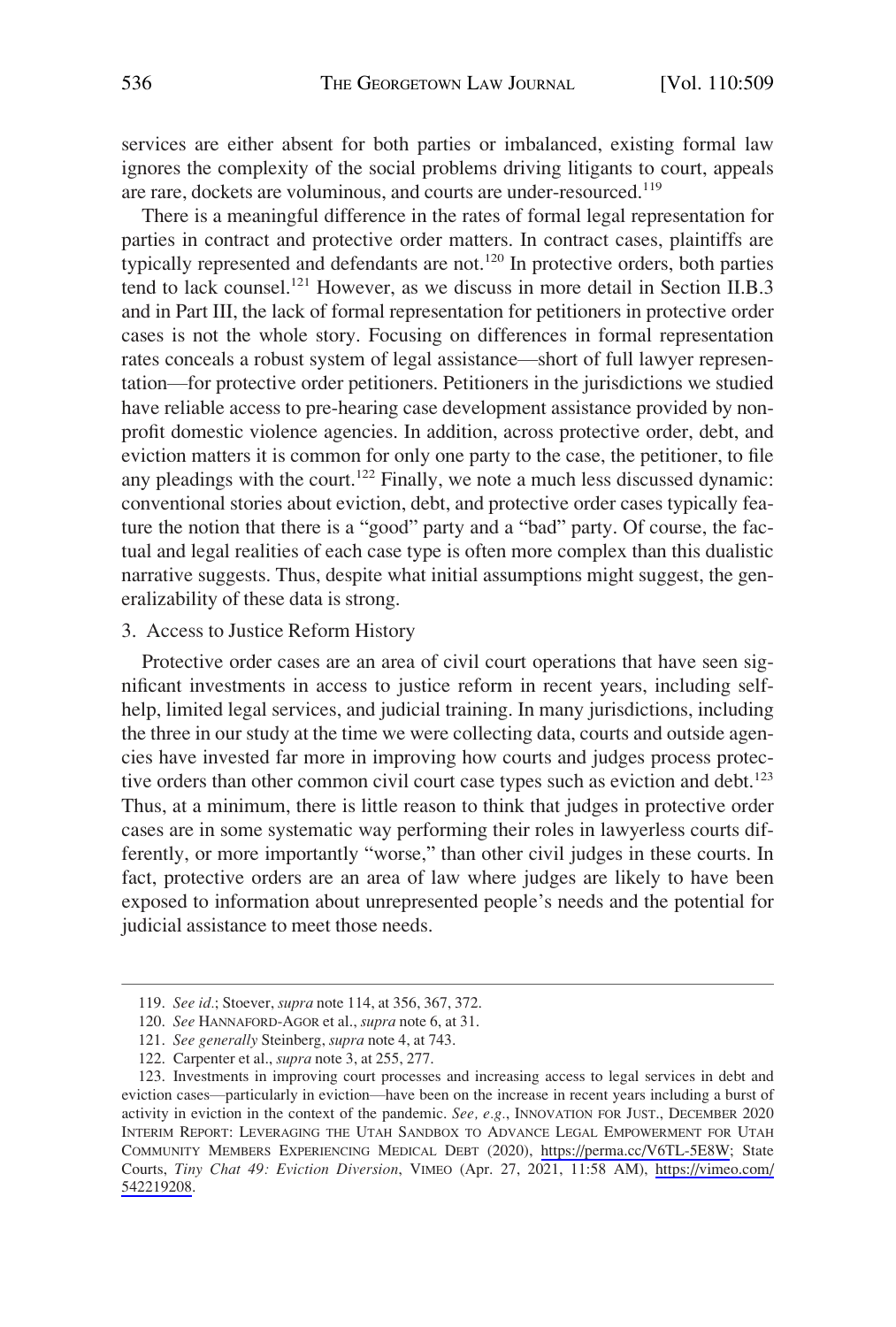services are either absent for both parties or imbalanced, existing formal law ignores the complexity of the social problems driving litigants to court, appeals are rare, dockets are voluminous, and courts are under-resourced.[119]

There is a meaningful difference in the rates of formal legal representation for parties in contract and protective order matters. In contract cases, plaintiffs are typically represented and defendants are not.[120] In protective orders, both parties tend to lack counsel.[121] However, as we discuss in more detail in Section II.B.3 and in Part III, the lack of formal representation for petitioners in protective order cases is not the whole story. Focusing on differences in formal representation rates conceals a robust system of legal assistance—short of full lawyer representation—for protective order petitioners. Petitioners in the jurisdictions we studied have reliable access to pre-hearing case development assistance provided by nonprofit domestic violence agencies. In addition, across protective order, debt, and eviction matters it is common for only one party to the case, the petitioner, to file any pleadings with the court.[122] Finally, we note a much less discussed dynamic: conventional stories about eviction, debt, and protective order cases typically feature the notion that there is a "good" party and a "bad" party. Of course, the factual and legal realities of each case type is often more complex than this dualistic narrative suggests. Thus, despite what initial assumptions might suggest, the generalizability of these data is strong.

### 3. Access to Justice Reform History

Protective order cases are an area of civil court operations that have seen significant investments in access to justice reform in recent years, including self-help, limited legal services, and judicial training. In many jurisdictions, including the three in our study at the time we were collecting data, courts and outside agencies have invested far more in improving how courts and judges process protective orders than other common civil court case types such as eviction and debt.[123] Thus, at a minimum, there is little reason to think that judges in protective order cases are in some systematic way performing their roles in lawyerless courts differently, or more importantly "worse," than other civil judges in these courts. In fact, protective orders are an area of law where judges are likely to have been exposed to information about unrepresented people's needs and the potential for judicial assistance to meet those needs.

---

119. *See id.*; Stoever, *supra* note 114, at 356, 367, 372.

120. *See* HANNAFORD-AGOR et al., *supra* note 6, at 31.

121. *See generally* Steinberg, *supra* note 4, at 743.

122. Carpenter et al., *supra* note 3, at 255, 277.

123. Investments in improving court processes and increasing access to legal services in debt and eviction cases—particularly in eviction—have been on the increase in recent years including a burst of activity in eviction in the context of the pandemic. *See, e.g.*, INNOVATION FOR JUST., DECEMBER 2020 INTERIM REPORT: LEVERAGING THE UTAH SANDBOX TO ADVANCE LEGAL EMPOWERMENT FOR UTAH COMMUNITY MEMBERS EXPERIENCING MEDICAL DEBT (2020), https://perma.cc/V6TL-5E8W; State Courts, *Tiny Chat 49: Eviction Diversion*, VIMEO (Apr. 27, 2021, 11:58 AM), https://vimeo.com/542219208.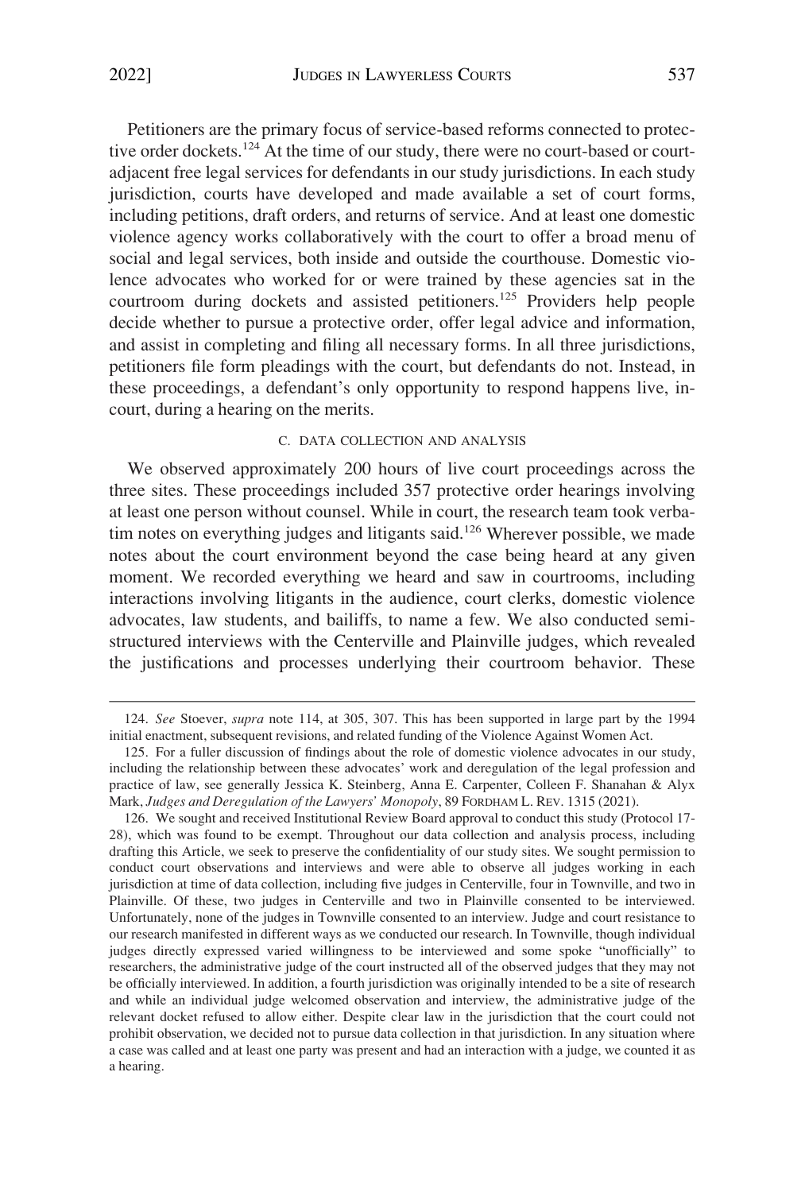Petitioners are the primary focus of service-based reforms connected to protective order dockets.[124] At the time of our study, there were no court-based or court-adjacent free legal services for defendants in our study jurisdictions. In each study jurisdiction, courts have developed and made available a set of court forms, including petitions, draft orders, and returns of service. And at least one domestic violence agency works collaboratively with the court to offer a broad menu of social and legal services, both inside and outside the courthouse. Domestic violence advocates who worked for or were trained by these agencies sat in the courtroom during dockets and assisted petitioners.[125] Providers help people decide whether to pursue a protective order, offer legal advice and information, and assist in completing and filing all necessary forms. In all three jurisdictions, petitioners file form pleadings with the court, but defendants do not. Instead, in these proceedings, a defendant's only opportunity to respond happens live, in-court, during a hearing on the merits.

### C. DATA COLLECTION AND ANALYSIS

We observed approximately 200 hours of live court proceedings across the three sites. These proceedings included 357 protective order hearings involving at least one person without counsel. While in court, the research team took verbatim notes on everything judges and litigants said.[126] Wherever possible, we made notes about the court environment beyond the case being heard at any given moment. We recorded everything we heard and saw in courtrooms, including interactions involving litigants in the audience, court clerks, domestic violence advocates, law students, and bailiffs, to name a few. We also conducted semi-structured interviews with the Centerville and Plainville judges, which revealed the justifications and processes underlying their courtroom behavior. These

---

124. *See* Stoever, *supra* note 114, at 305, 307. This has been supported in large part by the 1994 initial enactment, subsequent revisions, and related funding of the Violence Against Women Act.

125. For a fuller discussion of findings about the role of domestic violence advocates in our study, including the relationship between these advocates' work and deregulation of the legal profession and practice of law, see generally Jessica K. Steinberg, Anna E. Carpenter, Colleen F. Shanahan & Alyx Mark, *Judges and Deregulation of the Lawyers' Monopoly*, 89 FORDHAM L. REV. 1315 (2021).

126. We sought and received Institutional Review Board approval to conduct this study (Protocol 17-28), which was found to be exempt. Throughout our data collection and analysis process, including drafting this Article, we seek to preserve the confidentiality of our study sites. We sought permission to conduct court observations and interviews and were able to observe all judges working in each jurisdiction at time of data collection, including five judges in Centerville, four in Townville, and two in Plainville. Of these, two judges in Centerville and two in Plainville consented to be interviewed. Unfortunately, none of the judges in Townville consented to an interview. Judge and court resistance to our research manifested in different ways as we conducted our research. In Townville, though individual judges directly expressed varied willingness to be interviewed and some spoke "unofficially" to researchers, the administrative judge of the court instructed all of the observed judges that they may not be officially interviewed. In addition, a fourth jurisdiction was originally intended to be a site of research and while an individual judge welcomed observation and interview, the administrative judge of the relevant docket refused to allow either. Despite clear law in the jurisdiction that the court could not prohibit observation, we decided not to pursue data collection in that jurisdiction. In any situation where a case was called and at least one party was present and had an interaction with a judge, we counted it as a hearing.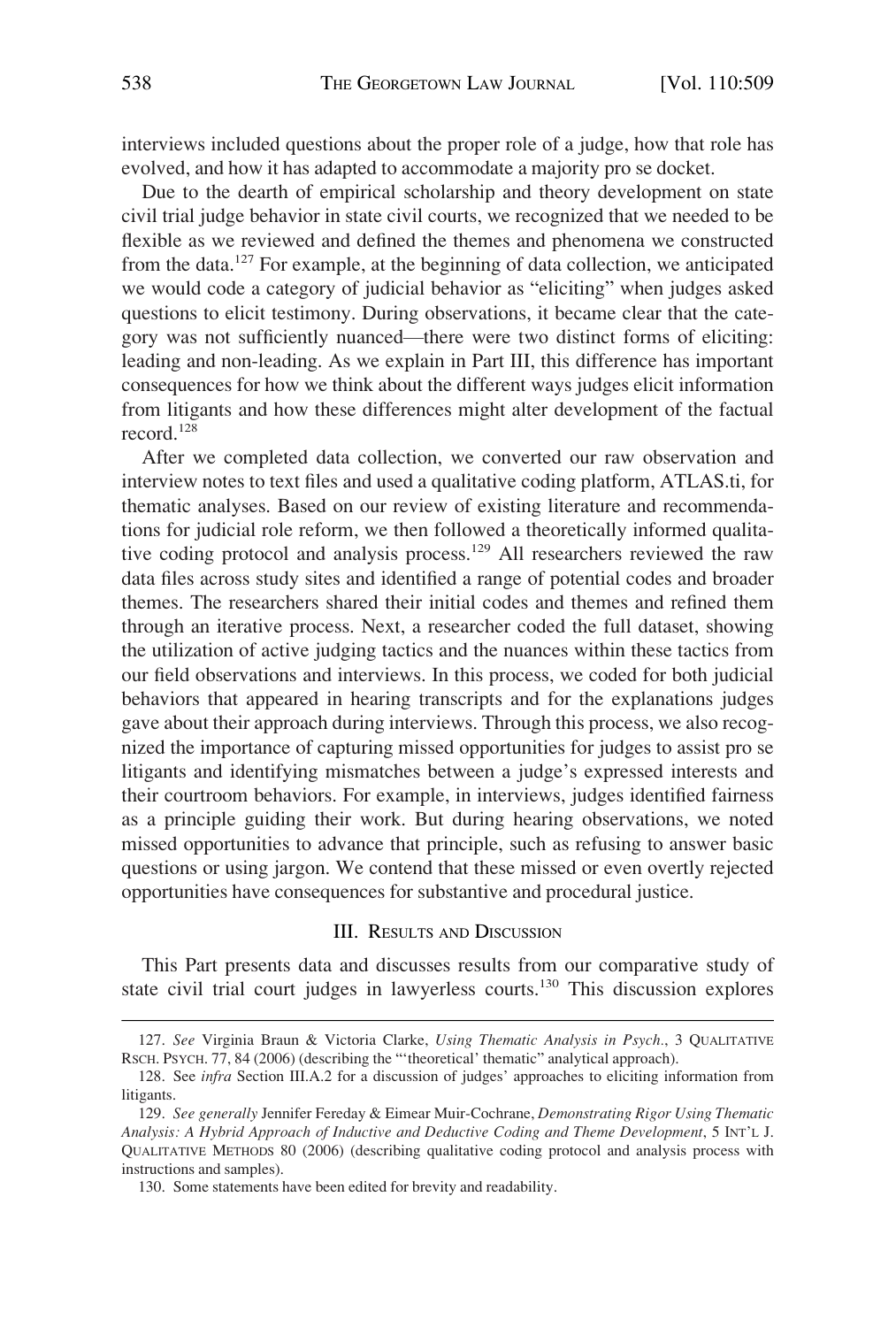interviews included questions about the proper role of a judge, how that role has evolved, and how it has adapted to accommodate a majority pro se docket.

Due to the dearth of empirical scholarship and theory development on state civil trial judge behavior in state civil courts, we recognized that we needed to be flexible as we reviewed and defined the themes and phenomena we constructed from the data.[127] For example, at the beginning of data collection, we anticipated we would code a category of judicial behavior as "eliciting" when judges asked questions to elicit testimony. During observations, it became clear that the category was not sufficiently nuanced—there were two distinct forms of eliciting: leading and non-leading. As we explain in Part III, this difference has important consequences for how we think about the different ways judges elicit information from litigants and how these differences might alter development of the factual record.[128]

After we completed data collection, we converted our raw observation and interview notes to text files and used a qualitative coding platform, ATLAS.ti, for thematic analyses. Based on our review of existing literature and recommendations for judicial role reform, we then followed a theoretically informed qualitative coding protocol and analysis process.[129] All researchers reviewed the raw data files across study sites and identified a range of potential codes and broader themes. The researchers shared their initial codes and themes and refined them through an iterative process. Next, a researcher coded the full dataset, showing the utilization of active judging tactics and the nuances within these tactics from our field observations and interviews. In this process, we coded for both judicial behaviors that appeared in hearing transcripts and for the explanations judges gave about their approach during interviews. Through this process, we also recognized the importance of capturing missed opportunities for judges to assist pro se litigants and identifying mismatches between a judge's expressed interests and their courtroom behaviors. For example, in interviews, judges identified fairness as a principle guiding their work. But during hearing observations, we noted missed opportunities to advance that principle, such as refusing to answer basic questions or using jargon. We contend that these missed or even overtly rejected opportunities have consequences for substantive and procedural justice.

## III. Results and Discussion

This Part presents data and discusses results from our comparative study of state civil trial court judges in lawyerless courts.[130] This discussion explores

---

127. *See* Virginia Braun & Victoria Clarke, *Using Thematic Analysis in Psych.*, 3 Qualitative Rsch. Psych. 77, 84 (2006) (describing the "'theoretical' thematic" analytical approach).

128. See *infra* Section III.A.2 for a discussion of judges' approaches to eliciting information from litigants.

129. *See generally* Jennifer Fereday & Eimear Muir-Cochrane, *Demonstrating Rigor Using Thematic Analysis: A Hybrid Approach of Inductive and Deductive Coding and Theme Development*, 5 Int'l J. Qualitative Methods 80 (2006) (describing qualitative coding protocol and analysis process with instructions and samples).

130. Some statements have been edited for brevity and readability.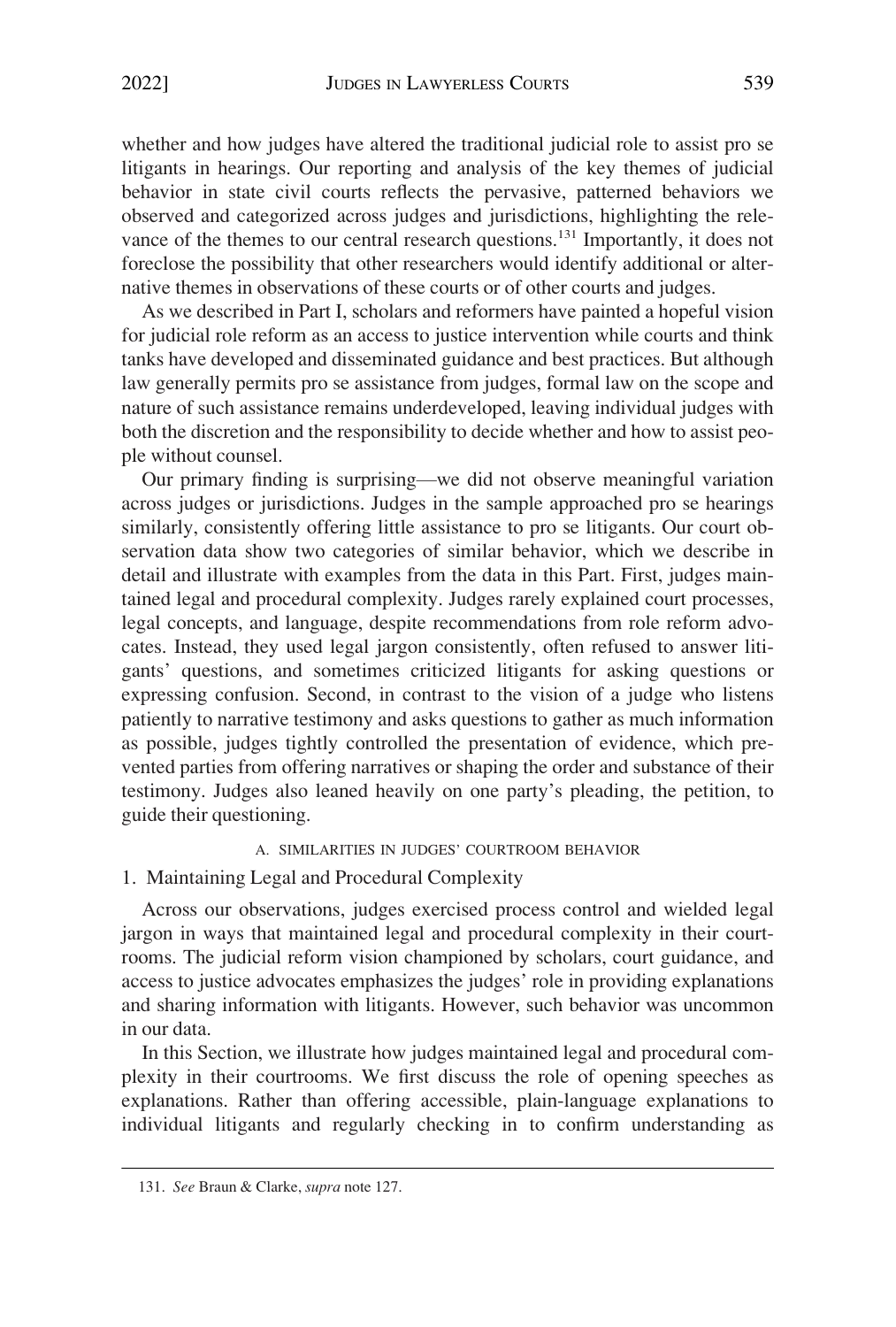whether and how judges have altered the traditional judicial role to assist pro se litigants in hearings. Our reporting and analysis of the key themes of judicial behavior in state civil courts reflects the pervasive, patterned behaviors we observed and categorized across judges and jurisdictions, highlighting the relevance of the themes to our central research questions.[131] Importantly, it does not foreclose the possibility that other researchers would identify additional or alternative themes in observations of these courts or of other courts and judges.

As we described in Part I, scholars and reformers have painted a hopeful vision for judicial role reform as an access to justice intervention while courts and think tanks have developed and disseminated guidance and best practices. But although law generally permits pro se assistance from judges, formal law on the scope and nature of such assistance remains underdeveloped, leaving individual judges with both the discretion and the responsibility to decide whether and how to assist people without counsel.

Our primary finding is surprising—we did not observe meaningful variation across judges or jurisdictions. Judges in the sample approached pro se hearings similarly, consistently offering little assistance to pro se litigants. Our court observation data show two categories of similar behavior, which we describe in detail and illustrate with examples from the data in this Part. First, judges maintained legal and procedural complexity. Judges rarely explained court processes, legal concepts, and language, despite recommendations from role reform advocates. Instead, they used legal jargon consistently, often refused to answer litigants' questions, and sometimes criticized litigants for asking questions or expressing confusion. Second, in contrast to the vision of a judge who listens patiently to narrative testimony and asks questions to gather as much information as possible, judges tightly controlled the presentation of evidence, which prevented parties from offering narratives or shaping the order and substance of their testimony. Judges also leaned heavily on one party's pleading, the petition, to guide their questioning.

### A. Similarities in Judges' Courtroom Behavior

#### 1. Maintaining Legal and Procedural Complexity

Across our observations, judges exercised process control and wielded legal jargon in ways that maintained legal and procedural complexity in their courtrooms. The judicial reform vision championed by scholars, court guidance, and access to justice advocates emphasizes the judges' role in providing explanations and sharing information with litigants. However, such behavior was uncommon in our data.

In this Section, we illustrate how judges maintained legal and procedural complexity in their courtrooms. We first discuss the role of opening speeches as explanations. Rather than offering accessible, plain-language explanations to individual litigants and regularly checking in to confirm understanding as

131. *See* Braun & Clarke, *supra* note 127.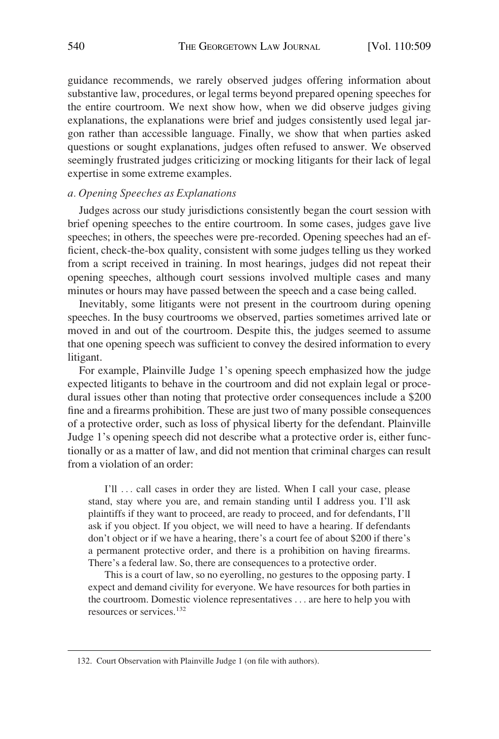guidance recommends, we rarely observed judges offering information about substantive law, procedures, or legal terms beyond prepared opening speeches for the entire courtroom. We next show how, when we did observe judges giving explanations, the explanations were brief and judges consistently used legal jargon rather than accessible language. Finally, we show that when parties asked questions or sought explanations, judges often refused to answer. We observed seemingly frustrated judges criticizing or mocking litigants for their lack of legal expertise in some extreme examples.

#### *a. Opening Speeches as Explanations*

Judges across our study jurisdictions consistently began the court session with brief opening speeches to the entire courtroom. In some cases, judges gave live speeches; in others, the speeches were pre-recorded. Opening speeches had an efficient, check-the-box quality, consistent with some judges telling us they worked from a script received in training. In most hearings, judges did not repeat their opening speeches, although court sessions involved multiple cases and many minutes or hours may have passed between the speech and a case being called.

Inevitably, some litigants were not present in the courtroom during opening speeches. In the busy courtrooms we observed, parties sometimes arrived late or moved in and out of the courtroom. Despite this, the judges seemed to assume that one opening speech was sufficient to convey the desired information to every litigant.

For example, Plainville Judge 1's opening speech emphasized how the judge expected litigants to behave in the courtroom and did not explain legal or procedural issues other than noting that protective order consequences include a $200 fine and a firearms prohibition. These are just two of many possible consequences of a protective order, such as loss of physical liberty for the defendant. Plainville Judge 1's opening speech did not describe what a protective order is, either functionally or as a matter of law, and did not mention that criminal charges can result from a violation of an order:

> I'll . . . call cases in order they are listed. When I call your case, please stand, stay where you are, and remain standing until I address you. I'll ask plaintiffs if they want to proceed, are ready to proceed, and for defendants, I'll ask if you object. If you object, we will need to have a hearing. If defendants don't object or if we have a hearing, there's a court fee of about $200 if there's a permanent protective order, and there is a prohibition on having firearms. There's a federal law. So, there are consequences to a protective order.
>
> This is a court of law, so no eyerolling, no gestures to the opposing party. I expect and demand civility for everyone. We have resources for both parties in the courtroom. Domestic violence representatives . . . are here to help you with resources or services.[132]

---

132. Court Observation with Plainville Judge 1 (on file with authors).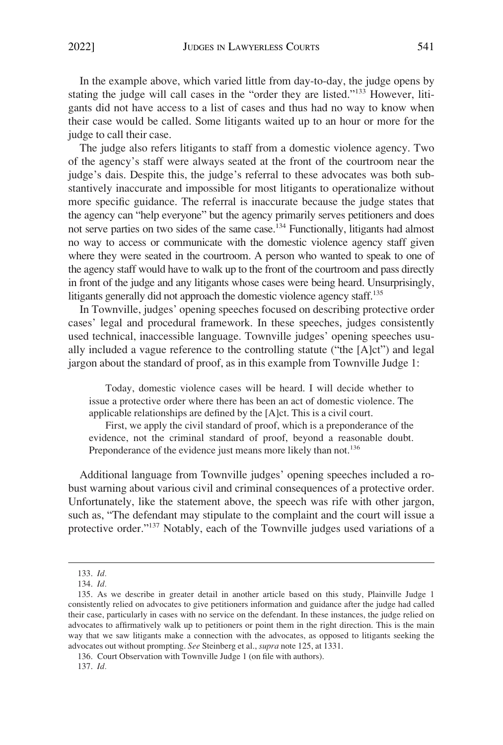In the example above, which varied little from day-to-day, the judge opens by stating the judge will call cases in the "order they are listed."[133] However, litigants did not have access to a list of cases and thus had no way to know when their case would be called. Some litigants waited up to an hour or more for the judge to call their case.

The judge also refers litigants to staff from a domestic violence agency. Two of the agency's staff were always seated at the front of the courtroom near the judge's dais. Despite this, the judge's referral to these advocates was both substantively inaccurate and impossible for most litigants to operationalize without more specific guidance. The referral is inaccurate because the judge states that the agency can "help everyone" but the agency primarily serves petitioners and does not serve parties on two sides of the same case.[134] Functionally, litigants had almost no way to access or communicate with the domestic violence agency staff given where they were seated in the courtroom. A person who wanted to speak to one of the agency staff would have to walk up to the front of the courtroom and pass directly in front of the judge and any litigants whose cases were being heard. Unsurprisingly, litigants generally did not approach the domestic violence agency staff.[135]

In Townville, judges' opening speeches focused on describing protective order cases' legal and procedural framework. In these speeches, judges consistently used technical, inaccessible language. Townville judges' opening speeches usually included a vague reference to the controlling statute ("the [A]ct") and legal jargon about the standard of proof, as in this example from Townville Judge 1:

> Today, domestic violence cases will be heard. I will decide whether to issue a protective order where there has been an act of domestic violence. The applicable relationships are defined by the [A]ct. This is a civil court.
>
> First, we apply the civil standard of proof, which is a preponderance of the evidence, not the criminal standard of proof, beyond a reasonable doubt. Preponderance of the evidence just means more likely than not.[136]

Additional language from Townville judges' opening speeches included a robust warning about various civil and criminal consequences of a protective order. Unfortunately, like the statement above, the speech was rife with other jargon, such as, "The defendant may stipulate to the complaint and the court will issue a protective order."[137] Notably, each of the Townville judges used variations of a

---

133. *Id.*

134. *Id.*

135. As we describe in greater detail in another article based on this study, Plainville Judge 1 consistently relied on advocates to give petitioners information and guidance after the judge had called their case, particularly in cases with no service on the defendant. In these instances, the judge relied on advocates to affirmatively walk up to petitioners or point them in the right direction. This is the main way that we saw litigants make a connection with the advocates, as opposed to litigants seeking the advocates out without prompting. *See* Steinberg et al., *supra* note 125, at 1331.

136. Court Observation with Townville Judge 1 (on file with authors).

137. *Id.*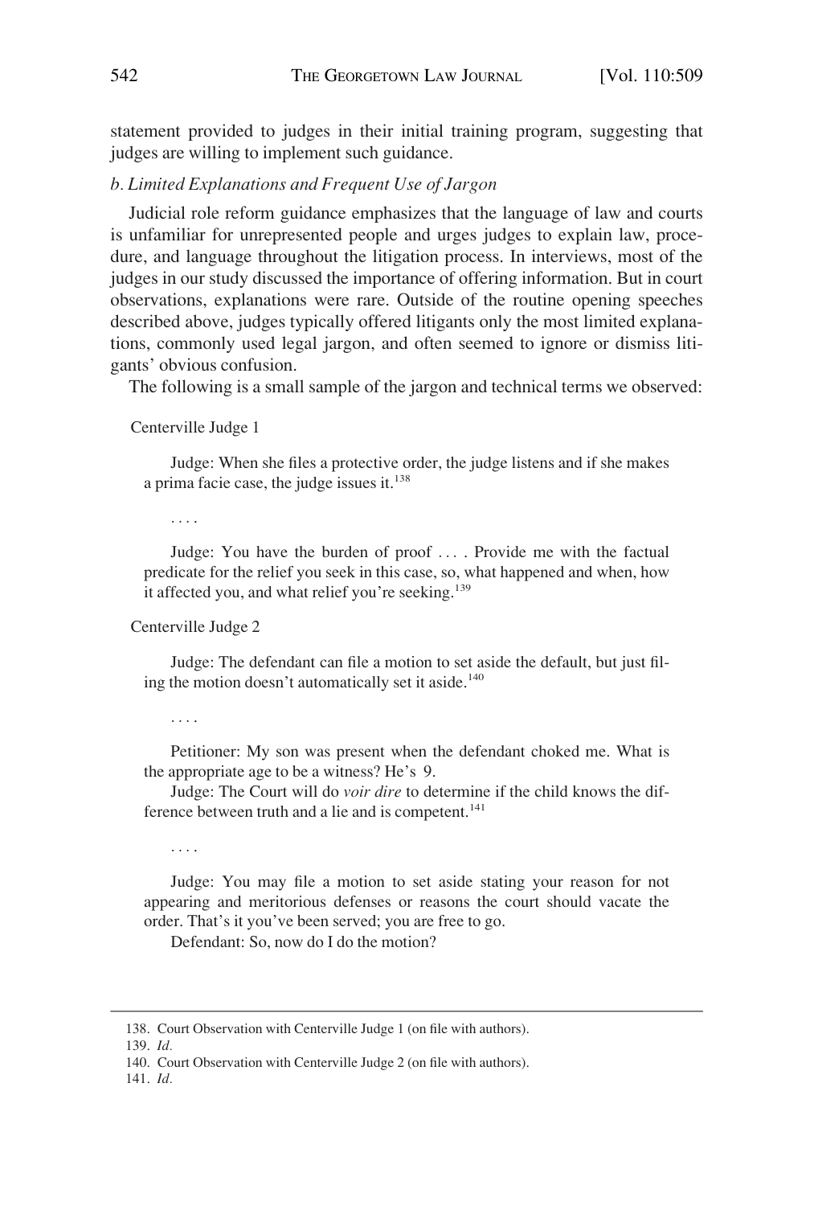statement provided to judges in their initial training program, suggesting that judges are willing to implement such guidance.

### *b. Limited Explanations and Frequent Use of Jargon*

Judicial role reform guidance emphasizes that the language of law and courts is unfamiliar for unrepresented people and urges judges to explain law, procedure, and language throughout the litigation process. In interviews, most of the judges in our study discussed the importance of offering information. But in court observations, explanations were rare. Outside of the routine opening speeches described above, judges typically offered litigants only the most limited explanations, commonly used legal jargon, and often seemed to ignore or dismiss litigants' obvious confusion.

The following is a small sample of the jargon and technical terms we observed:

Centerville Judge 1

> Judge: When she files a protective order, the judge listens and if she makes a prima facie case, the judge issues it.[138]
>
> . . . .
>
> Judge: You have the burden of proof . . . . Provide me with the factual predicate for the relief you seek in this case, so, what happened and when, how it affected you, and what relief you're seeking.[139]

Centerville Judge 2

> Judge: The defendant can file a motion to set aside the default, but just filing the motion doesn't automatically set it aside.[140]
>
> . . . .
>
> Petitioner: My son was present when the defendant choked me. What is the appropriate age to be a witness? He's 9.
>
> Judge: The Court will do *voir dire* to determine if the child knows the difference between truth and a lie and is competent.[141]
>
> . . . .
>
> Judge: You may file a motion to set aside stating your reason for not appearing and meritorious defenses or reasons the court should vacate the order. That's it you've been served; you are free to go.
>
> Defendant: So, now do I do the motion?

---

138. Court Observation with Centerville Judge 1 (on file with authors).

139. *Id.*

140. Court Observation with Centerville Judge 2 (on file with authors).

141. *Id.*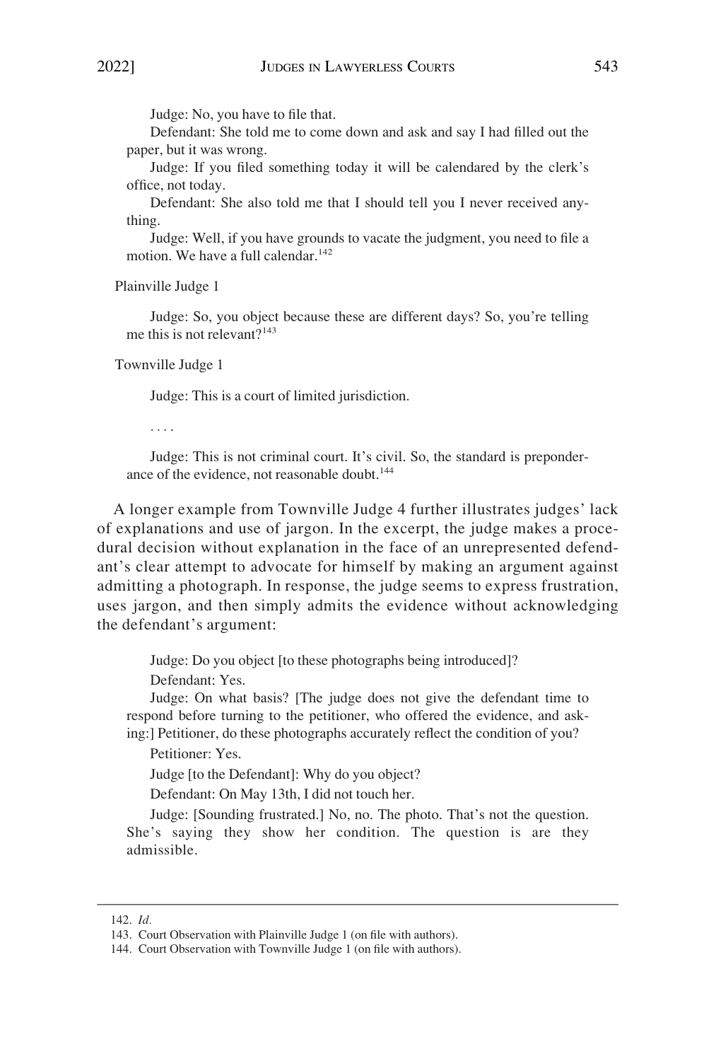Judge: No, you have to file that.

Defendant: She told me to come down and ask and say I had filled out the paper, but it was wrong.

Judge: If you filed something today it will be calendared by the clerk's office, not today.

Defendant: She also told me that I should tell you I never received anything.

Judge: Well, if you have grounds to vacate the judgment, you need to file a motion. We have a full calendar.[142]

Plainville Judge 1

> Judge: So, you object because these are different days? So, you're telling me this is not relevant?[143]

Townville Judge 1

> Judge: This is a court of limited jurisdiction.
>
> . . . .
>
> Judge: This is not criminal court. It's civil. So, the standard is preponderance of the evidence, not reasonable doubt.[144]

A longer example from Townville Judge 4 further illustrates judges' lack of explanations and use of jargon. In the excerpt, the judge makes a procedural decision without explanation in the face of an unrepresented defendant's clear attempt to advocate for himself by making an argument against admitting a photograph. In response, the judge seems to express frustration, uses jargon, and then simply admits the evidence without acknowledging the defendant's argument:

> Judge: Do you object [to these photographs being introduced]?
>
> Defendant: Yes.
>
> Judge: On what basis? [The judge does not give the defendant time to respond before turning to the petitioner, who offered the evidence, and asking:] Petitioner, do these photographs accurately reflect the condition of you?
>
> Petitioner: Yes.
>
> Judge [to the Defendant]: Why do you object?
>
> Defendant: On May 13th, I did not touch her.
>
> Judge: [Sounding frustrated.] No, no. The photo. That's not the question. She's saying they show her condition. The question is are they admissible.

142. *Id.*

143. Court Observation with Plainville Judge 1 (on file with authors).

144. Court Observation with Townville Judge 1 (on file with authors).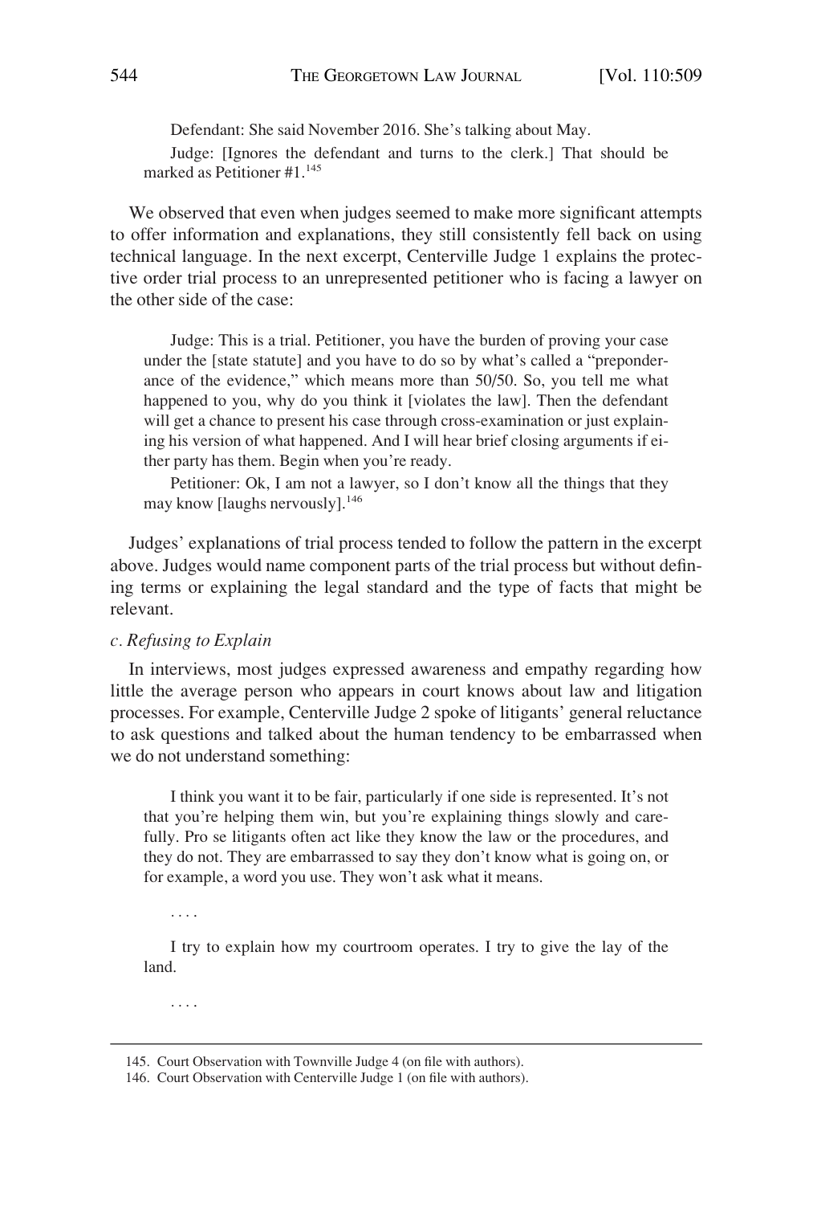> Defendant: She said November 2016. She's talking about May.
>
> Judge: [Ignores the defendant and turns to the clerk.] That should be marked as Petitioner #1.[145]

We observed that even when judges seemed to make more significant attempts to offer information and explanations, they still consistently fell back on using technical language. In the next excerpt, Centerville Judge 1 explains the protective order trial process to an unrepresented petitioner who is facing a lawyer on the other side of the case:

> Judge: This is a trial. Petitioner, you have the burden of proving your case under the [state statute] and you have to do so by what's called a "preponderance of the evidence," which means more than 50/50. So, you tell me what happened to you, why do you think it [violates the law]. Then the defendant will get a chance to present his case through cross-examination or just explaining his version of what happened. And I will hear brief closing arguments if either party has them. Begin when you're ready.
>
> Petitioner: Ok, I am not a lawyer, so I don't know all the things that they may know [laughs nervously].[146]

Judges' explanations of trial process tended to follow the pattern in the excerpt above. Judges would name component parts of the trial process but without defining terms or explaining the legal standard and the type of facts that might be relevant.

*c. Refusing to Explain*

In interviews, most judges expressed awareness and empathy regarding how little the average person who appears in court knows about law and litigation processes. For example, Centerville Judge 2 spoke of litigants' general reluctance to ask questions and talked about the human tendency to be embarrassed when we do not understand something:

> I think you want it to be fair, particularly if one side is represented. It's not that you're helping them win, but you're explaining things slowly and carefully. Pro se litigants often act like they know the law or the procedures, and they do not. They are embarrassed to say they don't know what is going on, or for example, a word you use. They won't ask what it means.
>
> . . . .
>
> I try to explain how my courtroom operates. I try to give the lay of the land.
>
> . . . .

145. Court Observation with Townville Judge 4 (on file with authors).

146. Court Observation with Centerville Judge 1 (on file with authors).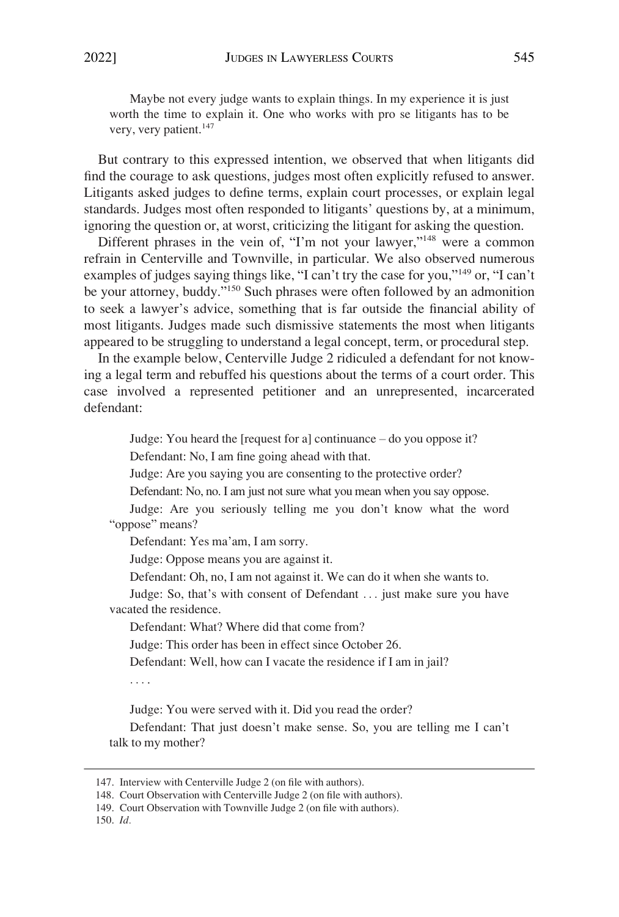> Maybe not every judge wants to explain things. In my experience it is just worth the time to explain it. One who works with pro se litigants has to be very, very patient.[147]

But contrary to this expressed intention, we observed that when litigants did find the courage to ask questions, judges most often explicitly refused to answer. Litigants asked judges to define terms, explain court processes, or explain legal standards. Judges most often responded to litigants' questions by, at a minimum, ignoring the question or, at worst, criticizing the litigant for asking the question.

Different phrases in the vein of, "I'm not your lawyer,"[148] were a common refrain in Centerville and Townville, in particular. We also observed numerous examples of judges saying things like, "I can't try the case for you,"[149] or, "I can't be your attorney, buddy."[150] Such phrases were often followed by an admonition to seek a lawyer's advice, something that is far outside the financial ability of most litigants. Judges made such dismissive statements the most when litigants appeared to be struggling to understand a legal concept, term, or procedural step.

In the example below, Centerville Judge 2 ridiculed a defendant for not knowing a legal term and rebuffed his questions about the terms of a court order. This case involved a represented petitioner and an unrepresented, incarcerated defendant:

> Judge: You heard the [request for a] continuance – do you oppose it?
>
> Defendant: No, I am fine going ahead with that.
>
> Judge: Are you saying you are consenting to the protective order?
>
> Defendant: No, no. I am just not sure what you mean when you say oppose.
>
> Judge: Are you seriously telling me you don't know what the word "oppose" means?
>
> Defendant: Yes ma'am, I am sorry.
>
> Judge: Oppose means you are against it.
>
> Defendant: Oh, no, I am not against it. We can do it when she wants to.
>
> Judge: So, that's with consent of Defendant . . . just make sure you have vacated the residence.
>
> Defendant: What? Where did that come from?
>
> Judge: This order has been in effect since October 26.
>
> Defendant: Well, how can I vacate the residence if I am in jail?
>
> . . . .
>
> Judge: You were served with it. Did you read the order?
>
> Defendant: That just doesn't make sense. So, you are telling me I can't talk to my mother?

147. Interview with Centerville Judge 2 (on file with authors).

148. Court Observation with Centerville Judge 2 (on file with authors).

149. Court Observation with Townville Judge 2 (on file with authors).

150. *Id.*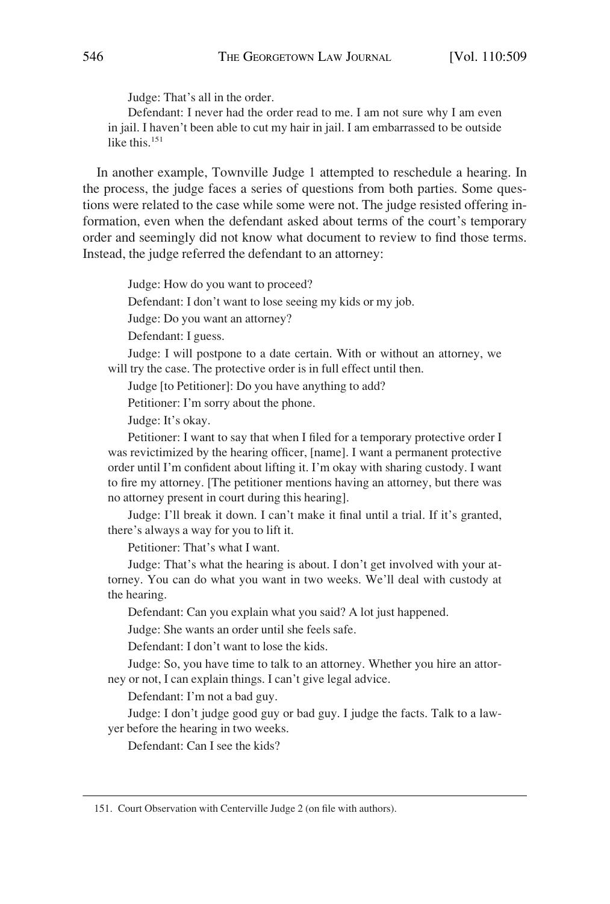Judge: That's all in the order.

Defendant: I never had the order read to me. I am not sure why I am even in jail. I haven't been able to cut my hair in jail. I am embarrassed to be outside like this.[151]

In another example, Townville Judge 1 attempted to reschedule a hearing. In the process, the judge faces a series of questions from both parties. Some questions were related to the case while some were not. The judge resisted offering information, even when the defendant asked about terms of the court's temporary order and seemingly did not know what document to review to find those terms. Instead, the judge referred the defendant to an attorney:

Judge: How do you want to proceed?

Defendant: I don't want to lose seeing my kids or my job.

Judge: Do you want an attorney?

Defendant: I guess.

Judge: I will postpone to a date certain. With or without an attorney, we will try the case. The protective order is in full effect until then.

Judge [to Petitioner]: Do you have anything to add?

Petitioner: I'm sorry about the phone.

Judge: It's okay.

Petitioner: I want to say that when I filed for a temporary protective order I was revictimized by the hearing officer, [name]. I want a permanent protective order until I'm confident about lifting it. I'm okay with sharing custody. I want to fire my attorney. [The petitioner mentions having an attorney, but there was no attorney present in court during this hearing].

Judge: I'll break it down. I can't make it final until a trial. If it's granted, there's always a way for you to lift it.

Petitioner: That's what I want.

Judge: That's what the hearing is about. I don't get involved with your attorney. You can do what you want in two weeks. We'll deal with custody at the hearing.

Defendant: Can you explain what you said? A lot just happened.

Judge: She wants an order until she feels safe.

Defendant: I don't want to lose the kids.

Judge: So, you have time to talk to an attorney. Whether you hire an attorney or not, I can explain things. I can't give legal advice.

Defendant: I'm not a bad guy.

Judge: I don't judge good guy or bad guy. I judge the facts. Talk to a lawyer before the hearing in two weeks.

Defendant: Can I see the kids?

---

151. Court Observation with Centerville Judge 2 (on file with authors).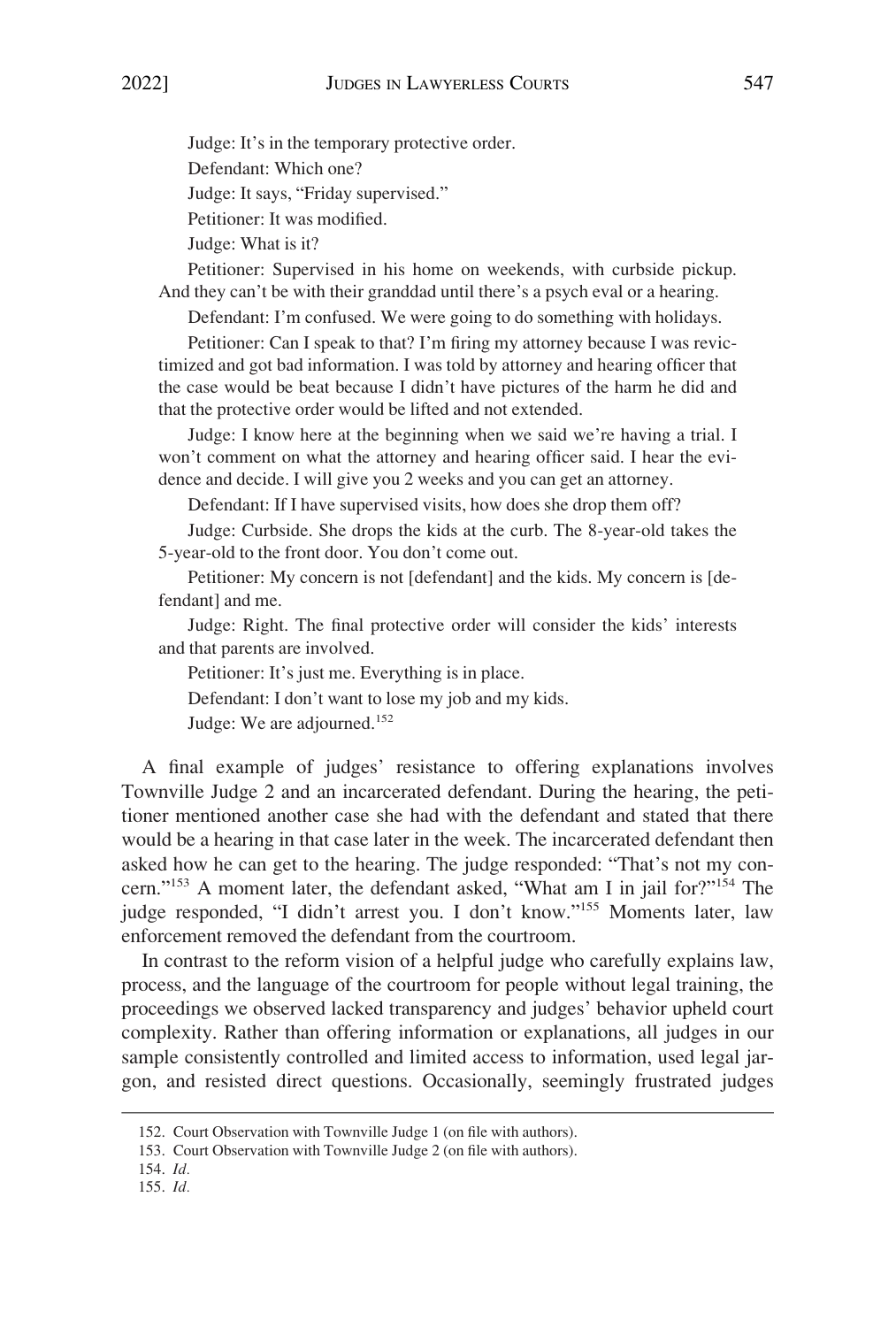Judge: It's in the temporary protective order.

Defendant: Which one?

Judge: It says, "Friday supervised."

Petitioner: It was modified.

Judge: What is it?

Petitioner: Supervised in his home on weekends, with curbside pickup. And they can't be with their granddad until there's a psych eval or a hearing.

Defendant: I'm confused. We were going to do something with holidays.

Petitioner: Can I speak to that? I'm firing my attorney because I was revictimized and got bad information. I was told by attorney and hearing officer that the case would be beat because I didn't have pictures of the harm he did and that the protective order would be lifted and not extended.

Judge: I know here at the beginning when we said we're having a trial. I won't comment on what the attorney and hearing officer said. I hear the evidence and decide. I will give you 2 weeks and you can get an attorney.

Defendant: If I have supervised visits, how does she drop them off?

Judge: Curbside. She drops the kids at the curb. The 8-year-old takes the 5-year-old to the front door. You don't come out.

Petitioner: My concern is not [defendant] and the kids. My concern is [defendant] and me.

Judge: Right. The final protective order will consider the kids' interests and that parents are involved.

Petitioner: It's just me. Everything is in place.

Defendant: I don't want to lose my job and my kids.

Judge: We are adjourned.[152]

A final example of judges' resistance to offering explanations involves Townville Judge 2 and an incarcerated defendant. During the hearing, the petitioner mentioned another case she had with the defendant and stated that there would be a hearing in that case later in the week. The incarcerated defendant then asked how he can get to the hearing. The judge responded: "That's not my concern."[153] A moment later, the defendant asked, "What am I in jail for?"[154] The judge responded, "I didn't arrest you. I don't know."[155] Moments later, law enforcement removed the defendant from the courtroom.

In contrast to the reform vision of a helpful judge who carefully explains law, process, and the language of the courtroom for people without legal training, the proceedings we observed lacked transparency and judges' behavior upheld court complexity. Rather than offering information or explanations, all judges in our sample consistently controlled and limited access to information, used legal jargon, and resisted direct questions. Occasionally, seemingly frustrated judges

---

152. Court Observation with Townville Judge 1 (on file with authors).

153. Court Observation with Townville Judge 2 (on file with authors).

154. *Id.*

155. *Id.*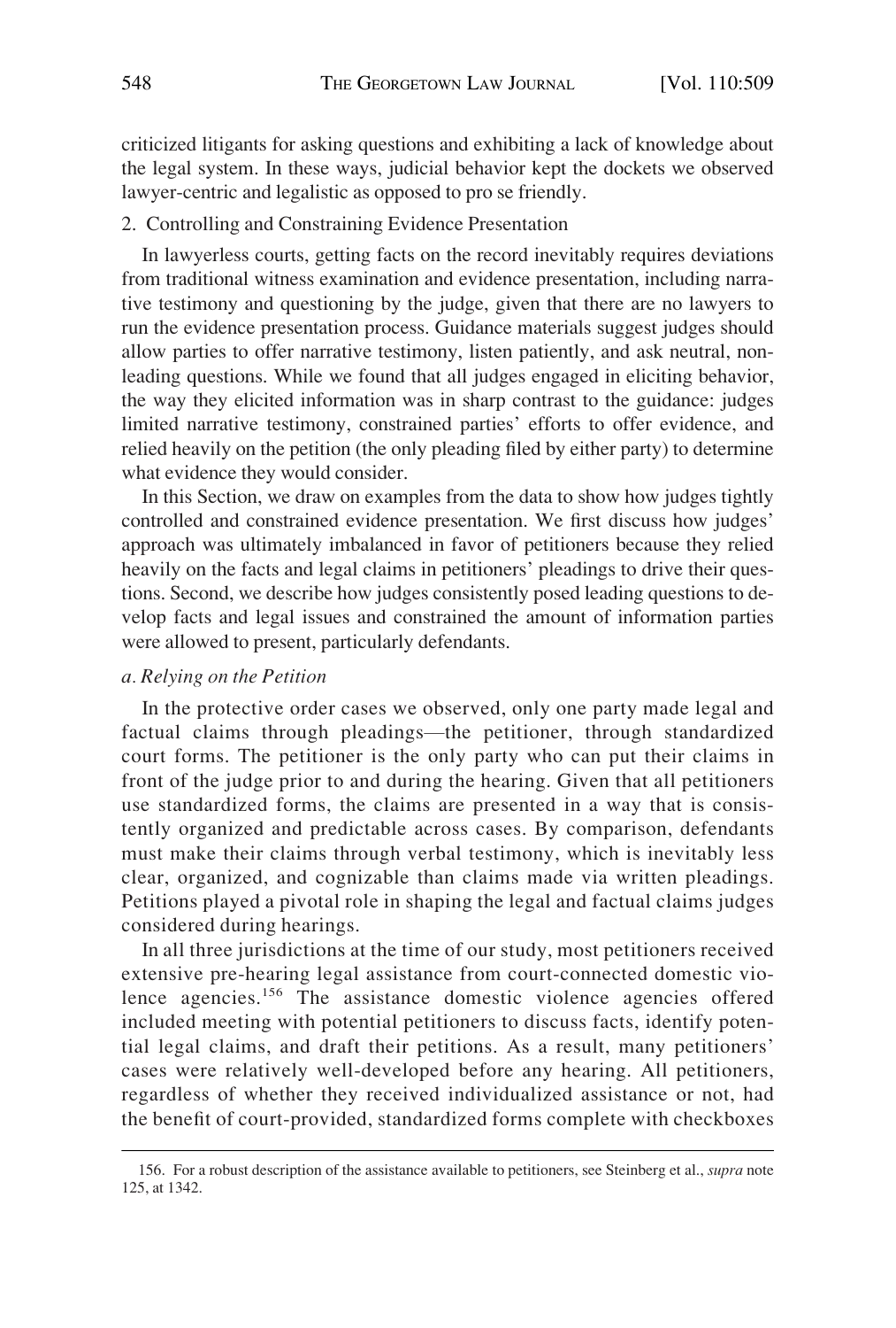criticized litigants for asking questions and exhibiting a lack of knowledge about the legal system. In these ways, judicial behavior kept the dockets we observed lawyer-centric and legalistic as opposed to pro se friendly.

### 2. Controlling and Constraining Evidence Presentation

In lawyerless courts, getting facts on the record inevitably requires deviations from traditional witness examination and evidence presentation, including narrative testimony and questioning by the judge, given that there are no lawyers to run the evidence presentation process. Guidance materials suggest judges should allow parties to offer narrative testimony, listen patiently, and ask neutral, non-leading questions. While we found that all judges engaged in eliciting behavior, the way they elicited information was in sharp contrast to the guidance: judges limited narrative testimony, constrained parties' efforts to offer evidence, and relied heavily on the petition (the only pleading filed by either party) to determine what evidence they would consider.

In this Section, we draw on examples from the data to show how judges tightly controlled and constrained evidence presentation. We first discuss how judges' approach was ultimately imbalanced in favor of petitioners because they relied heavily on the facts and legal claims in petitioners' pleadings to drive their questions. Second, we describe how judges consistently posed leading questions to develop facts and legal issues and constrained the amount of information parties were allowed to present, particularly defendants.

#### *a. Relying on the Petition*

In the protective order cases we observed, only one party made legal and factual claims through pleadings—the petitioner, through standardized court forms. The petitioner is the only party who can put their claims in front of the judge prior to and during the hearing. Given that all petitioners use standardized forms, the claims are presented in a way that is consistently organized and predictable across cases. By comparison, defendants must make their claims through verbal testimony, which is inevitably less clear, organized, and cognizable than claims made via written pleadings. Petitions played a pivotal role in shaping the legal and factual claims judges considered during hearings.

In all three jurisdictions at the time of our study, most petitioners received extensive pre-hearing legal assistance from court-connected domestic violence agencies.[156] The assistance domestic violence agencies offered included meeting with potential petitioners to discuss facts, identify potential legal claims, and draft their petitions. As a result, many petitioners' cases were relatively well-developed before any hearing. All petitioners, regardless of whether they received individualized assistance or not, had the benefit of court-provided, standardized forms complete with checkboxes

156. For a robust description of the assistance available to petitioners, see Steinberg et al., *supra* note 125, at 1342.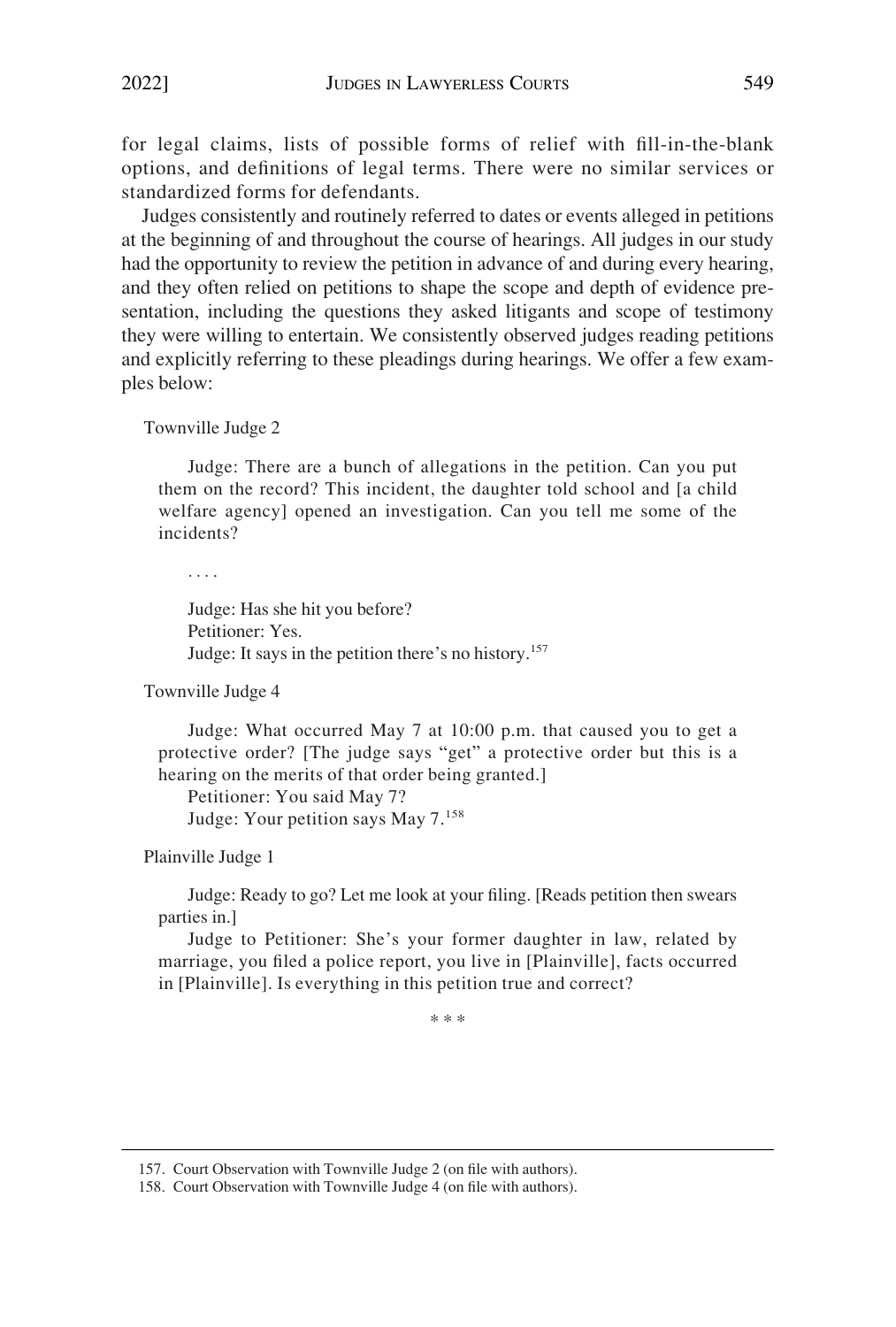for legal claims, lists of possible forms of relief with fill-in-the-blank options, and definitions of legal terms. There were no similar services or standardized forms for defendants.

Judges consistently and routinely referred to dates or events alleged in petitions at the beginning of and throughout the course of hearings. All judges in our study had the opportunity to review the petition in advance of and during every hearing, and they often relied on petitions to shape the scope and depth of evidence presentation, including the questions they asked litigants and scope of testimony they were willing to entertain. We consistently observed judges reading petitions and explicitly referring to these pleadings during hearings. We offer a few examples below:

> Townville Judge 2
>
> Judge: There are a bunch of allegations in the petition. Can you put them on the record? This incident, the daughter told school and [a child welfare agency] opened an investigation. Can you tell me some of the incidents?
>
> . . . .
>
> Judge: Has she hit you before?
> Petitioner: Yes.
> Judge: It says in the petition there's no history.[157]
>
> Townville Judge 4
>
> Judge: What occurred May 7 at 10:00 p.m. that caused you to get a protective order? [The judge says "get" a protective order but this is a hearing on the merits of that order being granted.]
> Petitioner: You said May 7?
> Judge: Your petition says May 7.[158]
>
> Plainville Judge 1
>
> Judge: Ready to go? Let me look at your filing. [Reads petition then swears parties in.]
> Judge to Petitioner: She's your former daughter in law, related by marriage, you filed a police report, you live in [Plainville], facts occurred in [Plainville]. Is everything in this petition true and correct?

\* \* \*

---

157. Court Observation with Townville Judge 2 (on file with authors).

158. Court Observation with Townville Judge 4 (on file with authors).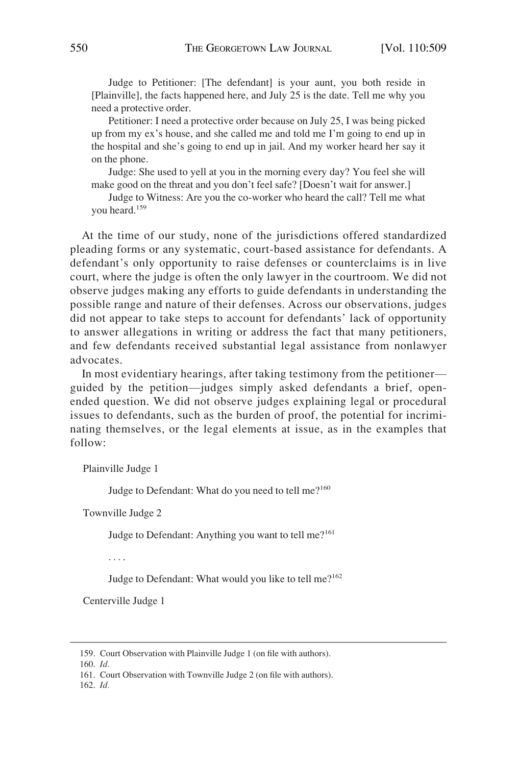Judge to Petitioner: [The defendant] is your aunt, you both reside in [Plainville], the facts happened here, and July 25 is the date. Tell me why you need a protective order.

Petitioner: I need a protective order because on July 25, I was being picked up from my ex's house, and she called me and told me I'm going to end up in the hospital and she's going to end up in jail. And my worker heard her say it on the phone.

Judge: She used to yell at you in the morning every day? You feel she will make good on the threat and you don't feel safe? [Doesn't wait for answer.]

Judge to Witness: Are you the co-worker who heard the call? Tell me what you heard.[159]

At the time of our study, none of the jurisdictions offered standardized pleading forms or any systematic, court-based assistance for defendants. A defendant's only opportunity to raise defenses or counterclaims is in live court, where the judge is often the only lawyer in the courtroom. We did not observe judges making any efforts to guide defendants in understanding the possible range and nature of their defenses. Across our observations, judges did not appear to take steps to account for defendants' lack of opportunity to answer allegations in writing or address the fact that many petitioners, and few defendants received substantial legal assistance from nonlawyer advocates.

In most evidentiary hearings, after taking testimony from the petitioner—guided by the petition—judges simply asked defendants a brief, open-ended question. We did not observe judges explaining legal or procedural issues to defendants, such as the burden of proof, the potential for incriminating themselves, or the legal elements at issue, as in the examples that follow:

Plainville Judge 1

Judge to Defendant: What do you need to tell me?[160]

Townville Judge 2

Judge to Defendant: Anything you want to tell me?[161]

. . . .

Judge to Defendant: What would you like to tell me?[162]

Centerville Judge 1

---

159. Court Observation with Plainville Judge 1 (on file with authors).

160. *Id.*

161. Court Observation with Townville Judge 2 (on file with authors).

162. *Id.*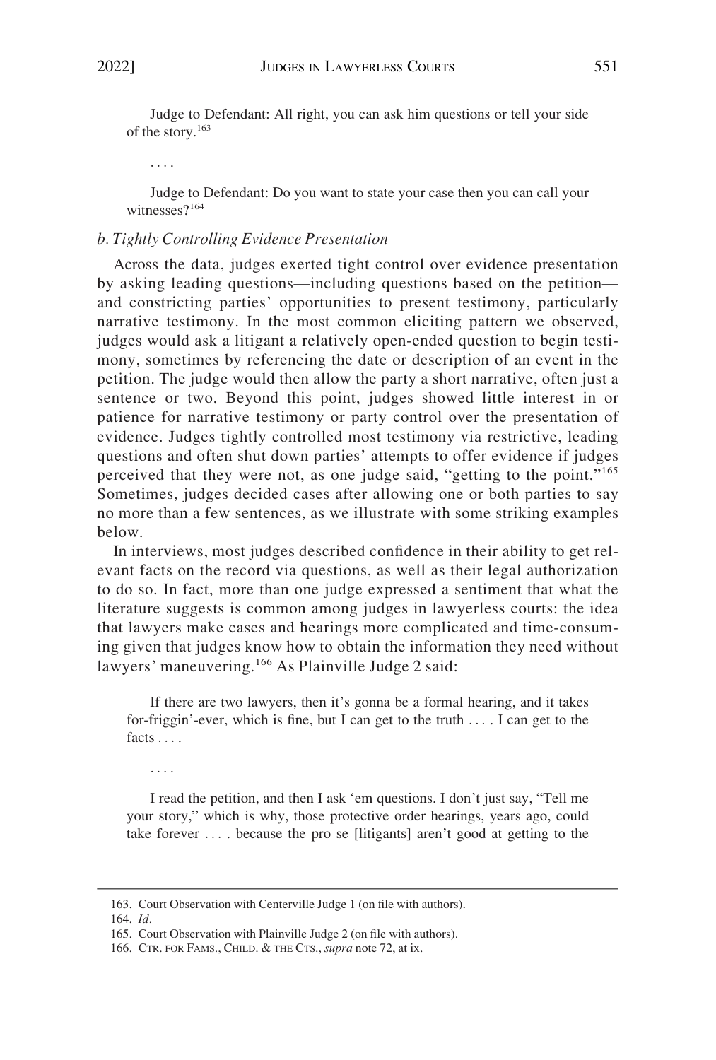Judge to Defendant: All right, you can ask him questions or tell your side of the story.[163]

. . . .

Judge to Defendant: Do you want to state your case then you can call your witnesses?[164]

*b. Tightly Controlling Evidence Presentation*

Across the data, judges exerted tight control over evidence presentation by asking leading questions—including questions based on the petition—and constricting parties' opportunities to present testimony, particularly narrative testimony. In the most common eliciting pattern we observed, judges would ask a litigant a relatively open-ended question to begin testimony, sometimes by referencing the date or description of an event in the petition. The judge would then allow the party a short narrative, often just a sentence or two. Beyond this point, judges showed little interest in or patience for narrative testimony or party control over the presentation of evidence. Judges tightly controlled most testimony via restrictive, leading questions and often shut down parties' attempts to offer evidence if judges perceived that they were not, as one judge said, "getting to the point."[165] Sometimes, judges decided cases after allowing one or both parties to say no more than a few sentences, as we illustrate with some striking examples below.

In interviews, most judges described confidence in their ability to get relevant facts on the record via questions, as well as their legal authorization to do so. In fact, more than one judge expressed a sentiment that what the literature suggests is common among judges in lawyerless courts: the idea that lawyers make cases and hearings more complicated and time-consuming given that judges know how to obtain the information they need without lawyers' maneuvering.[166] As Plainville Judge 2 said:

If there are two lawyers, then it's gonna be a formal hearing, and it takes for-friggin'-ever, which is fine, but I can get to the truth . . . . I can get to the facts . . . .

. . . .

I read the petition, and then I ask 'em questions. I don't just say, "Tell me your story," which is why, those protective order hearings, years ago, could take forever . . . . because the pro se [litigants] aren't good at getting to the

---

163. Court Observation with Centerville Judge 1 (on file with authors).

164. *Id.*

165. Court Observation with Plainville Judge 2 (on file with authors).

166. CTR. FOR FAMS., CHILD. & THE CTS., *supra* note 72, at ix.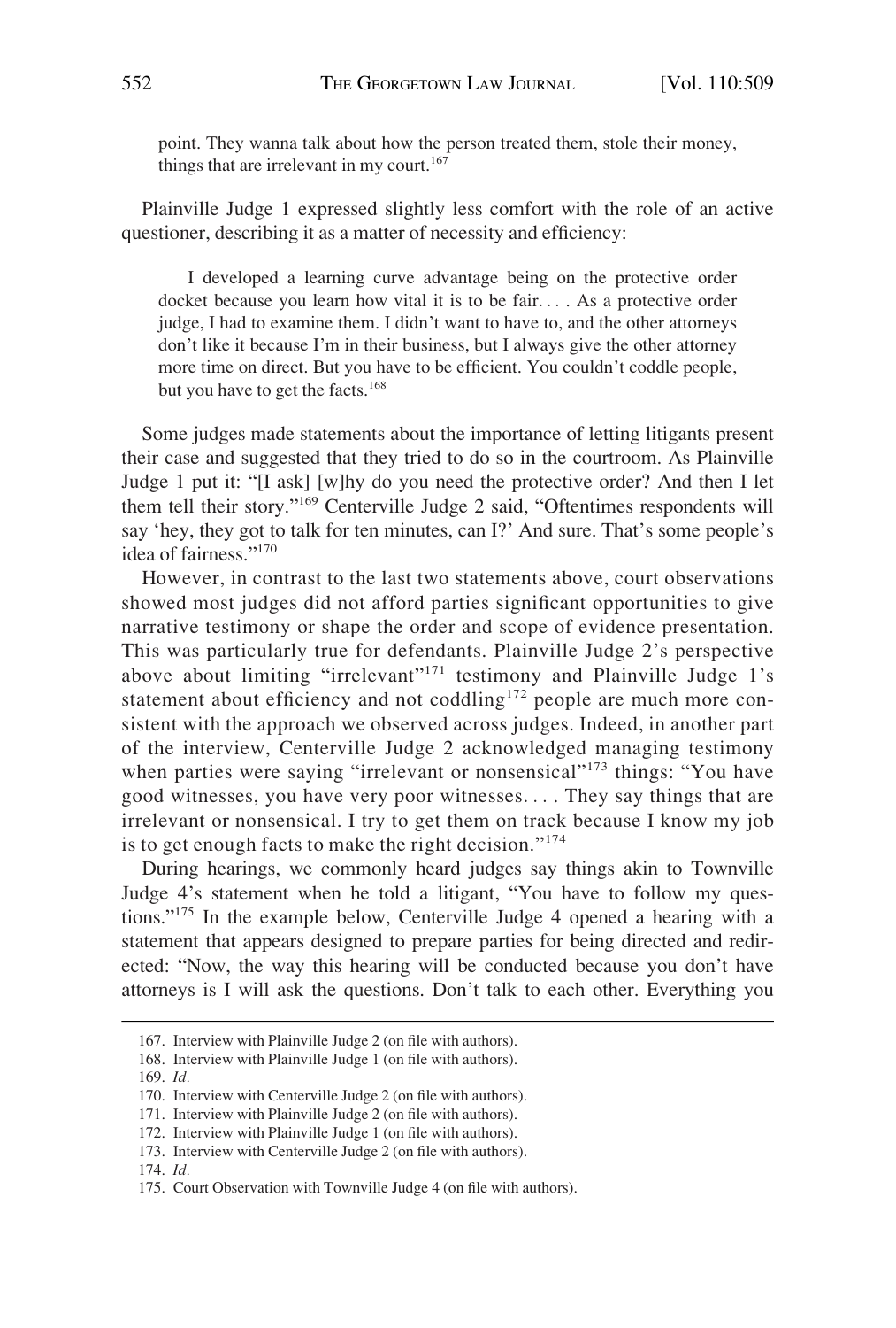point. They wanna talk about how the person treated them, stole their money, things that are irrelevant in my court.[167]

Plainville Judge 1 expressed slightly less comfort with the role of an active questioner, describing it as a matter of necessity and efficiency:

> I developed a learning curve advantage being on the protective order docket because you learn how vital it is to be fair. . . . As a protective order judge, I had to examine them. I didn't want to have to, and the other attorneys don't like it because I'm in their business, but I always give the other attorney more time on direct. But you have to be efficient. You couldn't coddle people, but you have to get the facts.[168]

Some judges made statements about the importance of letting litigants present their case and suggested that they tried to do so in the courtroom. As Plainville Judge 1 put it: "[I ask] [w]hy do you need the protective order? And then I let them tell their story."[169] Centerville Judge 2 said, "Oftentimes respondents will say 'hey, they got to talk for ten minutes, can I?' And sure. That's some people's idea of fairness."[170]

However, in contrast to the last two statements above, court observations showed most judges did not afford parties significant opportunities to give narrative testimony or shape the order and scope of evidence presentation. This was particularly true for defendants. Plainville Judge 2's perspective above about limiting "irrelevant"[171] testimony and Plainville Judge 1's statement about efficiency and not coddling[172] people are much more consistent with the approach we observed across judges. Indeed, in another part of the interview, Centerville Judge 2 acknowledged managing testimony when parties were saying "irrelevant or nonsensical"[173] things: "You have good witnesses, you have very poor witnesses. . . . They say things that are irrelevant or nonsensical. I try to get them on track because I know my job is to get enough facts to make the right decision."[174]

During hearings, we commonly heard judges say things akin to Townville Judge 4's statement when he told a litigant, "You have to follow my questions."[175] In the example below, Centerville Judge 4 opened a hearing with a statement that appears designed to prepare parties for being directed and redirected: "Now, the way this hearing will be conducted because you don't have attorneys is I will ask the questions. Don't talk to each other. Everything you

---

167. Interview with Plainville Judge 2 (on file with authors).

168. Interview with Plainville Judge 1 (on file with authors).

169. *Id.*

170. Interview with Centerville Judge 2 (on file with authors).

171. Interview with Plainville Judge 2 (on file with authors).

172. Interview with Plainville Judge 1 (on file with authors).

173. Interview with Centerville Judge 2 (on file with authors).

174. *Id.*

175. Court Observation with Townville Judge 4 (on file with authors).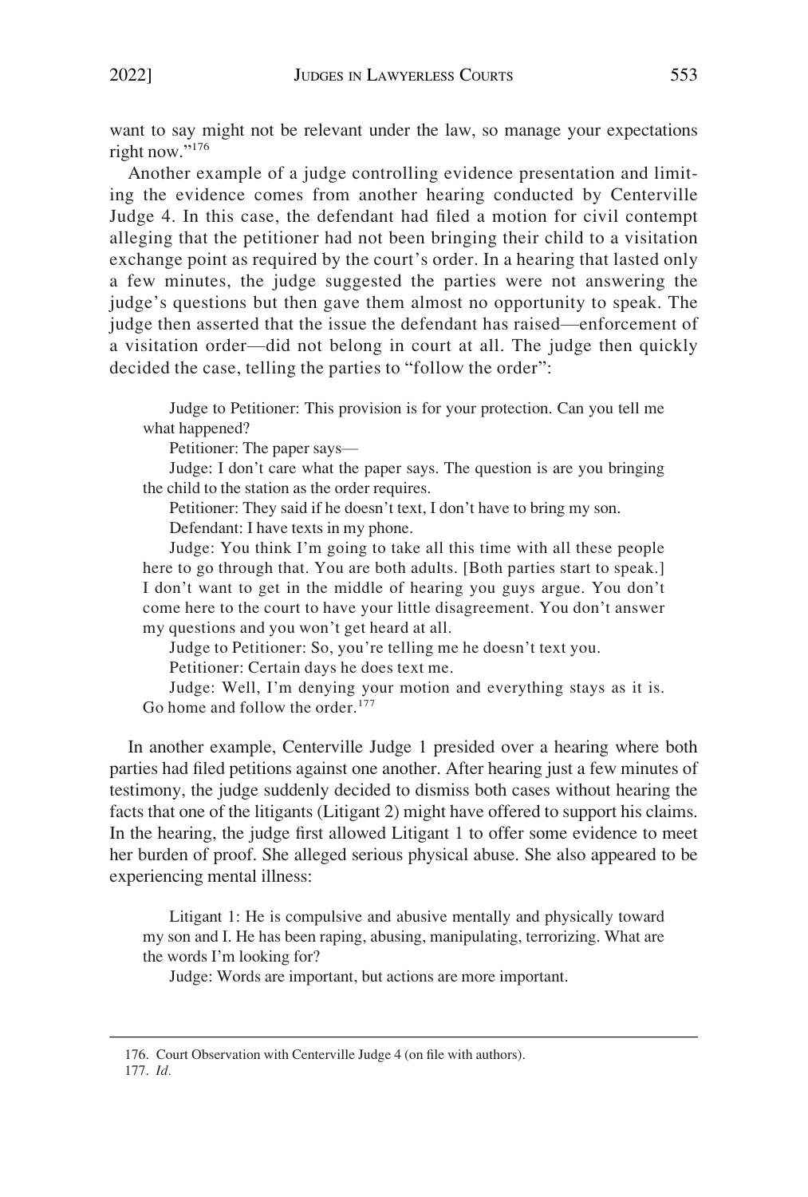want to say might not be relevant under the law, so manage your expectations right now."[176]

Another example of a judge controlling evidence presentation and limiting the evidence comes from another hearing conducted by Centerville Judge 4. In this case, the defendant had filed a motion for civil contempt alleging that the petitioner had not been bringing their child to a visitation exchange point as required by the court's order. In a hearing that lasted only a few minutes, the judge suggested the parties were not answering the judge's questions but then gave them almost no opportunity to speak. The judge then asserted that the issue the defendant has raised—enforcement of a visitation order—did not belong in court at all. The judge then quickly decided the case, telling the parties to "follow the order":

> Judge to Petitioner: This provision is for your protection. Can you tell me what happened?
>
> Petitioner: The paper says—
>
> Judge: I don't care what the paper says. The question is are you bringing the child to the station as the order requires.
>
> Petitioner: They said if he doesn't text, I don't have to bring my son.
>
> Defendant: I have texts in my phone.
>
> Judge: You think I'm going to take all this time with all these people here to go through that. You are both adults. [Both parties start to speak.] I don't want to get in the middle of hearing you guys argue. You don't come here to the court to have your little disagreement. You don't answer my questions and you won't get heard at all.
>
> Judge to Petitioner: So, you're telling me he doesn't text you.
>
> Petitioner: Certain days he does text me.
>
> Judge: Well, I'm denying your motion and everything stays as it is. Go home and follow the order.[177]

In another example, Centerville Judge 1 presided over a hearing where both parties had filed petitions against one another. After hearing just a few minutes of testimony, the judge suddenly decided to dismiss both cases without hearing the facts that one of the litigants (Litigant 2) might have offered to support his claims. In the hearing, the judge first allowed Litigant 1 to offer some evidence to meet her burden of proof. She alleged serious physical abuse. She also appeared to be experiencing mental illness:

> Litigant 1: He is compulsive and abusive mentally and physically toward my son and I. He has been raping, abusing, manipulating, terrorizing. What are the words I'm looking for?
>
> Judge: Words are important, but actions are more important.

---

176. Court Observation with Centerville Judge 4 (on file with authors).

177. *Id.*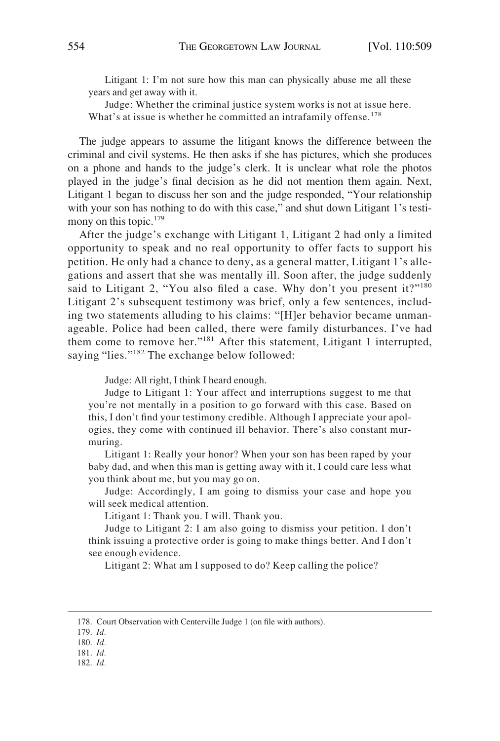> Litigant 1: I'm not sure how this man can physically abuse me all these years and get away with it.
>
> Judge: Whether the criminal justice system works is not at issue here. What's at issue is whether he committed an intrafamily offense.[178]

The judge appears to assume the litigant knows the difference between the criminal and civil systems. He then asks if she has pictures, which she produces on a phone and hands to the judge's clerk. It is unclear what role the photos played in the judge's final decision as he did not mention them again. Next, Litigant 1 began to discuss her son and the judge responded, "Your relationship with your son has nothing to do with this case," and shut down Litigant 1's testimony on this topic.[179]

After the judge's exchange with Litigant 1, Litigant 2 had only a limited opportunity to speak and no real opportunity to offer facts to support his petition. He only had a chance to deny, as a general matter, Litigant 1's allegations and assert that she was mentally ill. Soon after, the judge suddenly said to Litigant 2, "You also filed a case. Why don't you present it?"[180] Litigant 2's subsequent testimony was brief, only a few sentences, including two statements alluding to his claims: "[H]er behavior became unmanageable. Police had been called, there were family disturbances. I've had them come to remove her."[181] After this statement, Litigant 1 interrupted, saying "lies."[182] The exchange below followed:

> Judge: All right, I think I heard enough.
>
> Judge to Litigant 1: Your affect and interruptions suggest to me that you're not mentally in a position to go forward with this case. Based on this, I don't find your testimony credible. Although I appreciate your apologies, they come with continued ill behavior. There's also constant murmuring.
>
> Litigant 1: Really your honor? When your son has been raped by your baby dad, and when this man is getting away with it, I could care less what you think about me, but you may go on.
>
> Judge: Accordingly, I am going to dismiss your case and hope you will seek medical attention.
>
> Litigant 1: Thank you. I will. Thank you.
>
> Judge to Litigant 2: I am also going to dismiss your petition. I don't think issuing a protective order is going to make things better. And I don't see enough evidence.
>
> Litigant 2: What am I supposed to do? Keep calling the police?

---

178. Court Observation with Centerville Judge 1 (on file with authors).

179. *Id.*

180. *Id.*

181. *Id.*

182. *Id.*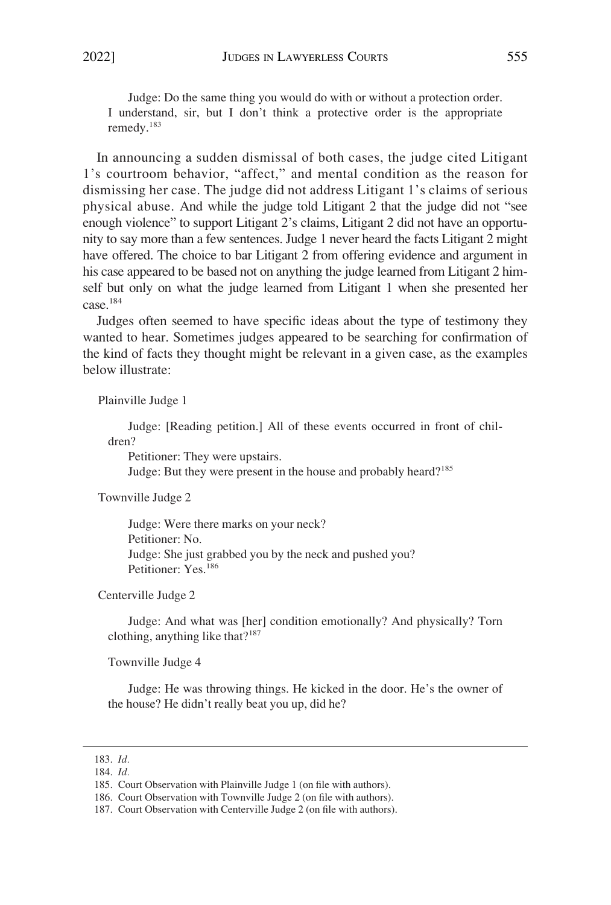Judge: Do the same thing you would do with or without a protection order. I understand, sir, but I don't think a protective order is the appropriate remedy.[183]

In announcing a sudden dismissal of both cases, the judge cited Litigant 1's courtroom behavior, "affect," and mental condition as the reason for dismissing her case. The judge did not address Litigant 1's claims of serious physical abuse. And while the judge told Litigant 2 that the judge did not "see enough violence" to support Litigant 2's claims, Litigant 2 did not have an opportunity to say more than a few sentences. Judge 1 never heard the facts Litigant 2 might have offered. The choice to bar Litigant 2 from offering evidence and argument in his case appeared to be based not on anything the judge learned from Litigant 2 himself but only on what the judge learned from Litigant 1 when she presented her case.[184]

Judges often seemed to have specific ideas about the type of testimony they wanted to hear. Sometimes judges appeared to be searching for confirmation of the kind of facts they thought might be relevant in a given case, as the examples below illustrate:

Plainville Judge 1

> Judge: [Reading petition.] All of these events occurred in front of children?
>
> Petitioner: They were upstairs.
>
> Judge: But they were present in the house and probably heard?[185]

Townville Judge 2

> Judge: Were there marks on your neck?
>
> Petitioner: No.
>
> Judge: She just grabbed you by the neck and pushed you?
>
> Petitioner: Yes.[186]

Centerville Judge 2

> Judge: And what was [her] condition emotionally? And physically? Torn clothing, anything like that?[187]

Townville Judge 4

> Judge: He was throwing things. He kicked in the door. He's the owner of the house? He didn't really beat you up, did he?

---

183. *Id.*

184. *Id.*

185. Court Observation with Plainville Judge 1 (on file with authors).

186. Court Observation with Townville Judge 2 (on file with authors).

187. Court Observation with Centerville Judge 2 (on file with authors).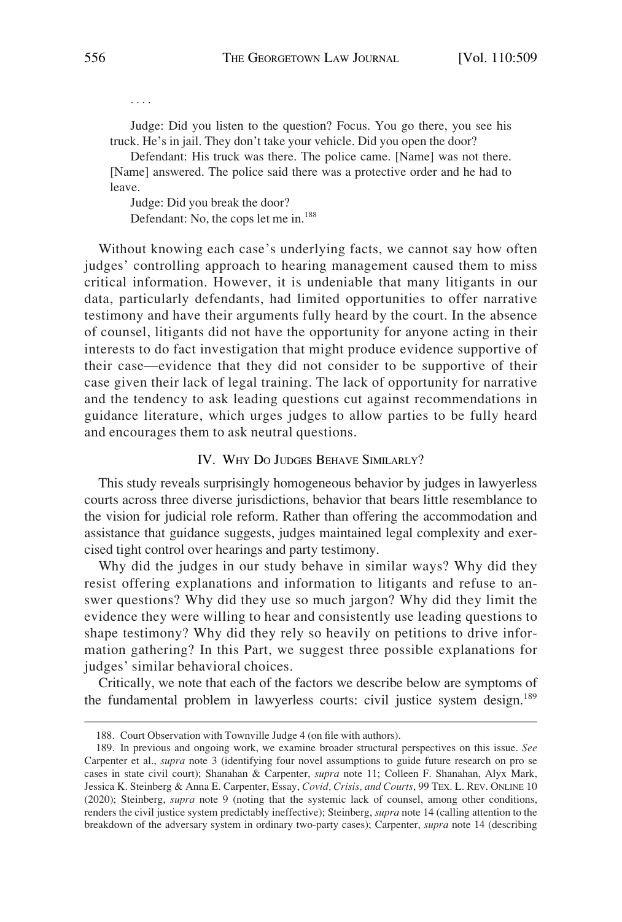. . . .

Judge: Did you listen to the question? Focus. You go there, you see his truck. He's in jail. They don't take your vehicle. Did you open the door?

Defendant: His truck was there. The police came. [Name] was not there. [Name] answered. The police said there was a protective order and he had to leave.

Judge: Did you break the door?

Defendant: No, the cops let me in.[188]

Without knowing each case's underlying facts, we cannot say how often judges' controlling approach to hearing management caused them to miss critical information. However, it is undeniable that many litigants in our data, particularly defendants, had limited opportunities to offer narrative testimony and have their arguments fully heard by the court. In the absence of counsel, litigants did not have the opportunity for anyone acting in their interests to do fact investigation that might produce evidence supportive of their case—evidence that they did not consider to be supportive of their case given their lack of legal training. The lack of opportunity for narrative and the tendency to ask leading questions cut against recommendations in guidance literature, which urges judges to allow parties to be fully heard and encourages them to ask neutral questions.

## IV. Why Do Judges Behave Similarly?

This study reveals surprisingly homogeneous behavior by judges in lawyerless courts across three diverse jurisdictions, behavior that bears little resemblance to the vision for judicial role reform. Rather than offering the accommodation and assistance that guidance suggests, judges maintained legal complexity and exercised tight control over hearings and party testimony.

Why did the judges in our study behave in similar ways? Why did they resist offering explanations and information to litigants and refuse to answer questions? Why did they use so much jargon? Why did they limit the evidence they were willing to hear and consistently use leading questions to shape testimony? Why did they rely so heavily on petitions to drive information gathering? In this Part, we suggest three possible explanations for judges' similar behavioral choices.

Critically, we note that each of the factors we describe below are symptoms of the fundamental problem in lawyerless courts: civil justice system design.[189]

188. Court Observation with Townville Judge 4 (on file with authors).

189. In previous and ongoing work, we examine broader structural perspectives on this issue. *See* Carpenter et al., *supra* note 3 (identifying four novel assumptions to guide future research on pro se cases in state civil court); Shanahan & Carpenter, *supra* note 11; Colleen F. Shanahan, Alyx Mark, Jessica K. Steinberg & Anna E. Carpenter, Essay, *Covid, Crisis, and Courts*, 99 Tex. L. Rev. Online 10 (2020); Steinberg, *supra* note 9 (noting that the systemic lack of counsel, among other conditions, renders the civil justice system predictably ineffective); Steinberg, *supra* note 14 (calling attention to the breakdown of the adversary system in ordinary two-party cases); Carpenter, *supra* note 14 (describing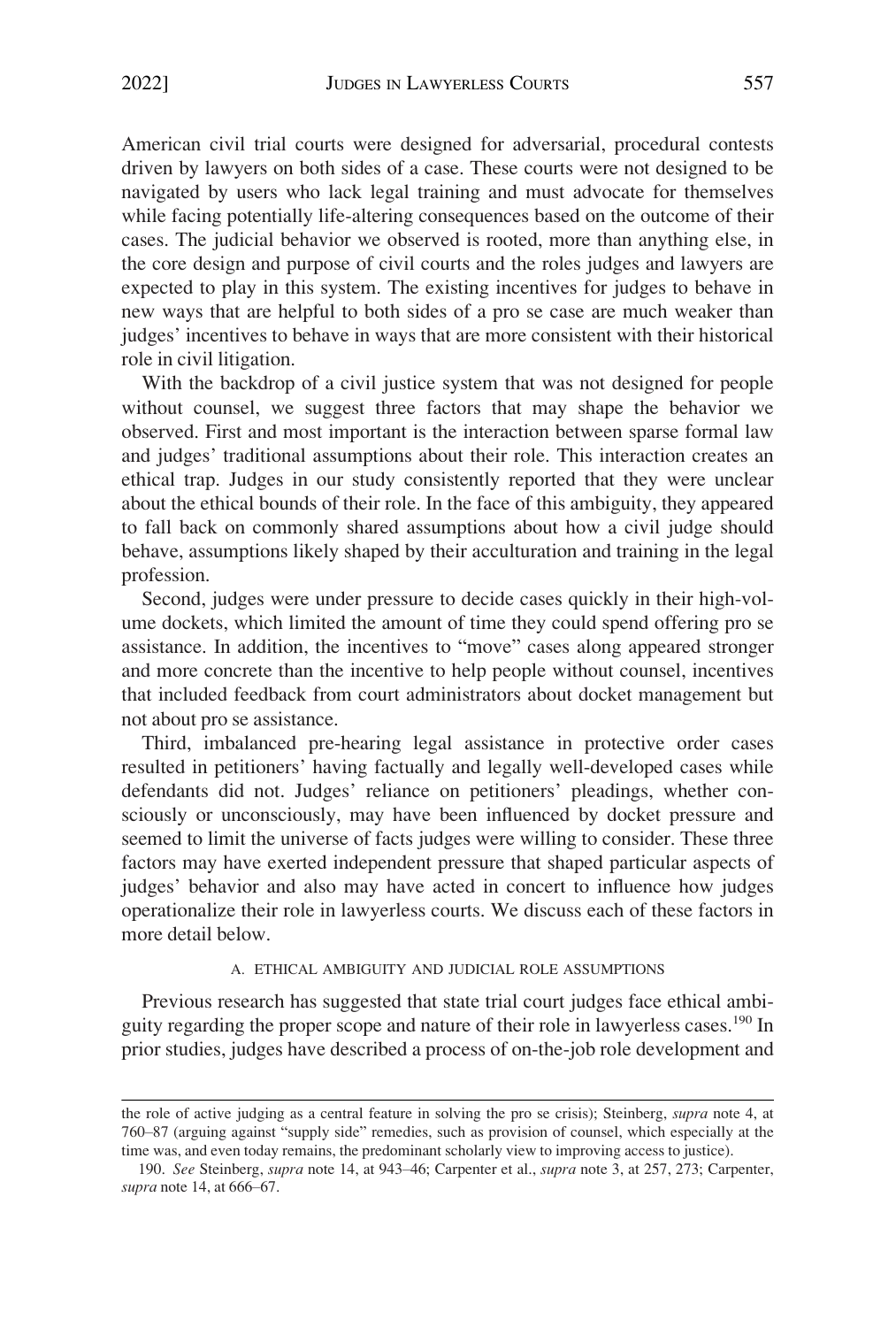American civil trial courts were designed for adversarial, procedural contests driven by lawyers on both sides of a case. These courts were not designed to be navigated by users who lack legal training and must advocate for themselves while facing potentially life-altering consequences based on the outcome of their cases. The judicial behavior we observed is rooted, more than anything else, in the core design and purpose of civil courts and the roles judges and lawyers are expected to play in this system. The existing incentives for judges to behave in new ways that are helpful to both sides of a pro se case are much weaker than judges' incentives to behave in ways that are more consistent with their historical role in civil litigation.

With the backdrop of a civil justice system that was not designed for people without counsel, we suggest three factors that may shape the behavior we observed. First and most important is the interaction between sparse formal law and judges' traditional assumptions about their role. This interaction creates an ethical trap. Judges in our study consistently reported that they were unclear about the ethical bounds of their role. In the face of this ambiguity, they appeared to fall back on commonly shared assumptions about how a civil judge should behave, assumptions likely shaped by their acculturation and training in the legal profession.

Second, judges were under pressure to decide cases quickly in their high-volume dockets, which limited the amount of time they could spend offering pro se assistance. In addition, the incentives to "move" cases along appeared stronger and more concrete than the incentive to help people without counsel, incentives that included feedback from court administrators about docket management but not about pro se assistance.

Third, imbalanced pre-hearing legal assistance in protective order cases resulted in petitioners' having factually and legally well-developed cases while defendants did not. Judges' reliance on petitioners' pleadings, whether consciously or unconsciously, may have been influenced by docket pressure and seemed to limit the universe of facts judges were willing to consider. These three factors may have exerted independent pressure that shaped particular aspects of judges' behavior and also may have acted in concert to influence how judges operationalize their role in lawyerless courts. We discuss each of these factors in more detail below.

### A. Ethical Ambiguity and Judicial Role Assumptions

Previous research has suggested that state trial court judges face ethical ambiguity regarding the proper scope and nature of their role in lawyerless cases.[190] In prior studies, judges have described a process of on-the-job role development and

the role of active judging as a central feature in solving the pro se crisis); Steinberg, *supra* note 4, at 760–87 (arguing against "supply side" remedies, such as provision of counsel, which especially at the time was, and even today remains, the predominant scholarly view to improving access to justice).

190. *See* Steinberg, *supra* note 14, at 943–46; Carpenter et al., *supra* note 3, at 257, 273; Carpenter, *supra* note 14, at 666–67.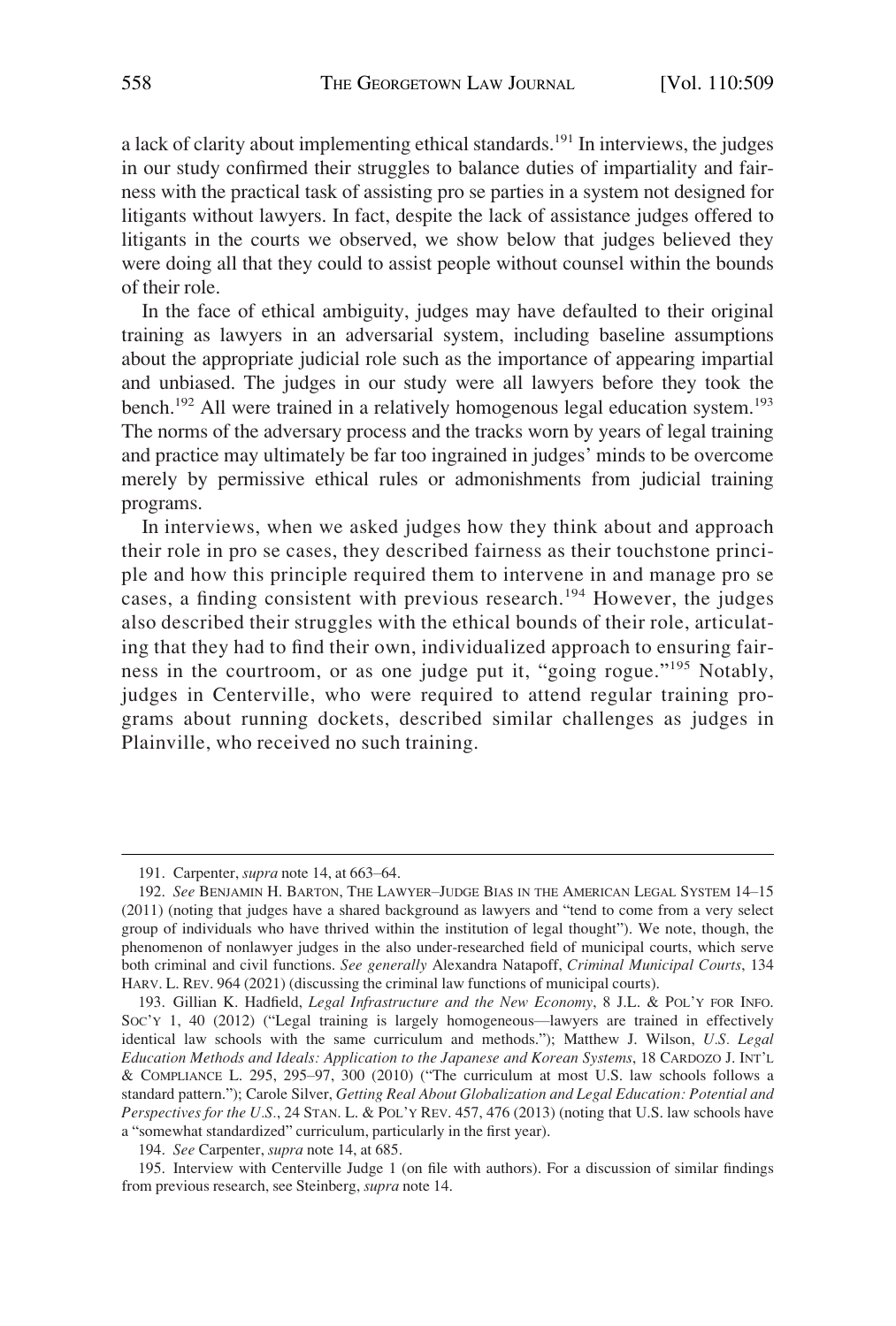a lack of clarity about implementing ethical standards.[191] In interviews, the judges in our study confirmed their struggles to balance duties of impartiality and fairness with the practical task of assisting pro se parties in a system not designed for litigants without lawyers. In fact, despite the lack of assistance judges offered to litigants in the courts we observed, we show below that judges believed they were doing all that they could to assist people without counsel within the bounds of their role.

In the face of ethical ambiguity, judges may have defaulted to their original training as lawyers in an adversarial system, including baseline assumptions about the appropriate judicial role such as the importance of appearing impartial and unbiased. The judges in our study were all lawyers before they took the bench.[192] All were trained in a relatively homogenous legal education system.[193] The norms of the adversary process and the tracks worn by years of legal training and practice may ultimately be far too ingrained in judges' minds to be overcome merely by permissive ethical rules or admonishments from judicial training programs.

In interviews, when we asked judges how they think about and approach their role in pro se cases, they described fairness as their touchstone principle and how this principle required them to intervene in and manage pro se cases, a finding consistent with previous research.[194] However, the judges also described their struggles with the ethical bounds of their role, articulating that they had to find their own, individualized approach to ensuring fairness in the courtroom, or as one judge put it, "going rogue."[195] Notably, judges in Centerville, who were required to attend regular training programs about running dockets, described similar challenges as judges in Plainville, who received no such training.

---

191. Carpenter, *supra* note 14, at 663–64.

192. *See* BENJAMIN H. BARTON, THE LAWYER–JUDGE BIAS IN THE AMERICAN LEGAL SYSTEM 14–15 (2011) (noting that judges have a shared background as lawyers and "tend to come from a very select group of individuals who have thrived within the institution of legal thought"). We note, though, the phenomenon of nonlawyer judges in the also under-researched field of municipal courts, which serve both criminal and civil functions. *See generally* Alexandra Natapoff, *Criminal Municipal Courts*, 134 HARV. L. REV. 964 (2021) (discussing the criminal law functions of municipal courts).

193. Gillian K. Hadfield, *Legal Infrastructure and the New Economy*, 8 J.L. & POL'Y FOR INFO. SOC'Y 1, 40 (2012) ("Legal training is largely homogeneous—lawyers are trained in effectively identical law schools with the same curriculum and methods."); Matthew J. Wilson, *U.S. Legal Education Methods and Ideals: Application to the Japanese and Korean Systems*, 18 CARDOZO J. INT'L & COMPLIANCE L. 295, 295–97, 300 (2010) ("The curriculum at most U.S. law schools follows a standard pattern."); Carole Silver, *Getting Real About Globalization and Legal Education: Potential and Perspectives for the U.S.*, 24 STAN. L. & POL'Y REV. 457, 476 (2013) (noting that U.S. law schools have a "somewhat standardized" curriculum, particularly in the first year).

194. *See* Carpenter, *supra* note 14, at 685.

195. Interview with Centerville Judge 1 (on file with authors). For a discussion of similar findings from previous research, see Steinberg, *supra* note 14.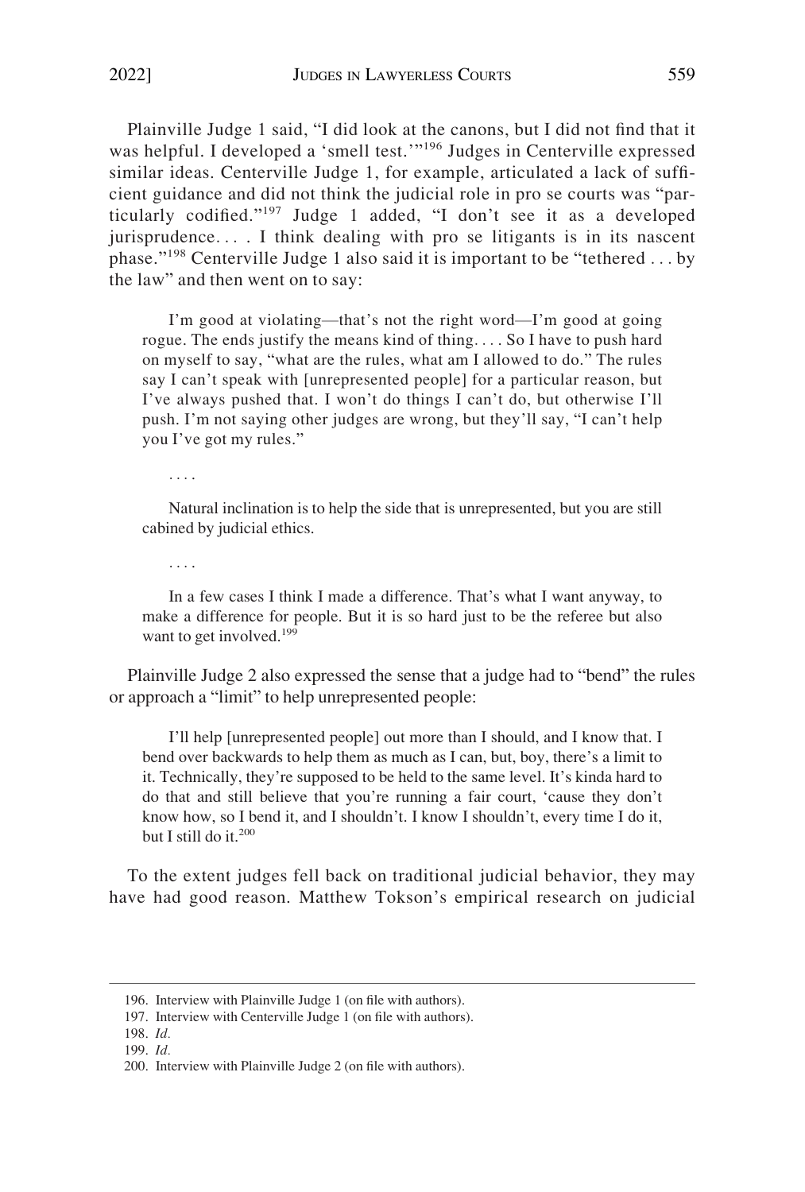Plainville Judge 1 said, "I did look at the canons, but I did not find that it was helpful. I developed a 'smell test.'"[196] Judges in Centerville expressed similar ideas. Centerville Judge 1, for example, articulated a lack of sufficient guidance and did not think the judicial role in pro se courts was "particularly codified."[197] Judge 1 added, "I don't see it as a developed jurisprudence. . . . I think dealing with pro se litigants is in its nascent phase."[198] Centerville Judge 1 also said it is important to be "tethered . . . by the law" and then went on to say:

> I'm good at violating—that's not the right word—I'm good at going rogue. The ends justify the means kind of thing. . . . So I have to push hard on myself to say, "what are the rules, what am I allowed to do." The rules say I can't speak with [unrepresented people] for a particular reason, but I've always pushed that. I won't do things I can't do, but otherwise I'll push. I'm not saying other judges are wrong, but they'll say, "I can't help you I've got my rules."
>
> . . . .
>
> Natural inclination is to help the side that is unrepresented, but you are still cabined by judicial ethics.
>
> . . . .
>
> In a few cases I think I made a difference. That's what I want anyway, to make a difference for people. But it is so hard just to be the referee but also want to get involved.[199]

Plainville Judge 2 also expressed the sense that a judge had to "bend" the rules or approach a "limit" to help unrepresented people:

> I'll help [unrepresented people] out more than I should, and I know that. I bend over backwards to help them as much as I can, but, boy, there's a limit to it. Technically, they're supposed to be held to the same level. It's kinda hard to do that and still believe that you're running a fair court, 'cause they don't know how, so I bend it, and I shouldn't. I know I shouldn't, every time I do it, but I still do it.[200]

To the extent judges fell back on traditional judicial behavior, they may have had good reason. Matthew Tokson's empirical research on judicial

---

196. Interview with Plainville Judge 1 (on file with authors).

197. Interview with Centerville Judge 1 (on file with authors).

198. *Id.*

199. *Id.*

200. Interview with Plainville Judge 2 (on file with authors).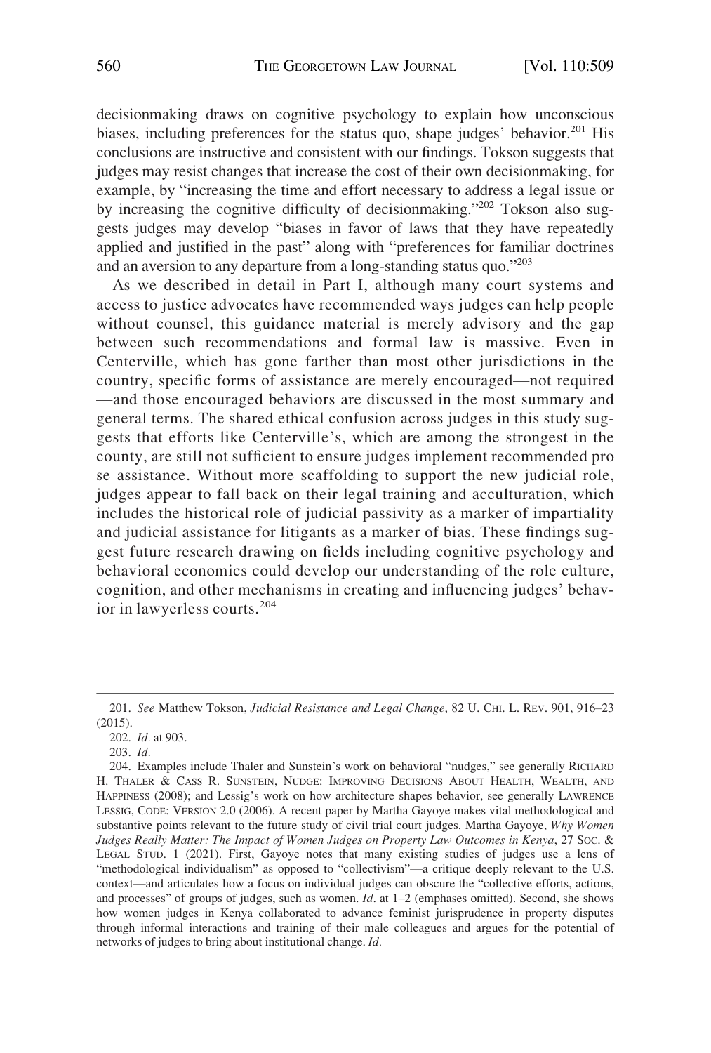decisionmaking draws on cognitive psychology to explain how unconscious biases, including preferences for the status quo, shape judges' behavior.[201] His conclusions are instructive and consistent with our findings. Tokson suggests that judges may resist changes that increase the cost of their own decisionmaking, for example, by "increasing the time and effort necessary to address a legal issue or by increasing the cognitive difficulty of decisionmaking."[202] Tokson also suggests judges may develop "biases in favor of laws that they have repeatedly applied and justified in the past" along with "preferences for familiar doctrines and an aversion to any departure from a long-standing status quo."[203]

As we described in detail in Part I, although many court systems and access to justice advocates have recommended ways judges can help people without counsel, this guidance material is merely advisory and the gap between such recommendations and formal law is massive. Even in Centerville, which has gone farther than most other jurisdictions in the country, specific forms of assistance are merely encouraged—not required—and those encouraged behaviors are discussed in the most summary and general terms. The shared ethical confusion across judges in this study suggests that efforts like Centerville's, which are among the strongest in the county, are still not sufficient to ensure judges implement recommended pro se assistance. Without more scaffolding to support the new judicial role, judges appear to fall back on their legal training and acculturation, which includes the historical role of judicial passivity as a marker of impartiality and judicial assistance for litigants as a marker of bias. These findings suggest future research drawing on fields including cognitive psychology and behavioral economics could develop our understanding of the role culture, cognition, and other mechanisms in creating and influencing judges' behavior in lawyerless courts.[204]

---

201. *See* Matthew Tokson, *Judicial Resistance and Legal Change*, 82 U. CHI. L. REV. 901, 916–23 (2015).

202. *Id.* at 903.

203. *Id.*

204. Examples include Thaler and Sunstein's work on behavioral "nudges," see generally RICHARD H. THALER & CASS R. SUNSTEIN, NUDGE: IMPROVING DECISIONS ABOUT HEALTH, WEALTH, AND HAPPINESS (2008); and Lessig's work on how architecture shapes behavior, see generally LAWRENCE LESSIG, CODE: VERSION 2.0 (2006). A recent paper by Martha Gayoye makes vital methodological and substantive points relevant to the future study of civil trial court judges. Martha Gayoye, *Why Women Judges Really Matter: The Impact of Women Judges on Property Law Outcomes in Kenya*, 27 SOC. & LEGAL STUD. 1 (2021). First, Gayoye notes that many existing studies of judges use a lens of "methodological individualism" as opposed to "collectivism"—a critique deeply relevant to the U.S. context—and articulates how a focus on individual judges can obscure the "collective efforts, actions, and processes" of groups of judges, such as women. *Id.* at 1–2 (emphases omitted). Second, she shows how women judges in Kenya collaborated to advance feminist jurisprudence in property disputes through informal interactions and training of their male colleagues and argues for the potential of networks of judges to bring about institutional change. *Id.*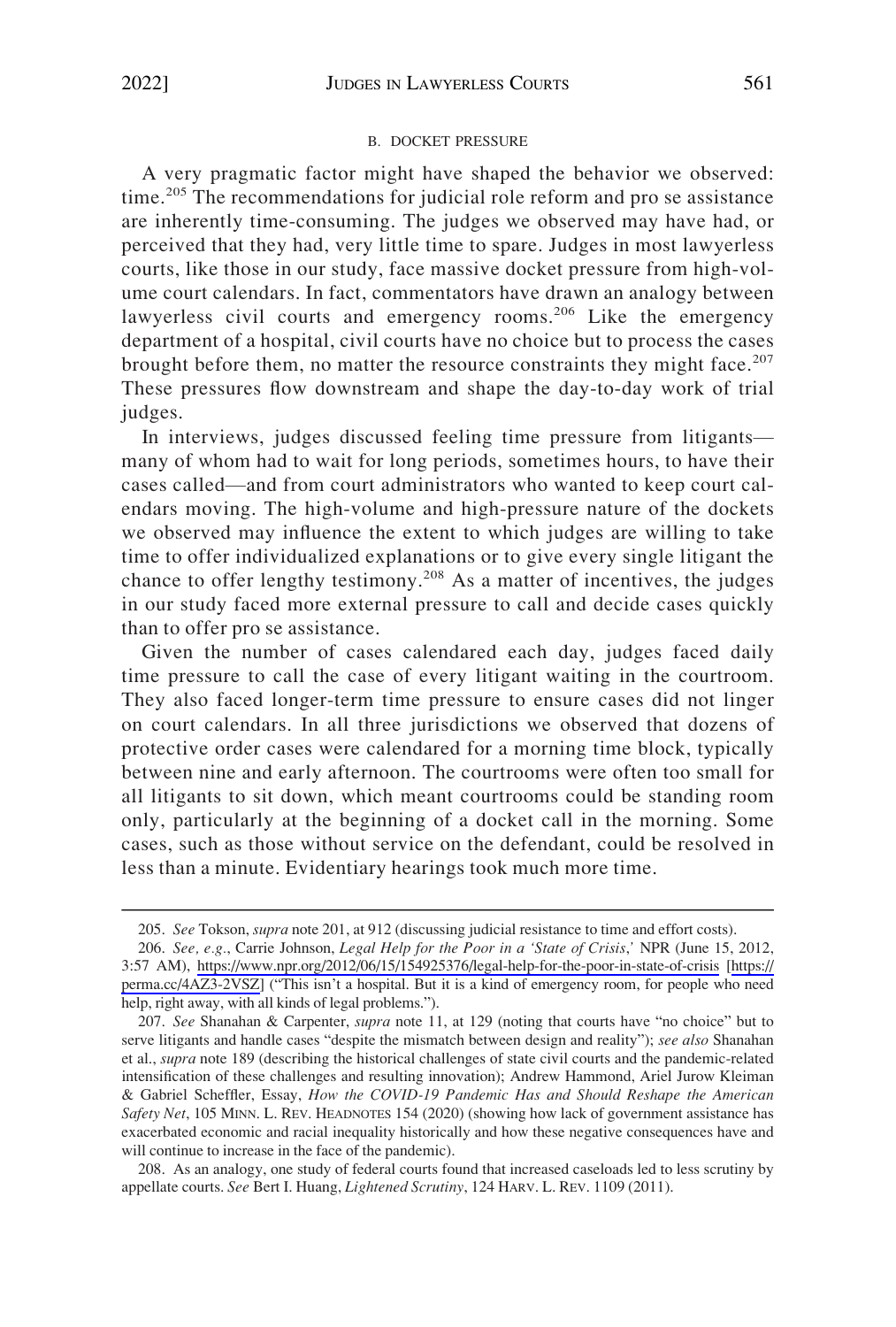### B. Docket Pressure

A very pragmatic factor might have shaped the behavior we observed: time.[205] The recommendations for judicial role reform and pro se assistance are inherently time-consuming. The judges we observed may have had, or perceived that they had, very little time to spare. Judges in most lawyerless courts, like those in our study, face massive docket pressure from high-volume court calendars. In fact, commentators have drawn an analogy between lawyerless civil courts and emergency rooms.[206] Like the emergency department of a hospital, civil courts have no choice but to process the cases brought before them, no matter the resource constraints they might face.[207] These pressures flow downstream and shape the day-to-day work of trial judges.

In interviews, judges discussed feeling time pressure from litigants—many of whom had to wait for long periods, sometimes hours, to have their cases called—and from court administrators who wanted to keep court calendars moving. The high-volume and high-pressure nature of the dockets we observed may influence the extent to which judges are willing to take time to offer individualized explanations or to give every single litigant the chance to offer lengthy testimony.[208] As a matter of incentives, the judges in our study faced more external pressure to call and decide cases quickly than to offer pro se assistance.

Given the number of cases calendared each day, judges faced daily time pressure to call the case of every litigant waiting in the courtroom. They also faced longer-term time pressure to ensure cases did not linger on court calendars. In all three jurisdictions we observed that dozens of protective order cases were calendared for a morning time block, typically between nine and early afternoon. The courtrooms were often too small for all litigants to sit down, which meant courtrooms could be standing room only, particularly at the beginning of a docket call in the morning. Some cases, such as those without service on the defendant, could be resolved in less than a minute. Evidentiary hearings took much more time.

---

205. *See* Tokson, *supra* note 201, at 912 (discussing judicial resistance to time and effort costs).

206. *See, e.g.*, Carrie Johnson, *Legal Help for the Poor in a 'State of Crisis*,' NPR (June 15, 2012, 3:57 AM), https://www.npr.org/2012/06/15/154925376/legal-help-for-the-poor-in-state-of-crisis [https://perma.cc/4AZ3-2VSZ] ("This isn't a hospital. But it is a kind of emergency room, for people who need help, right away, with all kinds of legal problems.").

207. *See* Shanahan & Carpenter, *supra* note 11, at 129 (noting that courts have "no choice" but to serve litigants and handle cases "despite the mismatch between design and reality"); *see also* Shanahan et al., *supra* note 189 (describing the historical challenges of state civil courts and the pandemic-related intensification of these challenges and resulting innovation); Andrew Hammond, Ariel Jurow Kleiman & Gabriel Scheffler, Essay, *How the COVID-19 Pandemic Has and Should Reshape the American Safety Net*, 105 MINN. L. REV. HEADNOTES 154 (2020) (showing how lack of government assistance has exacerbated economic and racial inequality historically and how these negative consequences have and will continue to increase in the face of the pandemic).

208. As an analogy, one study of federal courts found that increased caseloads led to less scrutiny by appellate courts. *See* Bert I. Huang, *Lightened Scrutiny*, 124 HARV. L. REV. 1109 (2011).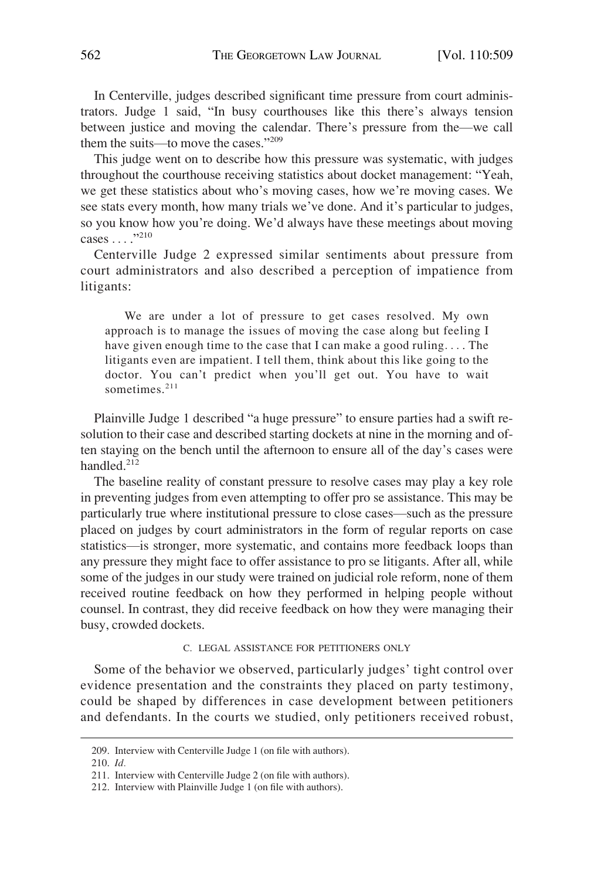In Centerville, judges described significant time pressure from court administrators. Judge 1 said, "In busy courthouses like this there's always tension between justice and moving the calendar. There's pressure from the—we call them the suits—to move the cases."[209]

This judge went on to describe how this pressure was systematic, with judges throughout the courthouse receiving statistics about docket management: "Yeah, we get these statistics about who's moving cases, how we're moving cases. We see stats every month, how many trials we've done. And it's particular to judges, so you know how you're doing. We'd always have these meetings about moving cases . . . ."[210]

Centerville Judge 2 expressed similar sentiments about pressure from court administrators and also described a perception of impatience from litigants:

> We are under a lot of pressure to get cases resolved. My own approach is to manage the issues of moving the case along but feeling I have given enough time to the case that I can make a good ruling. . . . The litigants even are impatient. I tell them, think about this like going to the doctor. You can't predict when you'll get out. You have to wait sometimes.[211]

Plainville Judge 1 described "a huge pressure" to ensure parties had a swift resolution to their case and described starting dockets at nine in the morning and often staying on the bench until the afternoon to ensure all of the day's cases were handled.[212]

The baseline reality of constant pressure to resolve cases may play a key role in preventing judges from even attempting to offer pro se assistance. This may be particularly true where institutional pressure to close cases—such as the pressure placed on judges by court administrators in the form of regular reports on case statistics—is stronger, more systematic, and contains more feedback loops than any pressure they might face to offer assistance to pro se litigants. After all, while some of the judges in our study were trained on judicial role reform, none of them received routine feedback on how they performed in helping people without counsel. In contrast, they did receive feedback on how they were managing their busy, crowded dockets.

### C. LEGAL ASSISTANCE FOR PETITIONERS ONLY

Some of the behavior we observed, particularly judges' tight control over evidence presentation and the constraints they placed on party testimony, could be shaped by differences in case development between petitioners and defendants. In the courts we studied, only petitioners received robust,

---

209. Interview with Centerville Judge 1 (on file with authors).

210. *Id.*

211. Interview with Centerville Judge 2 (on file with authors).

212. Interview with Plainville Judge 1 (on file with authors).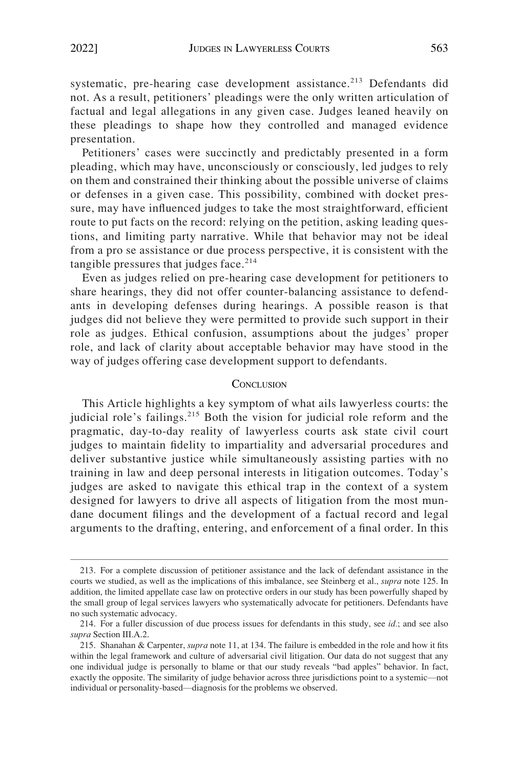systematic, pre-hearing case development assistance.[213] Defendants did not. As a result, petitioners' pleadings were the only written articulation of factual and legal allegations in any given case. Judges leaned heavily on these pleadings to shape how they controlled and managed evidence presentation.

Petitioners' cases were succinctly and predictably presented in a form pleading, which may have, unconsciously or consciously, led judges to rely on them and constrained their thinking about the possible universe of claims or defenses in a given case. This possibility, combined with docket pressure, may have influenced judges to take the most straightforward, efficient route to put facts on the record: relying on the petition, asking leading questions, and limiting party narrative. While that behavior may not be ideal from a pro se assistance or due process perspective, it is consistent with the tangible pressures that judges face.[214]

Even as judges relied on pre-hearing case development for petitioners to share hearings, they did not offer counter-balancing assistance to defendants in developing defenses during hearings. A possible reason is that judges did not believe they were permitted to provide such support in their role as judges. Ethical confusion, assumptions about the judges' proper role, and lack of clarity about acceptable behavior may have stood in the way of judges offering case development support to defendants.

## Conclusion

This Article highlights a key symptom of what ails lawyerless courts: the judicial role's failings.[215] Both the vision for judicial role reform and the pragmatic, day-to-day reality of lawyerless courts ask state civil court judges to maintain fidelity to impartiality and adversarial procedures and deliver substantive justice while simultaneously assisting parties with no training in law and deep personal interests in litigation outcomes. Today's judges are asked to navigate this ethical trap in the context of a system designed for lawyers to drive all aspects of litigation from the most mundane document filings and the development of a factual record and legal arguments to the drafting, entering, and enforcement of a final order. In this

---

213. For a complete discussion of petitioner assistance and the lack of defendant assistance in the courts we studied, as well as the implications of this imbalance, see Steinberg et al., *supra* note 125. In addition, the limited appellate case law on protective orders in our study has been powerfully shaped by the small group of legal services lawyers who systematically advocate for petitioners. Defendants have no such systematic advocacy.

214. For a fuller discussion of due process issues for defendants in this study, see *id.*; and see also *supra* Section III.A.2.

215. Shanahan & Carpenter, *supra* note 11, at 134. The failure is embedded in the role and how it fits within the legal framework and culture of adversarial civil litigation. Our data do not suggest that any one individual judge is personally to blame or that our study reveals "bad apples" behavior. In fact, exactly the opposite. The similarity of judge behavior across three jurisdictions point to a systemic—not individual or personality-based—diagnosis for the problems we observed.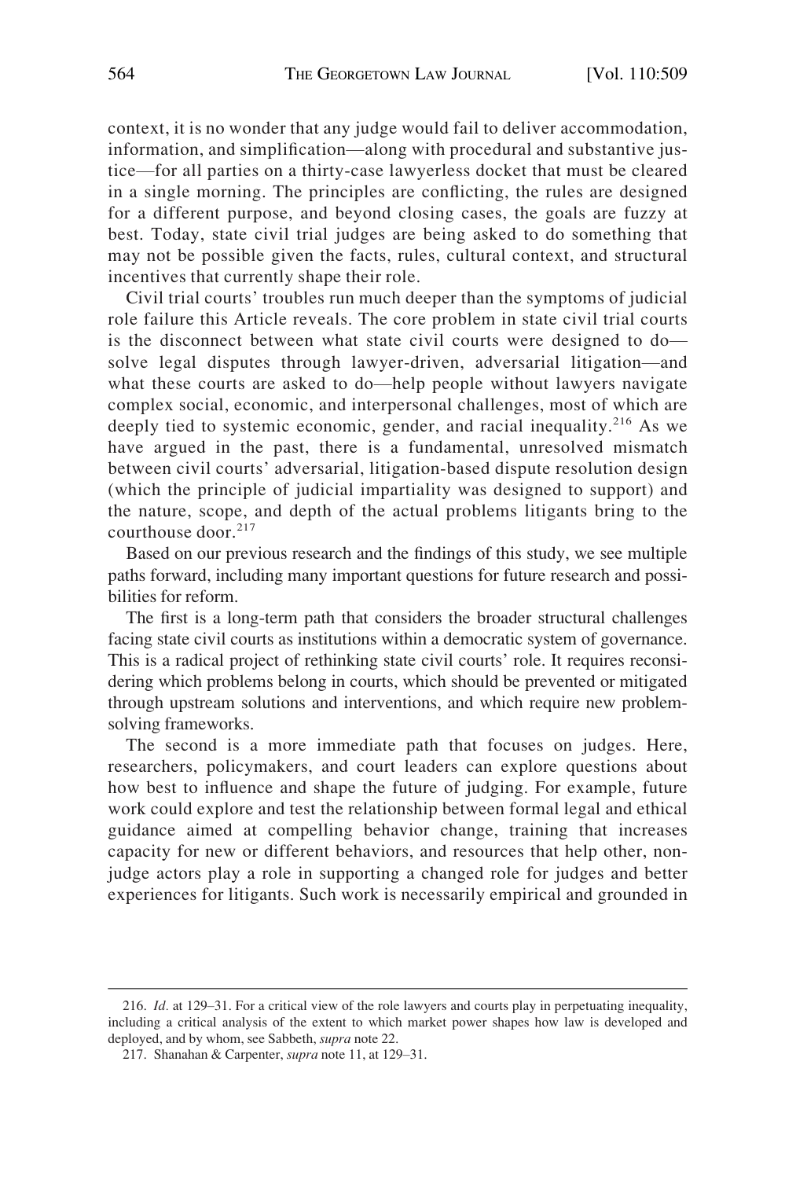context, it is no wonder that any judge would fail to deliver accommodation, information, and simplification—along with procedural and substantive justice—for all parties on a thirty-case lawyerless docket that must be cleared in a single morning. The principles are conflicting, the rules are designed for a different purpose, and beyond closing cases, the goals are fuzzy at best. Today, state civil trial judges are being asked to do something that may not be possible given the facts, rules, cultural context, and structural incentives that currently shape their role.

Civil trial courts' troubles run much deeper than the symptoms of judicial role failure this Article reveals. The core problem in state civil trial courts is the disconnect between what state civil courts were designed to do—solve legal disputes through lawyer-driven, adversarial litigation—and what these courts are asked to do—help people without lawyers navigate complex social, economic, and interpersonal challenges, most of which are deeply tied to systemic economic, gender, and racial inequality.[216] As we have argued in the past, there is a fundamental, unresolved mismatch between civil courts' adversarial, litigation-based dispute resolution design (which the principle of judicial impartiality was designed to support) and the nature, scope, and depth of the actual problems litigants bring to the courthouse door.[217]

Based on our previous research and the findings of this study, we see multiple paths forward, including many important questions for future research and possibilities for reform.

The first is a long-term path that considers the broader structural challenges facing state civil courts as institutions within a democratic system of governance. This is a radical project of rethinking state civil courts' role. It requires reconsidering which problems belong in courts, which should be prevented or mitigated through upstream solutions and interventions, and which require new problem-solving frameworks.

The second is a more immediate path that focuses on judges. Here, researchers, policymakers, and court leaders can explore questions about how best to influence and shape the future of judging. For example, future work could explore and test the relationship between formal legal and ethical guidance aimed at compelling behavior change, training that increases capacity for new or different behaviors, and resources that help other, non-judge actors play a role in supporting a changed role for judges and better experiences for litigants. Such work is necessarily empirical and grounded in

---

216. *Id.* at 129–31. For a critical view of the role lawyers and courts play in perpetuating inequality, including a critical analysis of the extent to which market power shapes how law is developed and deployed, and by whom, see Sabbeth, *supra* note 22.

217. Shanahan & Carpenter, *supra* note 11, at 129–31.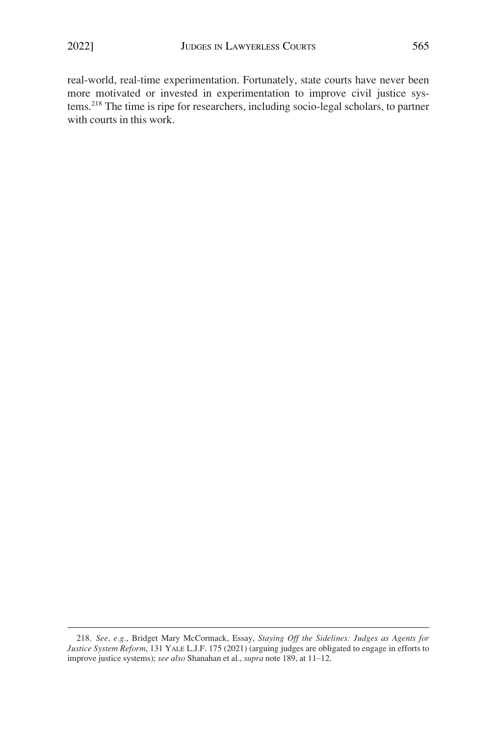real-world, real-time experimentation. Fortunately, state courts have never been more motivated or invested in experimentation to improve civil justice systems.[218] The time is ripe for researchers, including socio-legal scholars, to partner with courts in this work.

---

218. *See, e.g.*, Bridget Mary McCormack, Essay, *Staying Off the Sidelines: Judges as Agents for Justice System Reform*, 131 YALE L.J.F. 175 (2021) (arguing judges are obligated to engage in efforts to improve justice systems); *see also* Shanahan et al., *supra* note 189, at 11–12.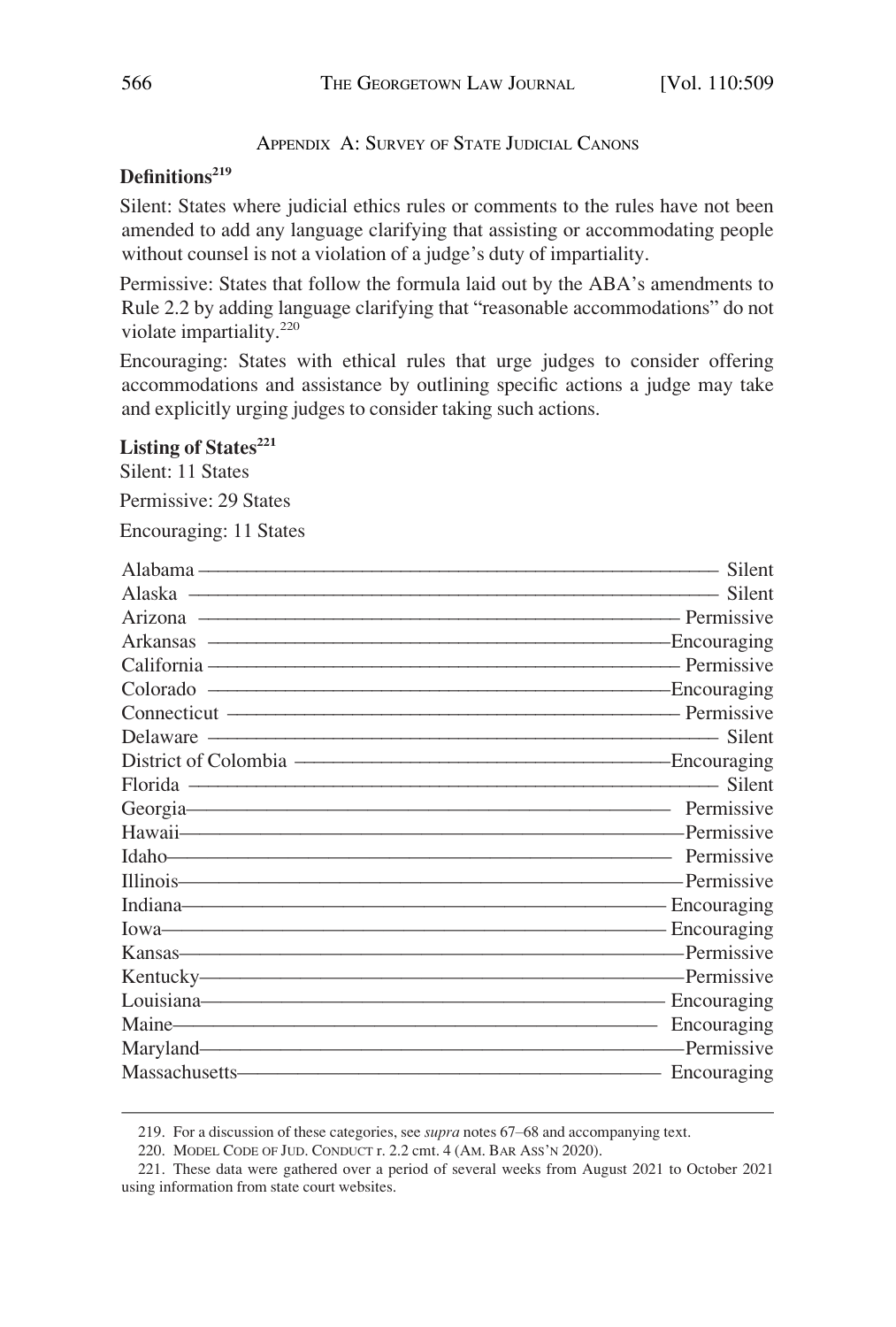## Appendix A: Survey of State Judicial Canons

**Definitions**[219]

Silent: States where judicial ethics rules or comments to the rules have not been amended to add any language clarifying that assisting or accommodating people without counsel is not a violation of a judge's duty of impartiality.

Permissive: States that follow the formula laid out by the ABA's amendments to Rule 2.2 by adding language clarifying that "reasonable accommodations" do not violate impartiality.[220]

Encouraging: States with ethical rules that urge judges to consider offering accommodations and assistance by outlining specific actions a judge may take and explicitly urging judges to consider taking such actions.

**Listing of States**[221]

Silent: 11 States

Permissive: 29 States

Encouraging: 11 States

| State | Category |
|---|---|
| Alabama | Silent |
| Alaska | Silent |
| Arizona | Permissive |
| Arkansas | Encouraging |
| California | Permissive |
| Colorado | Encouraging |
| Connecticut | Permissive |
| Delaware | Silent |
| District of Colombia | Encouraging |
| Florida | Silent |
| Georgia | Permissive |
| Hawaii | Permissive |
| Idaho | Permissive |
| Illinois | Permissive |
| Indiana | Encouraging |
| Iowa | Encouraging |
| Kansas | Permissive |
| Kentucky | Permissive |
| Louisiana | Encouraging |
| Maine | Encouraging |
| Maryland | Permissive |
| Massachusetts | Encouraging |

---

219. For a discussion of these categories, see *supra* notes 67–68 and accompanying text.

220. MODEL CODE OF JUD. CONDUCT r. 2.2 cmt. 4 (AM. BAR ASS'N 2020).

221. These data were gathered over a period of several weeks from August 2021 to October 2021 using information from state court websites.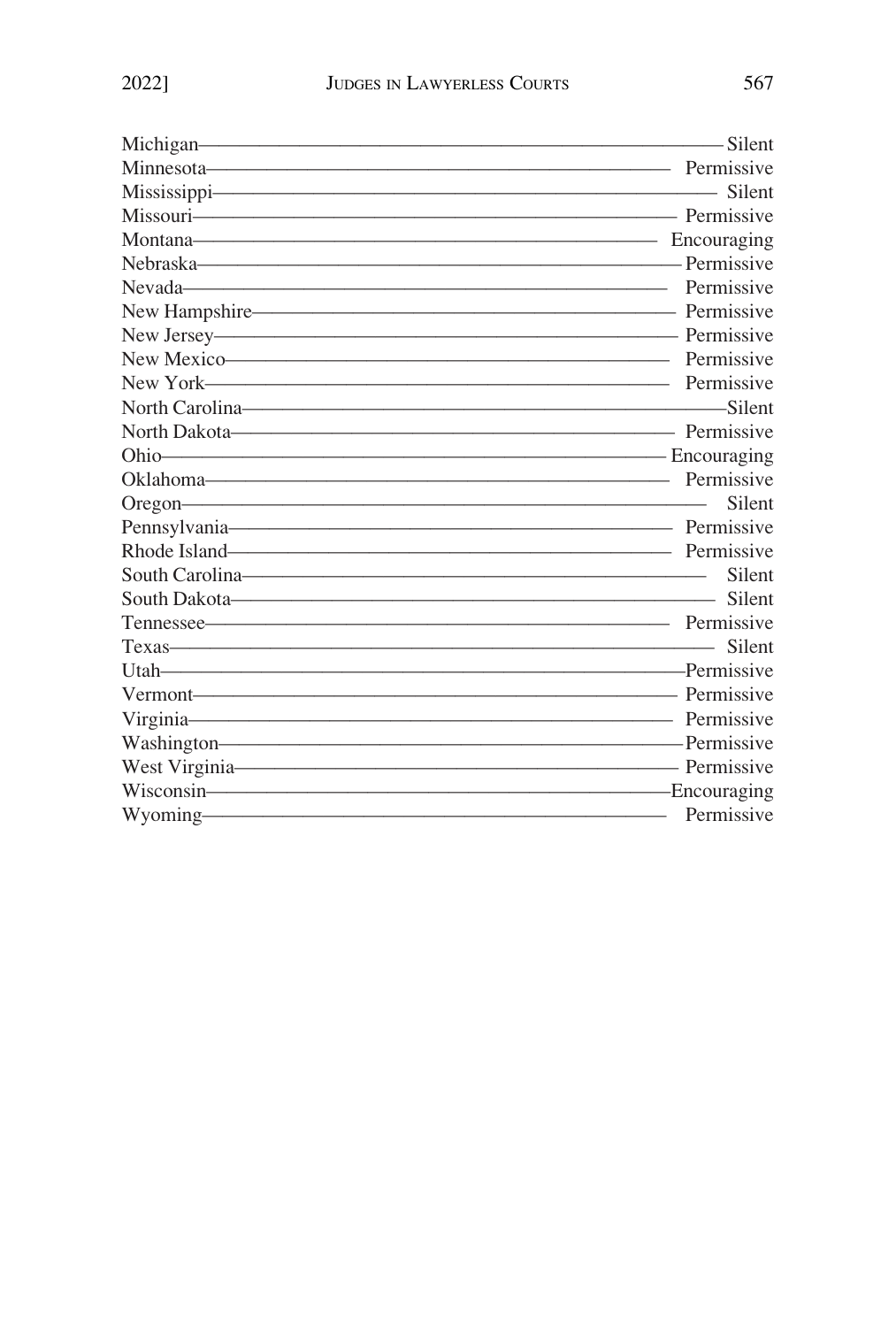| | |
|---|---|
| Michigan | Silent |
| Minnesota | Permissive |
| Mississippi | Silent |
| Missouri | Permissive |
| Montana | Encouraging |
| Nebraska | Permissive |
| Nevada | Permissive |
| New Hampshire | Permissive |
| New Jersey | Permissive |
| New Mexico | Permissive |
| New York | Permissive |
| North Carolina | Silent |
| North Dakota | Permissive |
| Ohio | Encouraging |
| Oklahoma | Permissive |
| Oregon | Silent |
| Pennsylvania | Permissive |
| Rhode Island | Permissive |
| South Carolina | Silent |
| South Dakota | Silent |
| Tennessee | Permissive |
| Texas | Silent |
| Utah | Permissive |
| Vermont | Permissive |
| Virginia | Permissive |
| Washington | Permissive |
| West Virginia | Permissive |
| Wisconsin | Encouraging |
| Wyoming | Permissive |